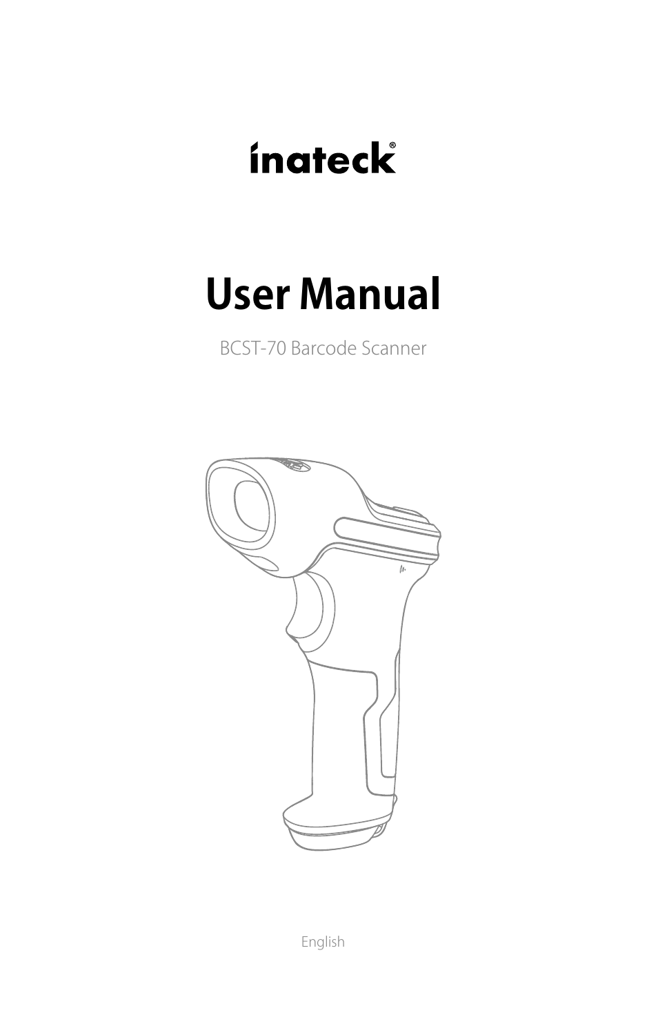inateck®

# User Manual

BCST-70 Barcode Scanner

English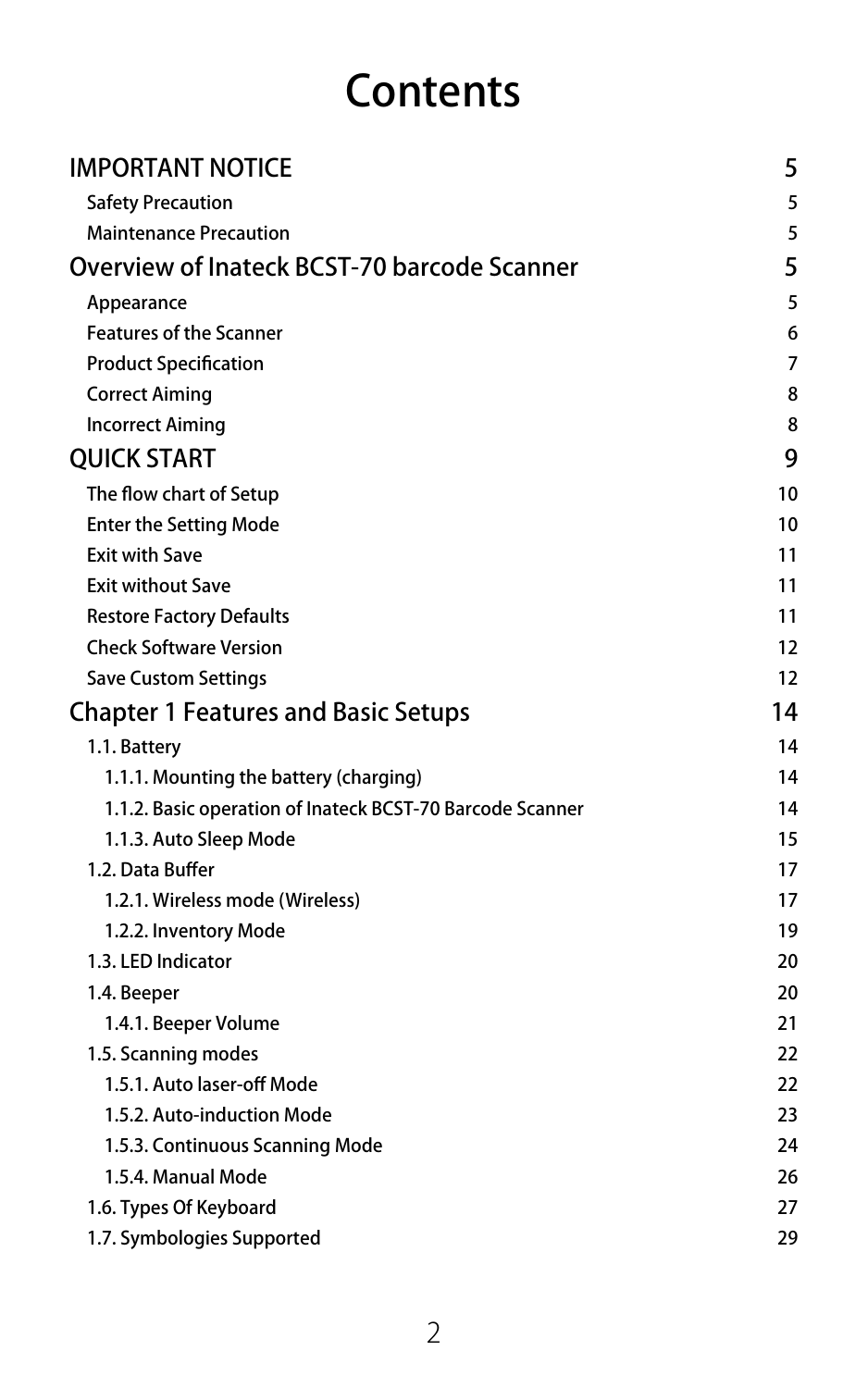# Contents

| | |
|---|---|
| **IMPORTANT NOTICE** | **5** |
| Safety Precaution | 5 |
| Maintenance Precaution | 5 |
| **Overview of Inateck BCST-70 barcode Scanner** | **5** |
| Appearance | 5 |
| Features of the Scanner | 6 |
| Product Specification | 7 |
| Correct Aiming | 8 |
| Incorrect Aiming | 8 |
| **QUICK START** | **9** |
| The flow chart of Setup | 10 |
| Enter the Setting Mode | 10 |
| Exit with Save | 11 |
| Exit without Save | 11 |
| Restore Factory Defaults | 11 |
| Check Software Version | 12 |
| Save Custom Settings | 12 |
| **Chapter 1 Features and Basic Setups** | **14** |
| 1.1. Battery | 14 |
| 1.1.1. Mounting the battery (charging) | 14 |
| 1.1.2. Basic operation of Inateck BCST-70 Barcode Scanner | 14 |
| 1.1.3. Auto Sleep Mode | 15 |
| 1.2. Data Buffer | 17 |
| 1.2.1. Wireless mode (Wireless) | 17 |
| 1.2.2. Inventory Mode | 19 |
| 1.3. LED Indicator | 20 |
| 1.4. Beeper | 20 |
| 1.4.1. Beeper Volume | 21 |
| 1.5. Scanning modes | 22 |
| 1.5.1. Auto laser-off Mode | 22 |
| 1.5.2. Auto-induction Mode | 23 |
| 1.5.3. Continuous Scanning Mode | 24 |
| 1.5.4. Manual Mode | 26 |
| 1.6. Types Of Keyboard | 27 |
| 1.7. Symbologies Supported | 29 |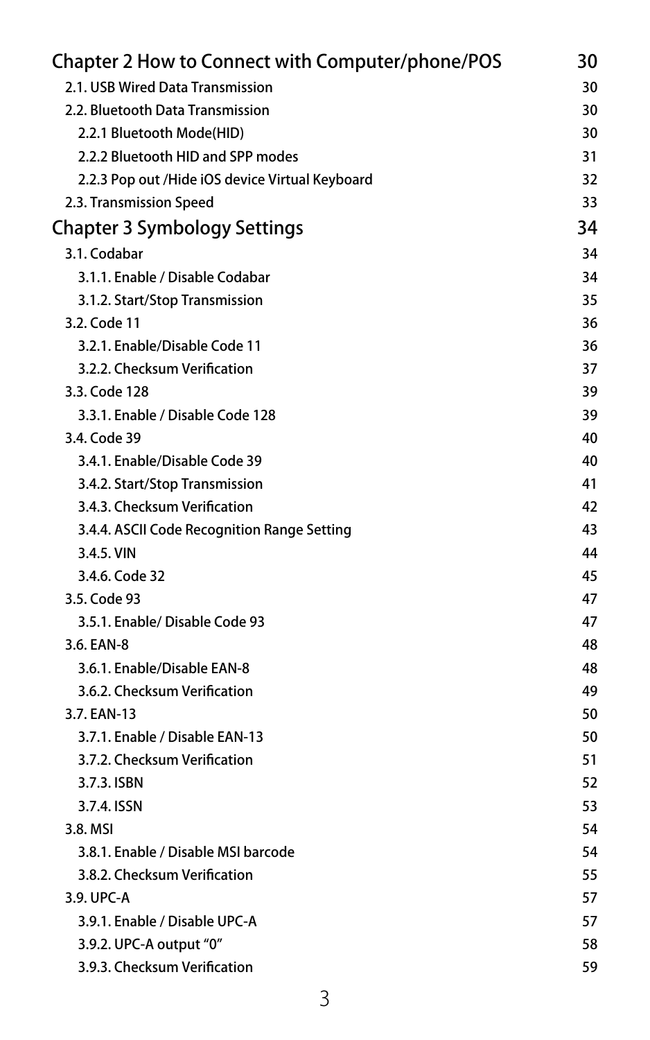Chapter 2 How to Connect with Computer/phone/POS 30

2.1. USB Wired Data Transmission 30

2.2. Bluetooth Data Transmission 30

2.2.1 Bluetooth Mode(HID) 30

2.2.2 Bluetooth HID and SPP modes 31

2.2.3 Pop out /Hide iOS device Virtual Keyboard 32

2.3. Transmission Speed 33

Chapter 3 Symbology Settings 34

3.1. Codabar 34

3.1.1. Enable / Disable Codabar 34

3.1.2. Start/Stop Transmission 35

3.2. Code 11 36

3.2.1. Enable/Disable Code 11 36

3.2.2. Checksum Verification 37

3.3. Code 128 39

3.3.1. Enable / Disable Code 128 39

3.4. Code 39 40

3.4.1. Enable/Disable Code 39 40

3.4.2. Start/Stop Transmission 41

3.4.3. Checksum Verification 42

3.4.4. ASCII Code Recognition Range Setting 43

3.4.5. VIN 44

3.4.6. Code 32 45

3.5. Code 93 47

3.5.1. Enable/ Disable Code 93 47

3.6. EAN-8 48

3.6.1. Enable/Disable EAN-8 48

3.6.2. Checksum Verification 49

3.7. EAN-13 50

3.7.1. Enable / Disable EAN-13 50

3.7.2. Checksum Verification 51

3.7.3. ISBN 52

3.7.4. ISSN 53

3.8. MSI 54

3.8.1. Enable / Disable MSI barcode 54

3.8.2. Checksum Verification 55

3.9. UPC-A 57

3.9.1. Enable / Disable UPC-A 57

3.9.2. UPC-A output “0” 58

3.9.3. Checksum Verification 59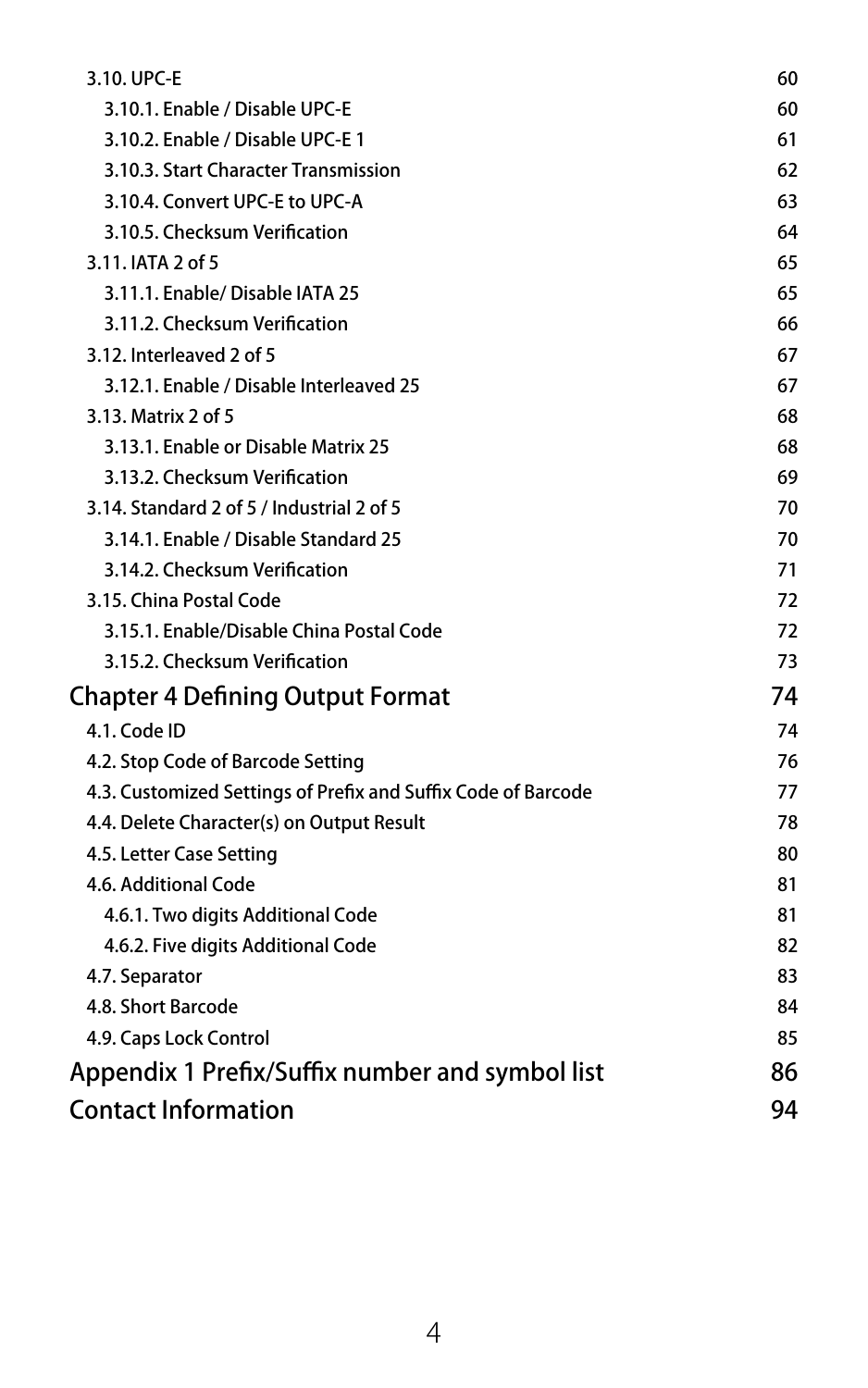3.10. UPC-E 60

3.10.1. Enable / Disable UPC-E 60

3.10.2. Enable / Disable UPC-E 1 61

3.10.3. Start Character Transmission 62

3.10.4. Convert UPC-E to UPC-A 63

3.10.5. Checksum Verification 64

3.11. IATA 2 of 5 65

3.11.1. Enable/ Disable IATA 25 65

3.11.2. Checksum Verification 66

3.12. Interleaved 2 of 5 67

3.12.1. Enable / Disable Interleaved 25 67

3.13. Matrix 2 of 5 68

3.13.1. Enable or Disable Matrix 25 68

3.13.2. Checksum Verification 69

3.14. Standard 2 of 5 / Industrial 2 of 5 70

3.14.1. Enable / Disable Standard 25 70

3.14.2. Checksum Verification 71

3.15. China Postal Code 72

3.15.1. Enable/Disable China Postal Code 72

3.15.2. Checksum Verification 73

Chapter 4 Defining Output Format 74

4.1. Code ID 74

4.2. Stop Code of Barcode Setting 76

4.3. Customized Settings of Prefix and Suffix Code of Barcode 77

4.4. Delete Character(s) on Output Result 78

4.5. Letter Case Setting 80

4.6. Additional Code 81

4.6.1. Two digits Additional Code 81

4.6.2. Five digits Additional Code 82

4.7. Separator 83

4.8. Short Barcode 84

4.9. Caps Lock Control 85

Appendix 1 Prefix/Suffix number and symbol list 86

Contact Information 94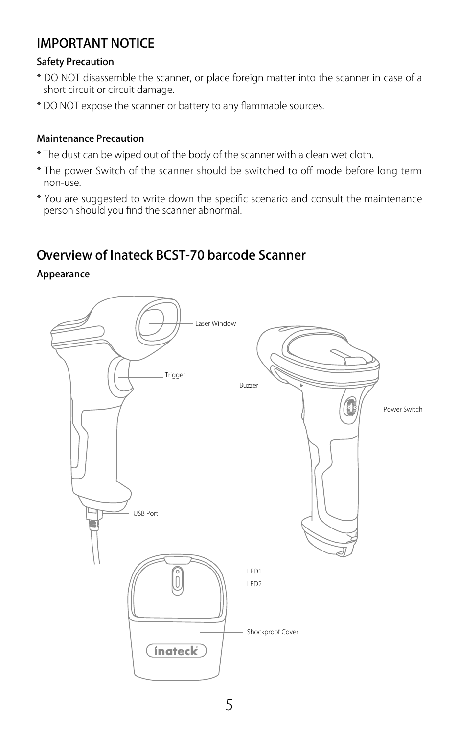## IMPORTANT NOTICE

### Safety Precaution

* DO NOT disassemble the scanner, or place foreign matter into the scanner in case of a short circuit or circuit damage.
* DO NOT expose the scanner or battery to any flammable sources.

### Maintenance Precaution

* The dust can be wiped out of the body of the scanner with a clean wet cloth.
* The power Switch of the scanner should be switched to off mode before long term non-use.
* You are suggested to write down the specific scenario and consult the maintenance person should you find the scanner abnormal.

## Overview of Inateck BCST-70 barcode Scanner

### Appearance

Laser Window

Trigger

USB Port

Buzzer

Power Switch

LED1

LED2

Shockproof Cover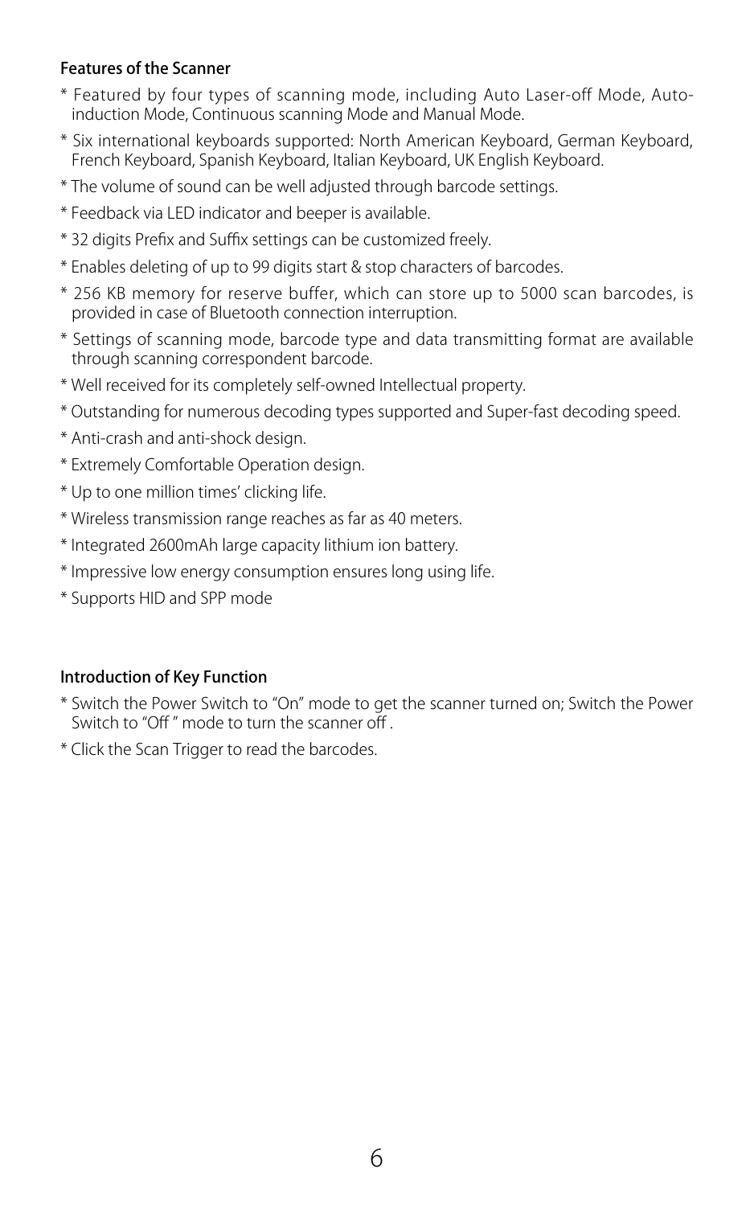**Features of the Scanner**

* Featured by four types of scanning mode, including Auto Laser-off Mode, Auto-induction Mode, Continuous scanning Mode and Manual Mode.

* Six international keyboards supported: North American Keyboard, German Keyboard, French Keyboard, Spanish Keyboard, Italian Keyboard, UK English Keyboard.

* The volume of sound can be well adjusted through barcode settings.

* Feedback via LED indicator and beeper is available.

* 32 digits Prefix and Suffix settings can be customized freely.

* Enables deleting of up to 99 digits start & stop characters of barcodes.

* 256 KB memory for reserve buffer, which can store up to 5000 scan barcodes, is provided in case of Bluetooth connection interruption.

* Settings of scanning mode, barcode type and data transmitting format are available through scanning correspondent barcode.

* Well received for its completely self-owned Intellectual property.

* Outstanding for numerous decoding types supported and Super-fast decoding speed.

* Anti-crash and anti-shock design.

* Extremely Comfortable Operation design.

* Up to one million times' clicking life.

* Wireless transmission range reaches as far as 40 meters.

* Integrated 2600mAh large capacity lithium ion battery.

* Impressive low energy consumption ensures long using life.

* Supports HID and SPP mode

**Introduction of Key Function**

* Switch the Power Switch to "On" mode to get the scanner turned on; Switch the Power Switch to "Off " mode to turn the scanner off .

* Click the Scan Trigger to read the barcodes.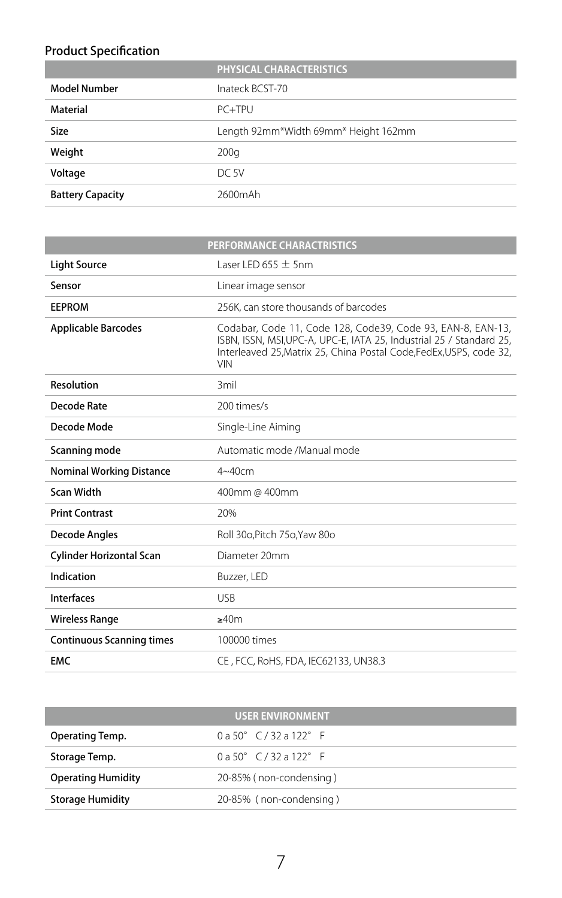## Product Specification

| PHYSICAL CHARACTERISTICS | |
|---|---|
| Model Number | Inateck BCST-70 |
| Material | PC+TPU |
| Size | Length 92mm*Width 69mm* Height 162mm |
| Weight | 200g |
| Voltage | DC 5V |
| Battery Capacity | 2600mAh |

| PERFORMANCE CHARACTRISTICS | |
|---|---|
| Light Source | Laser LED 655 ± 5nm |
| Sensor | Linear image sensor |
| EEPROM | 256K, can store thousands of barcodes |
| Applicable Barcodes | Codabar, Code 11, Code 128, Code39, Code 93, EAN-8, EAN-13, ISBN, ISSN, MSI,UPC-A, UPC-E, IATA 25, Industrial 25 / Standard 25, Interleaved 25,Matrix 25, China Postal Code,FedEx,USPS, code 32, VIN |
| Resolution | 3mil |
| Decode Rate | 200 times/s |
| Decode Mode | Single-Line Aiming |
| Scanning mode | Automatic mode /Manual mode |
| Nominal Working Distance | 4~40cm |
| Scan Width | 400mm @ 400mm |
| Print Contrast | 20% |
| Decode Angles | Roll 30o,Pitch 75o,Yaw 80o |
| Cylinder Horizontal Scan | Diameter 20mm |
| Indication | Buzzer, LED |
| Interfaces | USB |
| Wireless Range | ≥40m |
| Continuous Scanning times | 100000 times |
| EMC | CE , FCC, RoHS, FDA, IEC62133, UN38.3 |

| USER ENVIRONMENT | |
|---|---|
| Operating Temp. | 0 a 50° C / 32 a 122° F |
| Storage Temp. | 0 a 50° C / 32 a 122° F |
| Operating Humidity | 20-85% ( non-condensing ) |
| Storage Humidity | 20-85% ( non-condensing ) |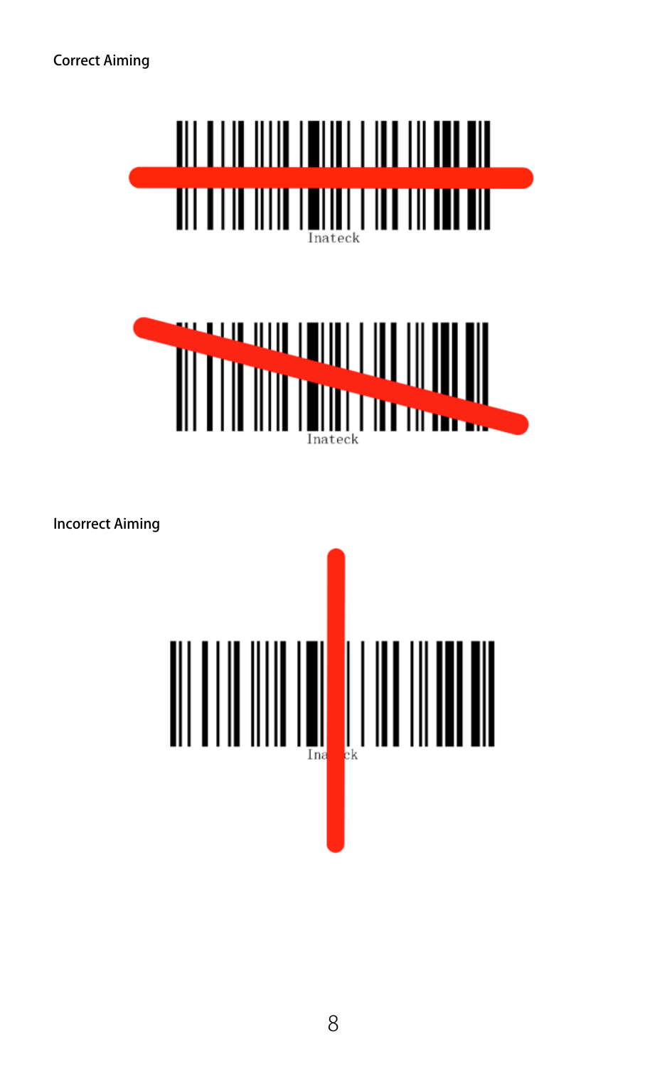Correct Aiming

Inateck

Inateck

Incorrect Aiming

Ina ck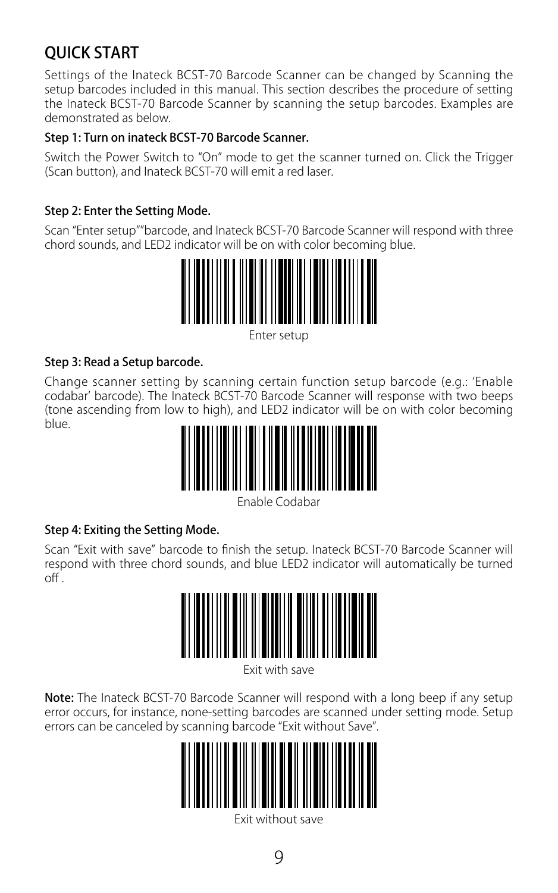## QUICK START

Settings of the Inateck BCST-70 Barcode Scanner can be changed by Scanning the setup barcodes included in this manual. This section describes the procedure of setting the Inateck BCST-70 Barcode Scanner by scanning the setup barcodes. Examples are demonstrated as below.

**Step 1: Turn on inateck BCST-70 Barcode Scanner.**

Switch the Power Switch to "On" mode to get the scanner turned on. Click the Trigger (Scan button), and Inateck BCST-70 will emit a red laser.

**Step 2: Enter the Setting Mode.**

Scan "Enter setup""barcode, and Inateck BCST-70 Barcode Scanner will respond with three chord sounds, and LED2 indicator will be on with color becoming blue.

Enter setup

**Step 3: Read a Setup barcode.**

Change scanner setting by scanning certain function setup barcode (e.g.: 'Enable codabar' barcode). The Inateck BCST-70 Barcode Scanner will response with two beeps (tone ascending from low to high), and LED2 indicator will be on with color becoming blue.

Enable Codabar

**Step 4: Exiting the Setting Mode.**

Scan "Exit with save" barcode to finish the setup. Inateck BCST-70 Barcode Scanner will respond with three chord sounds, and blue LED2 indicator will automatically be turned off .

Exit with save

**Note:** The Inateck BCST-70 Barcode Scanner will respond with a long beep if any setup error occurs, for instance, none-setting barcodes are scanned under setting mode. Setup errors can be canceled by scanning barcode "Exit without Save".

Exit without save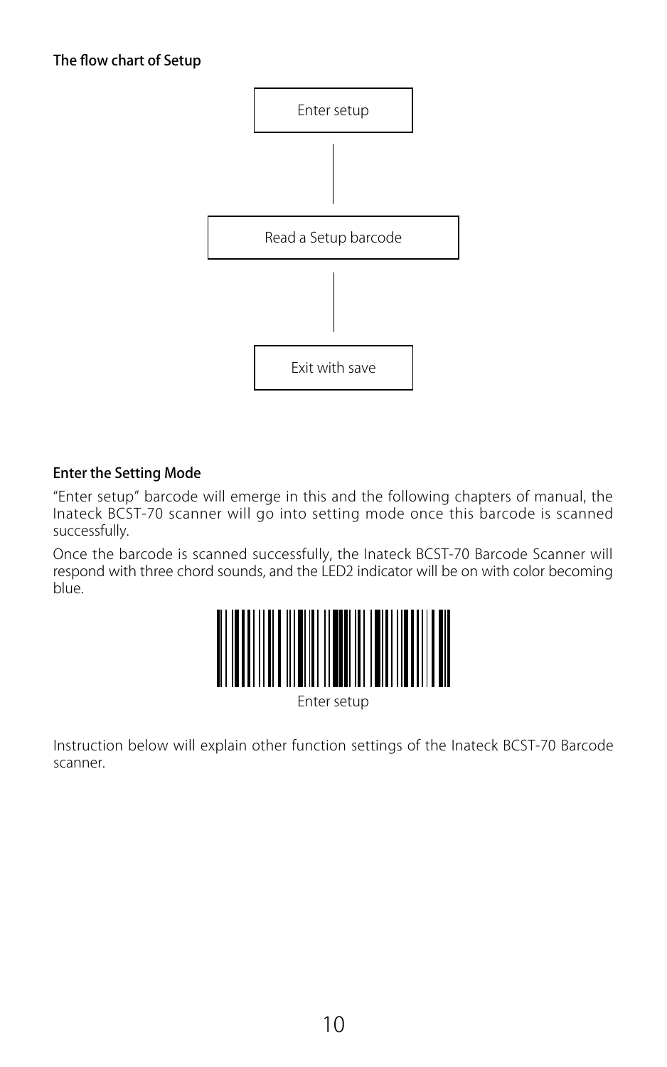**The flow chart of Setup**

Enter setup

Read a Setup barcode

Exit with save

**Enter the Setting Mode**

“Enter setup” barcode will emerge in this and the following chapters of manual, the Inateck BCST-70 scanner will go into setting mode once this barcode is scanned successfully.

Once the barcode is scanned successfully, the Inateck BCST-70 Barcode Scanner will respond with three chord sounds, and the LED2 indicator will be on with color becoming blue.

Enter setup

Instruction below will explain other function settings of the Inateck BCST-70 Barcode scanner.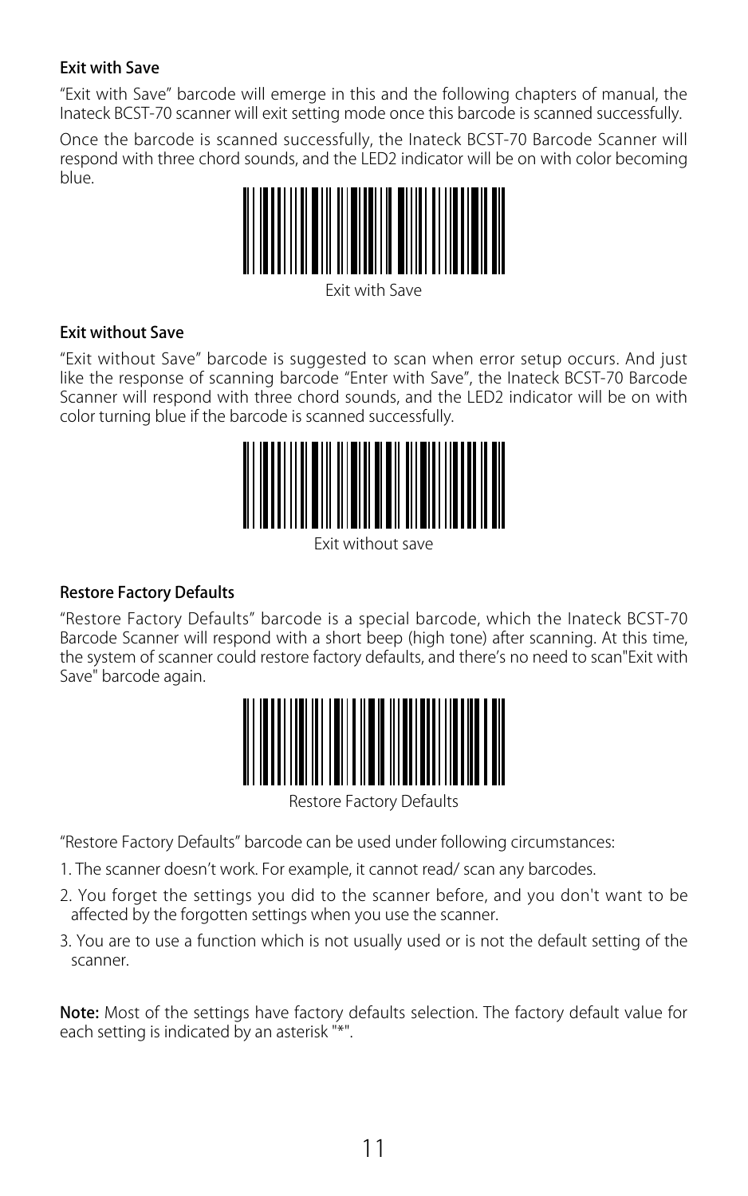### Exit with Save

"Exit with Save" barcode will emerge in this and the following chapters of manual, the Inateck BCST-70 scanner will exit setting mode once this barcode is scanned successfully.

Once the barcode is scanned successfully, the Inateck BCST-70 Barcode Scanner will respond with three chord sounds, and the LED2 indicator will be on with color becoming blue.

Exit with Save

### Exit without Save

"Exit without Save" barcode is suggested to scan when error setup occurs. And just like the response of scanning barcode "Enter with Save", the Inateck BCST-70 Barcode Scanner will respond with three chord sounds, and the LED2 indicator will be on with color turning blue if the barcode is scanned successfully.

Exit without save

### Restore Factory Defaults

"Restore Factory Defaults" barcode is a special barcode, which the Inateck BCST-70 Barcode Scanner will respond with a short beep (high tone) after scanning. At this time, the system of scanner could restore factory defaults, and there's no need to scan"Exit with Save" barcode again.

Restore Factory Defaults

"Restore Factory Defaults" barcode can be used under following circumstances:

1. The scanner doesn't work. For example, it cannot read/ scan any barcodes.
2. You forget the settings you did to the scanner before, and you don't want to be affected by the forgotten settings when you use the scanner.
3. You are to use a function which is not usually used or is not the default setting of the scanner.

**Note:** Most of the settings have factory defaults selection. The factory default value for each setting is indicated by an asterisk "*".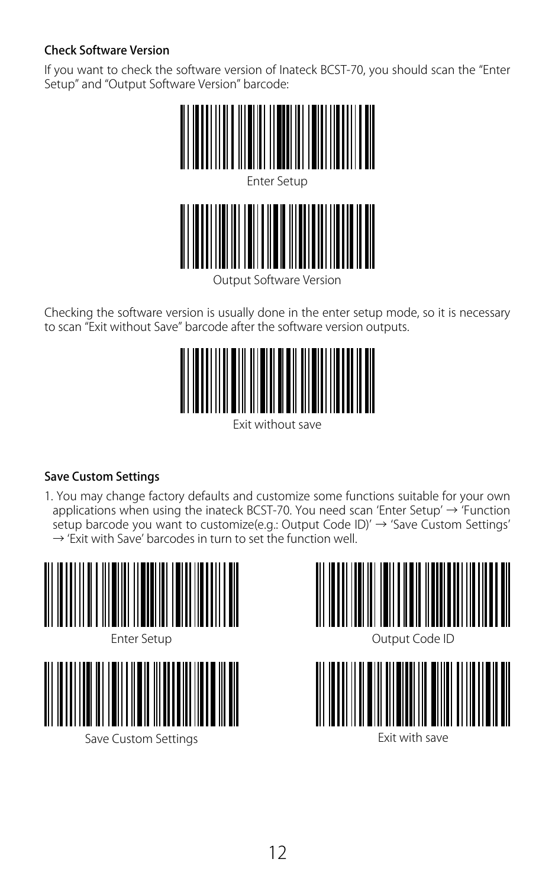### Check Software Version

If you want to check the software version of Inateck BCST-70, you should scan the "Enter Setup" and "Output Software Version" barcode:

Enter Setup

Output Software Version

Checking the software version is usually done in the enter setup mode, so it is necessary to scan "Exit without Save" barcode after the software version outputs.

Exit without save

### Save Custom Settings

1. You may change factory defaults and customize some functions suitable for your own applications when using the inateck BCST-70. You need scan 'Enter Setup' → 'Function setup barcode you want to customize(e.g.: Output Code ID)' → 'Save Custom Settings' → 'Exit with Save' barcodes in turn to set the function well.

Enter Setup

Output Code ID

Save Custom Settings

Exit with save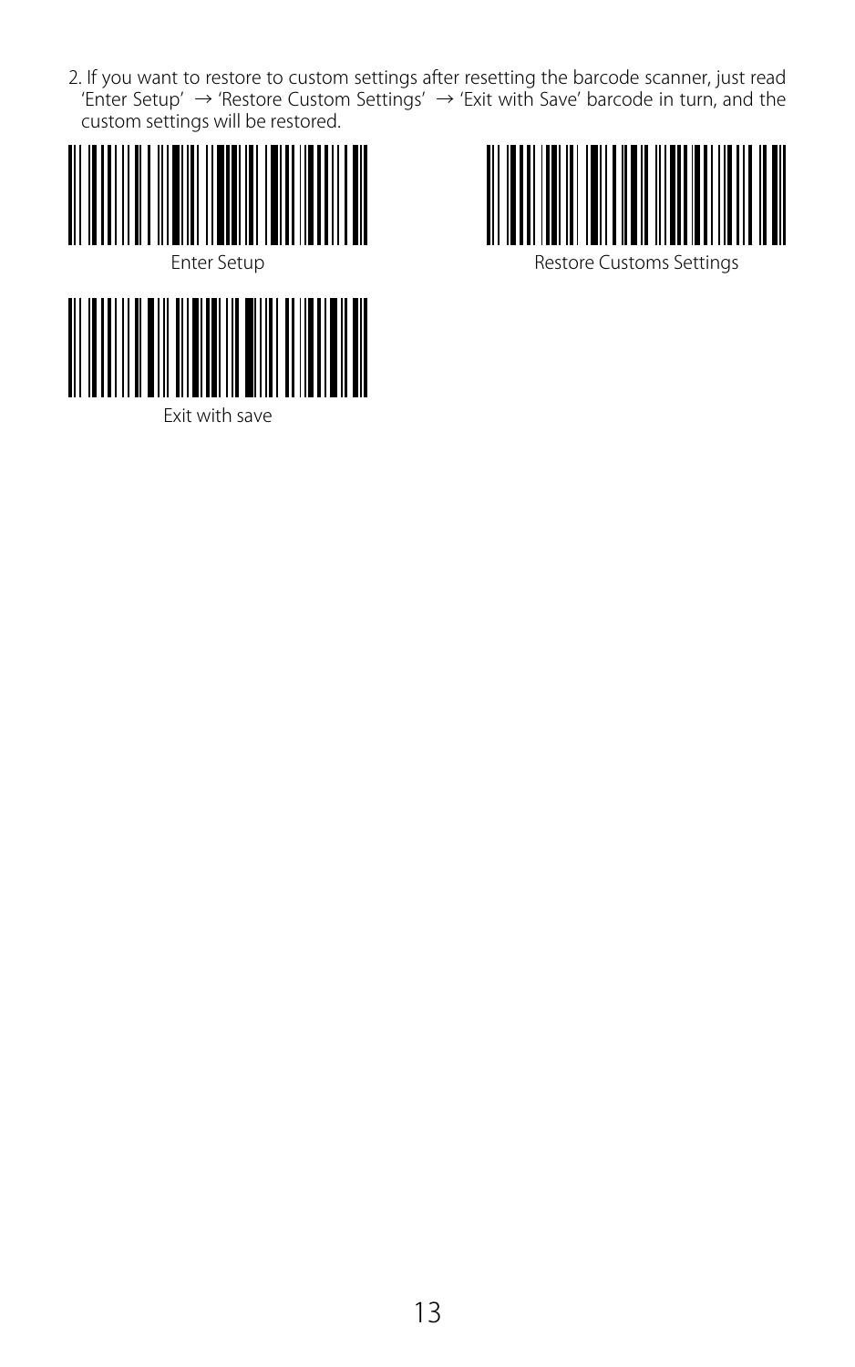2. If you want to restore to custom settings after resetting the barcode scanner, just read 'Enter Setup' → 'Restore Custom Settings' → 'Exit with Save' barcode in turn, and the custom settings will be restored.

Enter Setup

Restore Customs Settings

Exit with save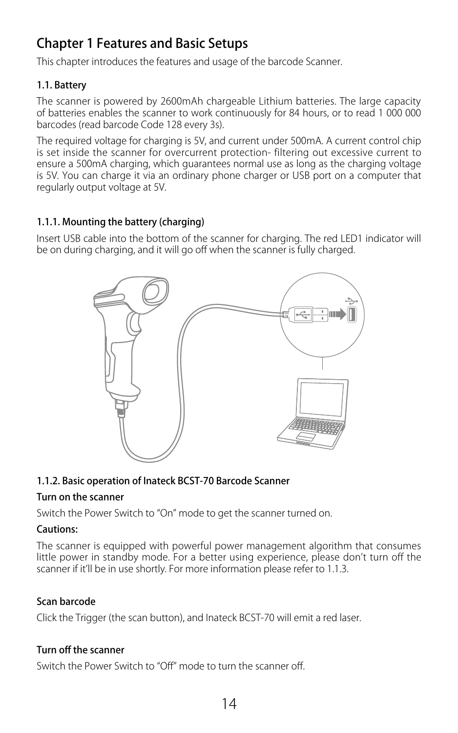# Chapter 1 Features and Basic Setups

This chapter introduces the features and usage of the barcode Scanner.

## 1.1. Battery

The scanner is powered by 2600mAh chargeable Lithium batteries. The large capacity of batteries enables the scanner to work continuously for 84 hours, or to read 1 000 000 barcodes (read barcode Code 128 every 3s).

The required voltage for charging is 5V, and current under 500mA. A current control chip is set inside the scanner for overcurrent protection- filtering out excessive current to ensure a 500mA charging, which guarantees normal use as long as the charging voltage is 5V. You can charge it via an ordinary phone charger or USB port on a computer that regularly output voltage at 5V.

### 1.1.1. Mounting the battery (charging)

Insert USB cable into the bottom of the scanner for charging. The red LED1 indicator will be on during charging, and it will go off when the scanner is fully charged.

### 1.1.2. Basic operation of Inateck BCST-70 Barcode Scanner

**Turn on the scanner**

Switch the Power Switch to "On" mode to get the scanner turned on.

**Cautions:**

The scanner is equipped with powerful power management algorithm that consumes little power in standby mode. For a better using experience, please don't turn off the scanner if it'll be in use shortly. For more information please refer to 1.1.3.

**Scan barcode**

Click the Trigger (the scan button), and Inateck BCST-70 will emit a red laser.

**Turn off the scanner**

Switch the Power Switch to "Off" mode to turn the scanner off.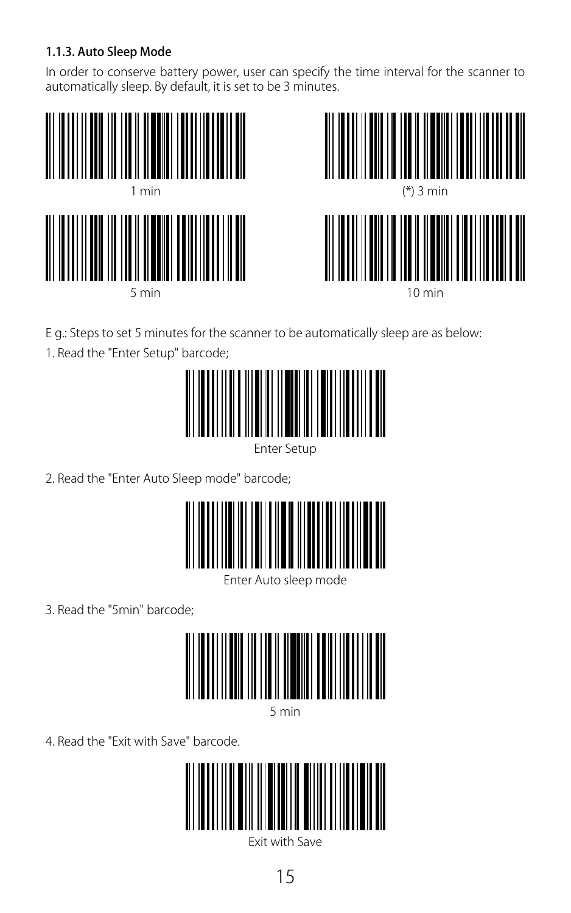### 1.1.3. Auto Sleep Mode

In order to conserve battery power, user can specify the time interval for the scanner to automatically sleep. By default, it is set to be 3 minutes.

1 min

(*) 3 min

5 min

10 min

E g.: Steps to set 5 minutes for the scanner to be automatically sleep are as below:

1. Read the "Enter Setup" barcode;

Enter Setup

2. Read the "Enter Auto Sleep mode" barcode;

Enter Auto sleep mode

3. Read the "5min" barcode;

5 min

4. Read the "Exit with Save" barcode.

Exit with Save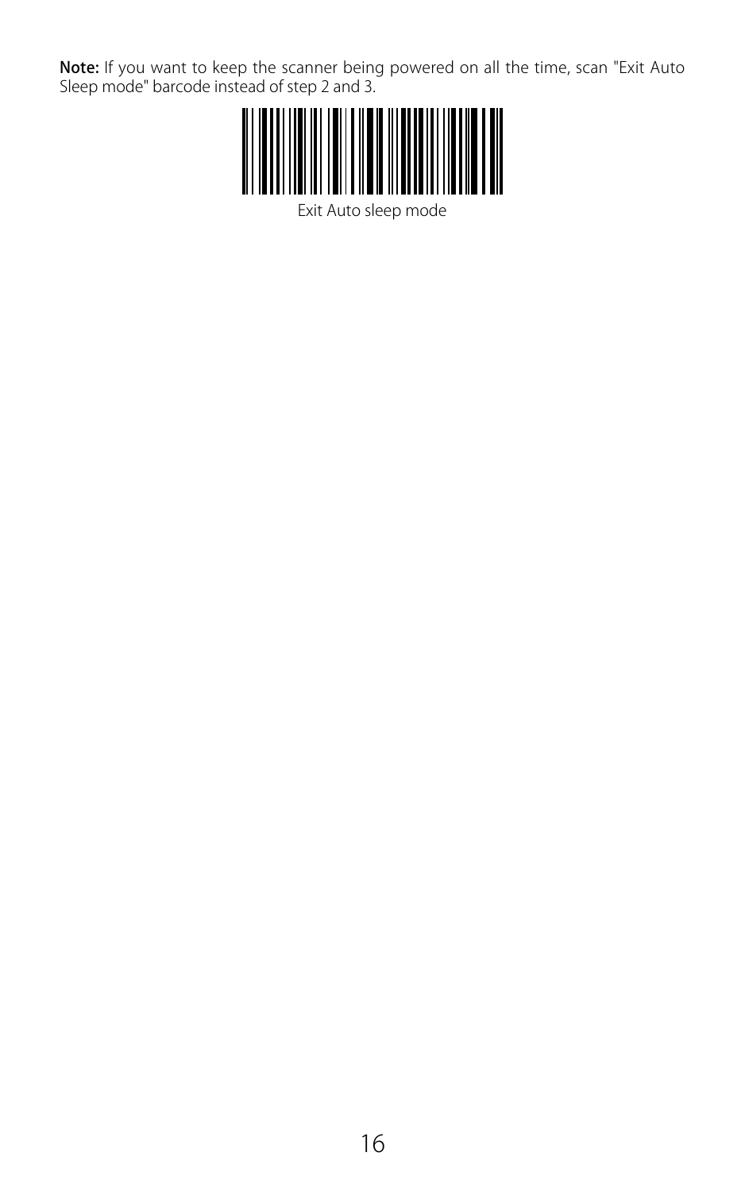**Note:** If you want to keep the scanner being powered on all the time, scan "Exit Auto Sleep mode" barcode instead of step 2 and 3.

Exit Auto sleep mode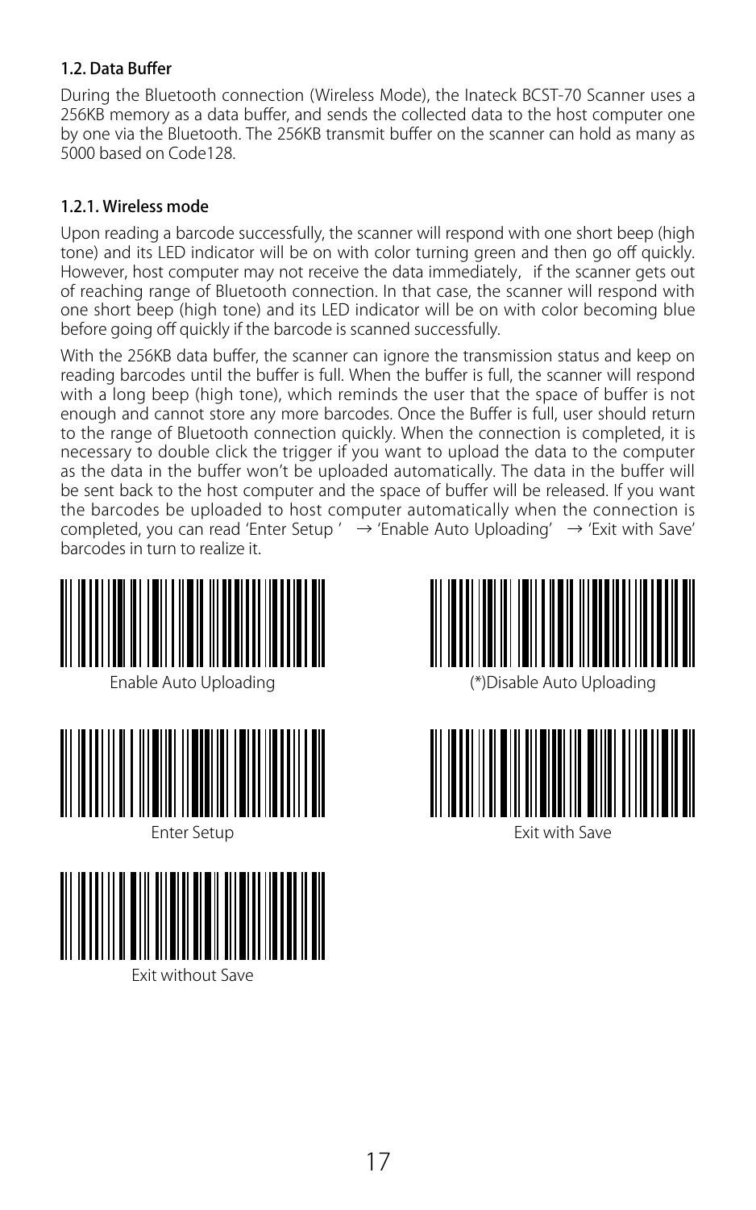### 1.2. Data Buffer

During the Bluetooth connection (Wireless Mode), the Inateck BCST-70 Scanner uses a 256KB memory as a data buffer, and sends the collected data to the host computer one by one via the Bluetooth. The 256KB transmit buffer on the scanner can hold as many as 5000 based on Code128.

#### 1.2.1. Wireless mode

Upon reading a barcode successfully, the scanner will respond with one short beep (high tone) and its LED indicator will be on with color turning green and then go off quickly. However, host computer may not receive the data immediately, if the scanner gets out of reaching range of Bluetooth connection. In that case, the scanner will respond with one short beep (high tone) and its LED indicator will be on with color becoming blue before going off quickly if the barcode is scanned successfully.

With the 256KB data buffer, the scanner can ignore the transmission status and keep on reading barcodes until the buffer is full. When the buffer is full, the scanner will respond with a long beep (high tone), which reminds the user that the space of buffer is not enough and cannot store any more barcodes. Once the Buffer is full, user should return to the range of Bluetooth connection quickly. When the connection is completed, it is necessary to double click the trigger if you want to upload the data to the computer as the data in the buffer won't be uploaded automatically. The data in the buffer will be sent back to the host computer and the space of buffer will be released. If you want the barcodes be uploaded to host computer automatically when the connection is completed, you can read 'Enter Setup ' → 'Enable Auto Uploading' → 'Exit with Save' barcodes in turn to realize it.

Enable Auto Uploading

(*)Disable Auto Uploading

Enter Setup

Exit with Save

Exit without Save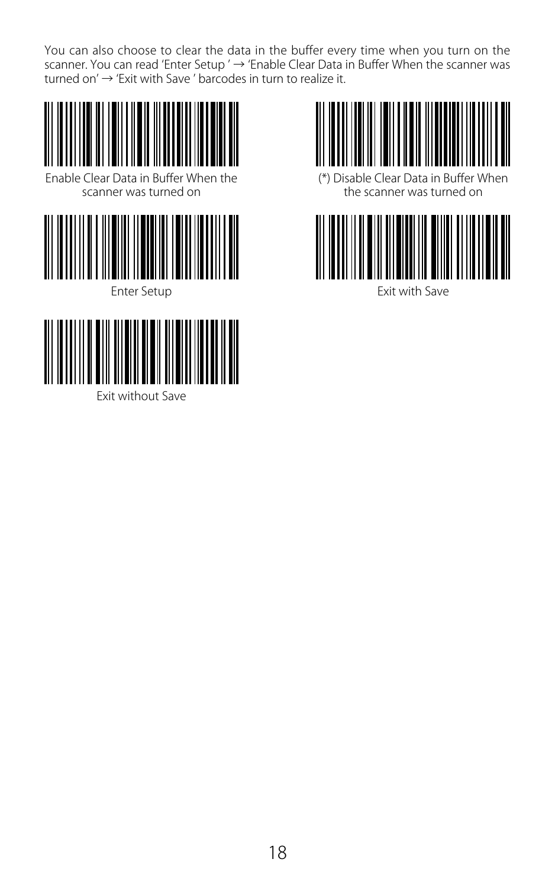You can also choose to clear the data in the buffer every time when you turn on the scanner. You can read 'Enter Setup ' → 'Enable Clear Data in Buffer When the scanner was turned on' → 'Exit with Save ' barcodes in turn to realize it.

Enable Clear Data in Buffer When the scanner was turned on

(*) Disable Clear Data in Buffer When the scanner was turned on

Enter Setup

Exit with Save

Exit without Save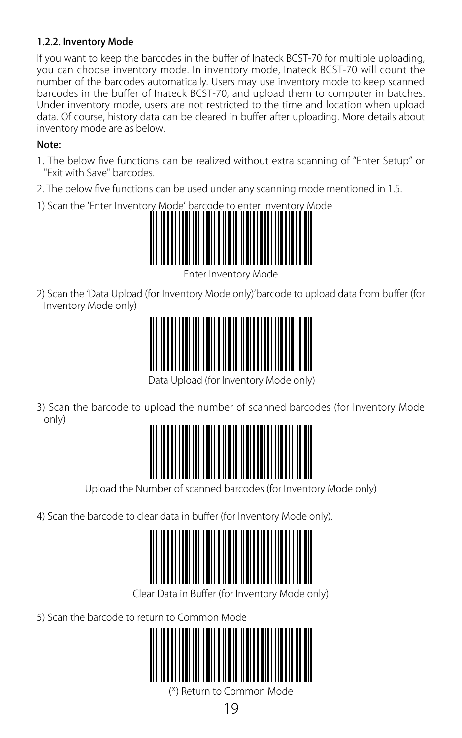### 1.2.2. Inventory Mode

If you want to keep the barcodes in the buffer of Inateck BCST-70 for multiple uploading, you can choose inventory mode. In inventory mode, Inateck BCST-70 will count the number of the barcodes automatically. Users may use inventory mode to keep scanned barcodes in the buffer of Inateck BCST-70, and upload them to computer in batches. Under inventory mode, users are not restricted to the time and location when upload data. Of course, history data can be cleared in buffer after uploading. More details about inventory mode are as below.

**Note:**

1. The below five functions can be realized without extra scanning of "Enter Setup" or "Exit with Save" barcodes.
2. The below five functions can be used under any scanning mode mentioned in 1.5.

1) Scan the 'Enter Inventory Mode' barcode to enter Inventory Mode

Enter Inventory Mode

2) Scan the 'Data Upload (for Inventory Mode only)'barcode to upload data from buffer (for Inventory Mode only)

Data Upload (for Inventory Mode only)

3) Scan the barcode to upload the number of scanned barcodes (for Inventory Mode only)

Upload the Number of scanned barcodes (for Inventory Mode only)

4) Scan the barcode to clear data in buffer (for Inventory Mode only).

Clear Data in Buffer (for Inventory Mode only)

5) Scan the barcode to return to Common Mode

(*) Return to Common Mode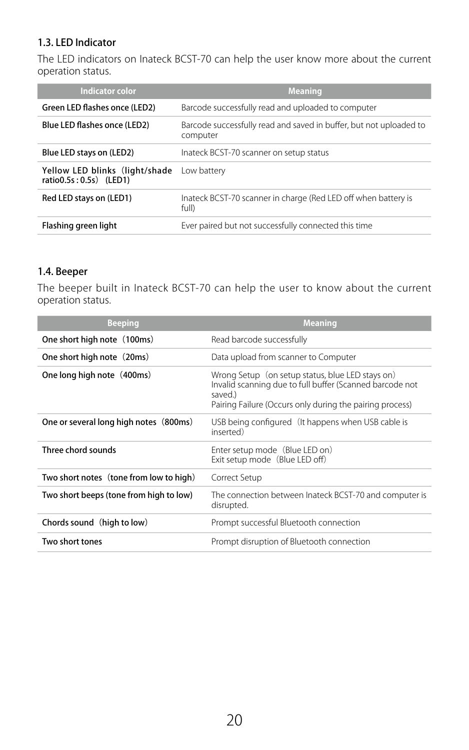### 1.3. LED Indicator

The LED indicators on Inateck BCST-70 can help the user know more about the current operation status.

| Indicator color | Meaning |
|---|---|
| **Green LED flashes once (LED2)** | Barcode successfully read and uploaded to computer |
| **Blue LED flashes once (LED2)** | Barcode successfully read and saved in buffer, but not uploaded to computer |
| **Blue LED stays on (LED2)** | Inateck BCST-70 scanner on setup status |
| **Yellow LED blinks（light/shade ratio0.5s : 0.5s）(LED1)** | Low battery |
| **Red LED stays on (LED1)** | Inateck BCST-70 scanner in charge (Red LED off when battery is full) |
| **Flashing green light** | Ever paired but not successfully connected this time |

### 1.4. Beeper

The beeper built in Inateck BCST-70 can help the user to know about the current operation status.

| Beeping | Meaning |
|---|---|
| **One short high note（100ms）** | Read barcode successfully |
| **One short high note（20ms）** | Data upload from scanner to Computer |
| **One long high note（400ms）** | Wrong Setup（on setup status, blue LED stays on）<br>Invalid scanning due to full buffer (Scanned barcode not saved.)<br>Pairing Failure (Occurs only during the pairing process) |
| **One or several long high notes（800ms）** | USB being configured（It happens when USB cable is inserted） |
| **Three chord sounds** | Enter setup mode（Blue LED on）<br>Exit setup mode（Blue LED off） |
| **Two short notes（tone from low to high）** | Correct Setup |
| **Two short beeps (tone from high to low)** | The connection between Inateck BCST-70 and computer is disrupted. |
| **Chords sound（high to low）** | Prompt successful Bluetooth connection |
| **Two short tones** | Prompt disruption of Bluetooth connection |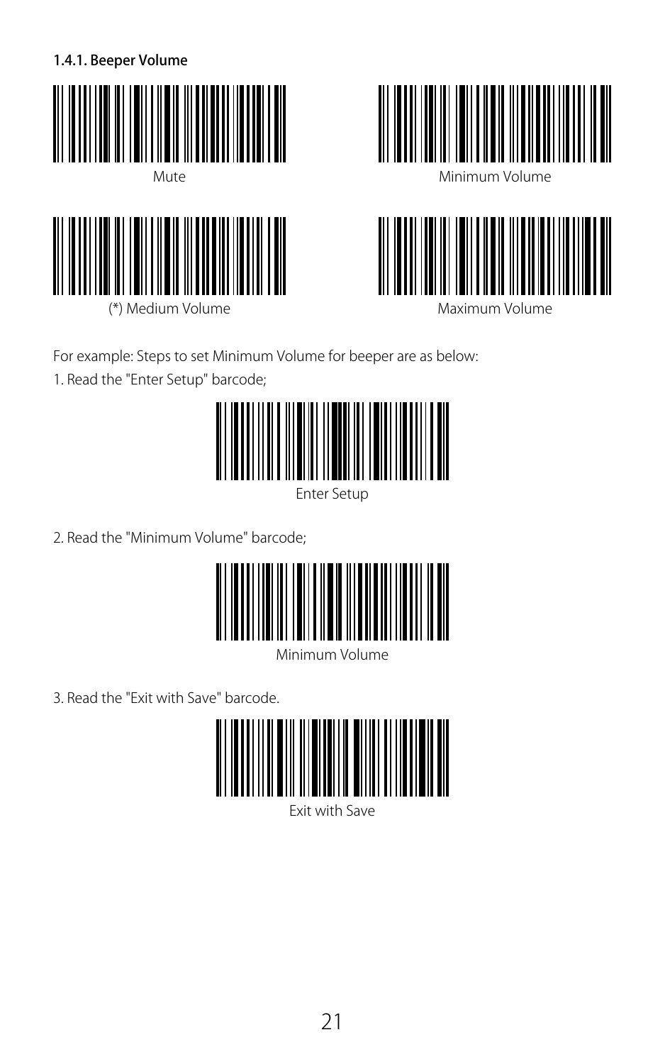### 1.4.1. Beeper Volume

Mute

Minimum Volume

(*) Medium Volume

Maximum Volume

For example: Steps to set Minimum Volume for beeper are as below:

1. Read the "Enter Setup" barcode;

Enter Setup

2. Read the "Minimum Volume" barcode;

Minimum Volume

3. Read the "Exit with Save" barcode.

Exit with Save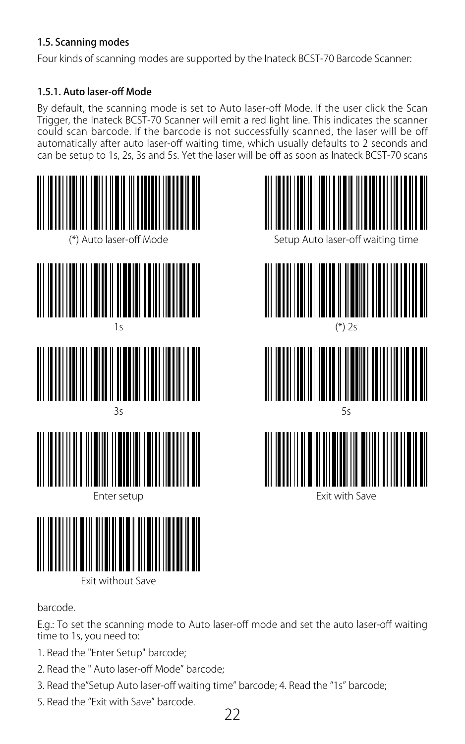### 1.5. Scanning modes

Four kinds of scanning modes are supported by the Inateck BCST-70 Barcode Scanner:

#### 1.5.1. Auto laser-off Mode

By default, the scanning mode is set to Auto laser-off Mode. If the user click the Scan Trigger, the Inateck BCST-70 Scanner will emit a red light line. This indicates the scanner could scan barcode. If the barcode is not successfully scanned, the laser will be off automatically after auto laser-off waiting time, which usually defaults to 2 seconds and can be setup to 1s, 2s, 3s and 5s. Yet the laser will be off as soon as Inateck BCST-70 scans barcode.

(*) Auto laser-off Mode

Setup Auto laser-off waiting time

1s

(*) 2s

3s

5s

Enter setup

Exit with Save

Exit without Save

E.g.: To set the scanning mode to Auto laser-off mode and set the auto laser-off waiting time to 1s, you need to:

1. Read the "Enter Setup" barcode;
2. Read the " Auto laser-off Mode" barcode;
3. Read the"Setup Auto laser-off waiting time" barcode; 4. Read the "1s" barcode;
5. Read the "Exit with Save" barcode.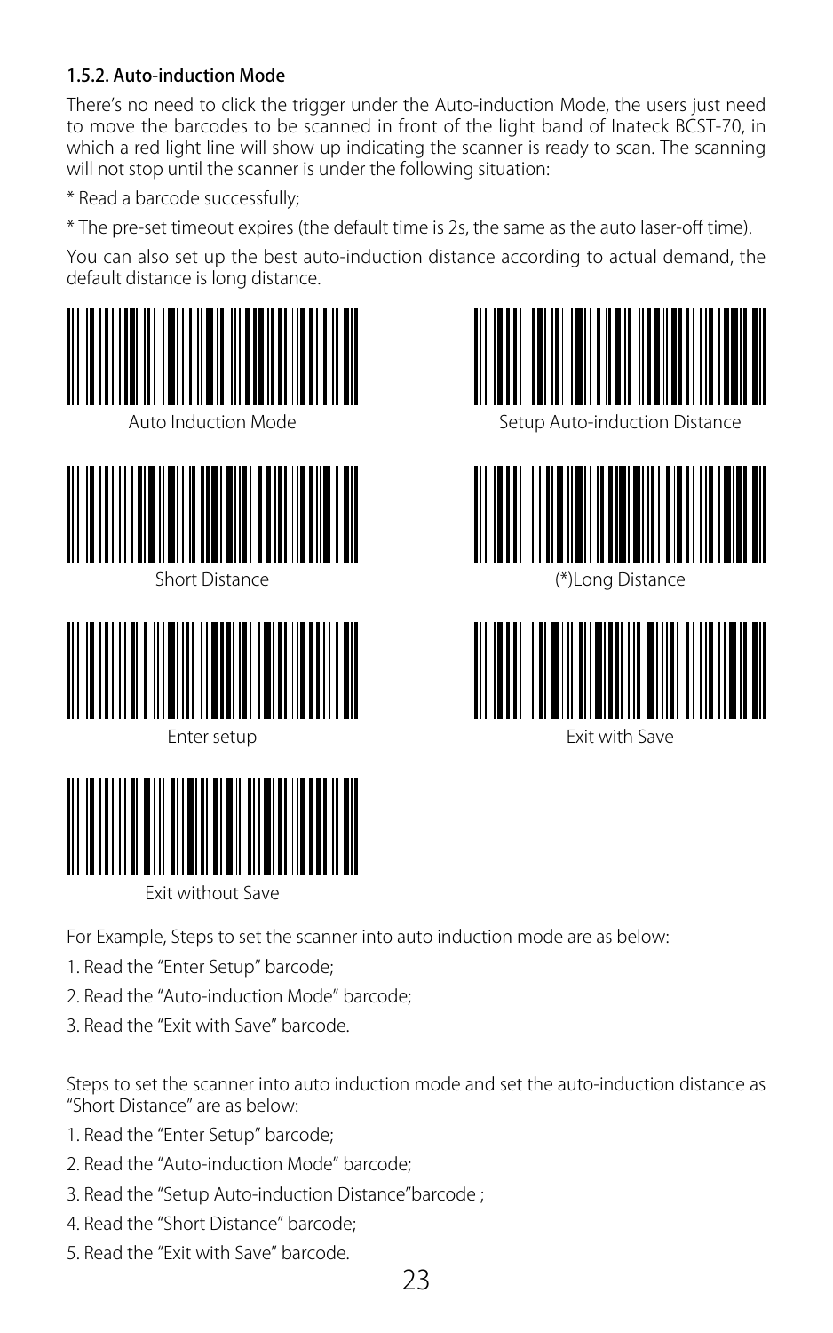### 1.5.2. Auto-induction Mode

There's no need to click the trigger under the Auto-induction Mode, the users just need to move the barcodes to be scanned in front of the light band of Inateck BCST-70, in which a red light line will show up indicating the scanner is ready to scan. The scanning will not stop until the scanner is under the following situation:

* Read a barcode successfully;

* The pre-set timeout expires (the default time is 2s, the same as the auto laser-off time).

You can also set up the best auto-induction distance according to actual demand, the default distance is long distance.

Auto Induction Mode

Setup Auto-induction Distance

Short Distance

(*)Long Distance

Enter setup

Exit with Save

Exit without Save

For Example, Steps to set the scanner into auto induction mode are as below:

1. Read the "Enter Setup" barcode;
2. Read the "Auto-induction Mode" barcode;
3. Read the "Exit with Save" barcode.

Steps to set the scanner into auto induction mode and set the auto-induction distance as "Short Distance" are as below:

1. Read the "Enter Setup" barcode;
2. Read the "Auto-induction Mode" barcode;
3. Read the "Setup Auto-induction Distance"barcode ;
4. Read the "Short Distance" barcode;
5. Read the "Exit with Save" barcode.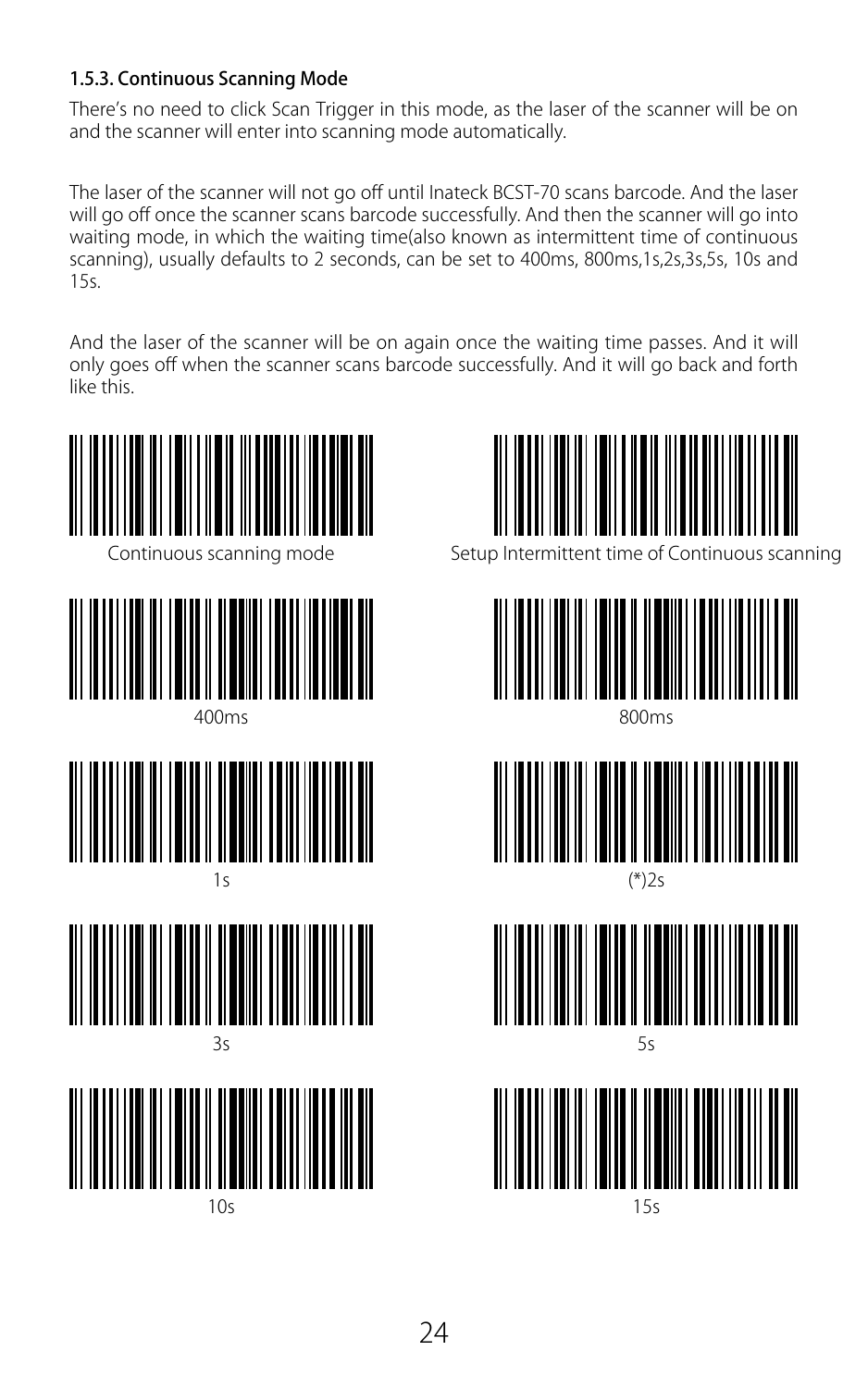### 1.5.3. Continuous Scanning Mode

There's no need to click Scan Trigger in this mode, as the laser of the scanner will be on and the scanner will enter into scanning mode automatically.

The laser of the scanner will not go off until Inateck BCST-70 scans barcode. And the laser will go off once the scanner scans barcode successfully. And then the scanner will go into waiting mode, in which the waiting time(also known as intermittent time of continuous scanning), usually defaults to 2 seconds, can be set to 400ms, 800ms,1s,2s,3s,5s, 10s and 15s.

And the laser of the scanner will be on again once the waiting time passes. And it will only goes off when the scanner scans barcode successfully. And it will go back and forth like this.

Continuous scanning mode

Setup Intermittent time of Continuous scanning

400ms

800ms

1s

(*)2s

3s

5s

10s

15s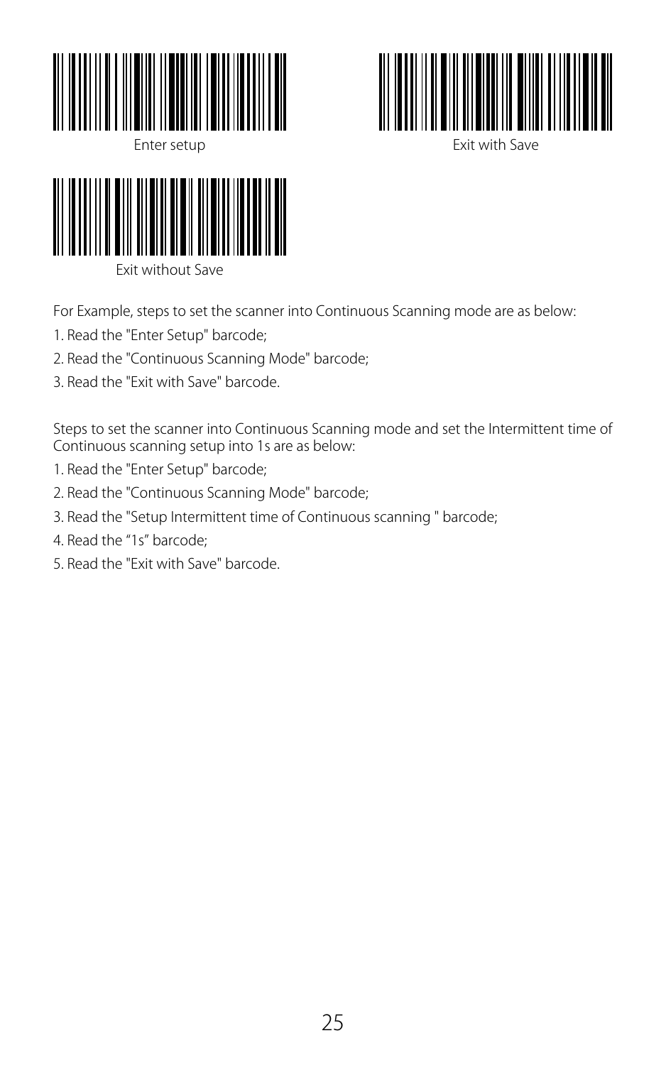Enter setup

Exit with Save

Exit without Save

For Example, steps to set the scanner into Continuous Scanning mode are as below:

1. Read the "Enter Setup" barcode;
2. Read the "Continuous Scanning Mode" barcode;
3. Read the "Exit with Save" barcode.

Steps to set the scanner into Continuous Scanning mode and set the Intermittent time of Continuous scanning setup into 1s are as below:

1. Read the "Enter Setup" barcode;
2. Read the "Continuous Scanning Mode" barcode;
3. Read the "Setup Intermittent time of Continuous scanning " barcode;
4. Read the “1s” barcode;
5. Read the "Exit with Save" barcode.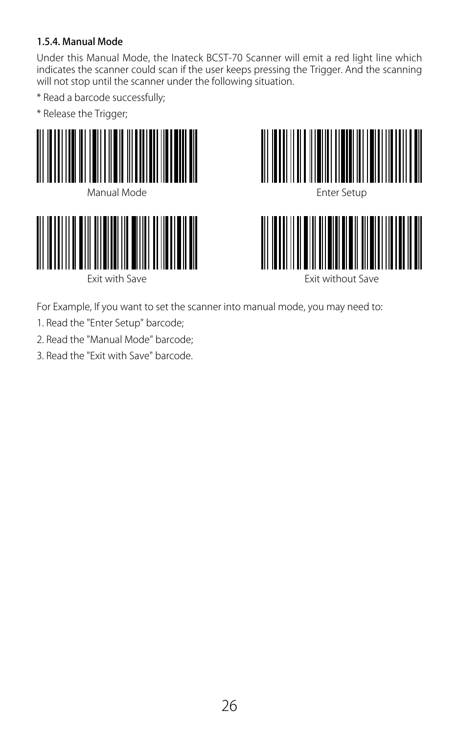### 1.5.4. Manual Mode

Under this Manual Mode, the Inateck BCST-70 Scanner will emit a red light line which indicates the scanner could scan if the user keeps pressing the Trigger. And the scanning will not stop until the scanner under the following situation.

* Read a barcode successfully;

* Release the Trigger;

Manual Mode

Enter Setup

Exit with Save

Exit without Save

For Example, If you want to set the scanner into manual mode, you may need to:

1. Read the "Enter Setup" barcode;
2. Read the "Manual Mode" barcode;
3. Read the "Exit with Save" barcode.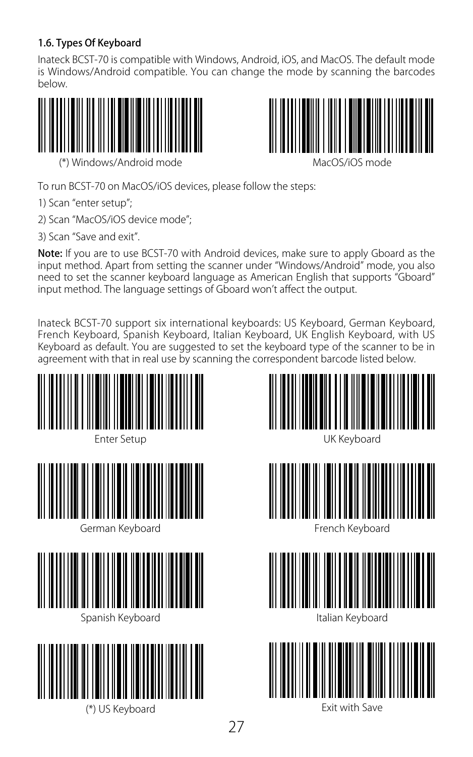### 1.6. Types Of Keyboard

Inateck BCST-70 is compatible with Windows, Android, iOS, and MacOS. The default mode is Windows/Android compatible. You can change the mode by scanning the barcodes below.

(*) Windows/Android mode

MacOS/iOS mode

To run BCST-70 on MacOS/iOS devices, please follow the steps:

1) Scan “enter setup”;

2) Scan “MacOS/iOS device mode”;

3) Scan “Save and exit”.

**Note:** If you are to use BCST-70 with Android devices, make sure to apply Gboard as the input method. Apart from setting the scanner under “Windows/Android” mode, you also need to set the scanner keyboard language as American English that supports “Gboard” input method. The language settings of Gboard won’t affect the output.

Inateck BCST-70 support six international keyboards: US Keyboard, German Keyboard, French Keyboard, Spanish Keyboard, Italian Keyboard, UK English Keyboard, with US Keyboard as default. You are suggested to set the keyboard type of the scanner to be in agreement with that in real use by scanning the correspondent barcode listed below.

Enter Setup

UK Keyboard

German Keyboard

French Keyboard

Spanish Keyboard

Italian Keyboard

(*) US Keyboard

Exit with Save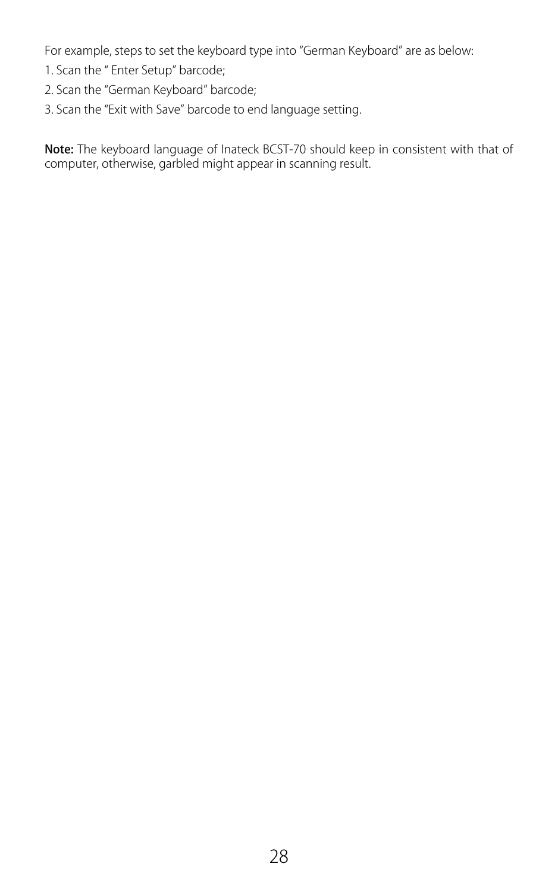For example, steps to set the keyboard type into "German Keyboard" are as below:

1. Scan the " Enter Setup" barcode;
2. Scan the "German Keyboard" barcode;
3. Scan the "Exit with Save" barcode to end language setting.

**Note:** The keyboard language of Inateck BCST-70 should keep in consistent with that of computer, otherwise, garbled might appear in scanning result.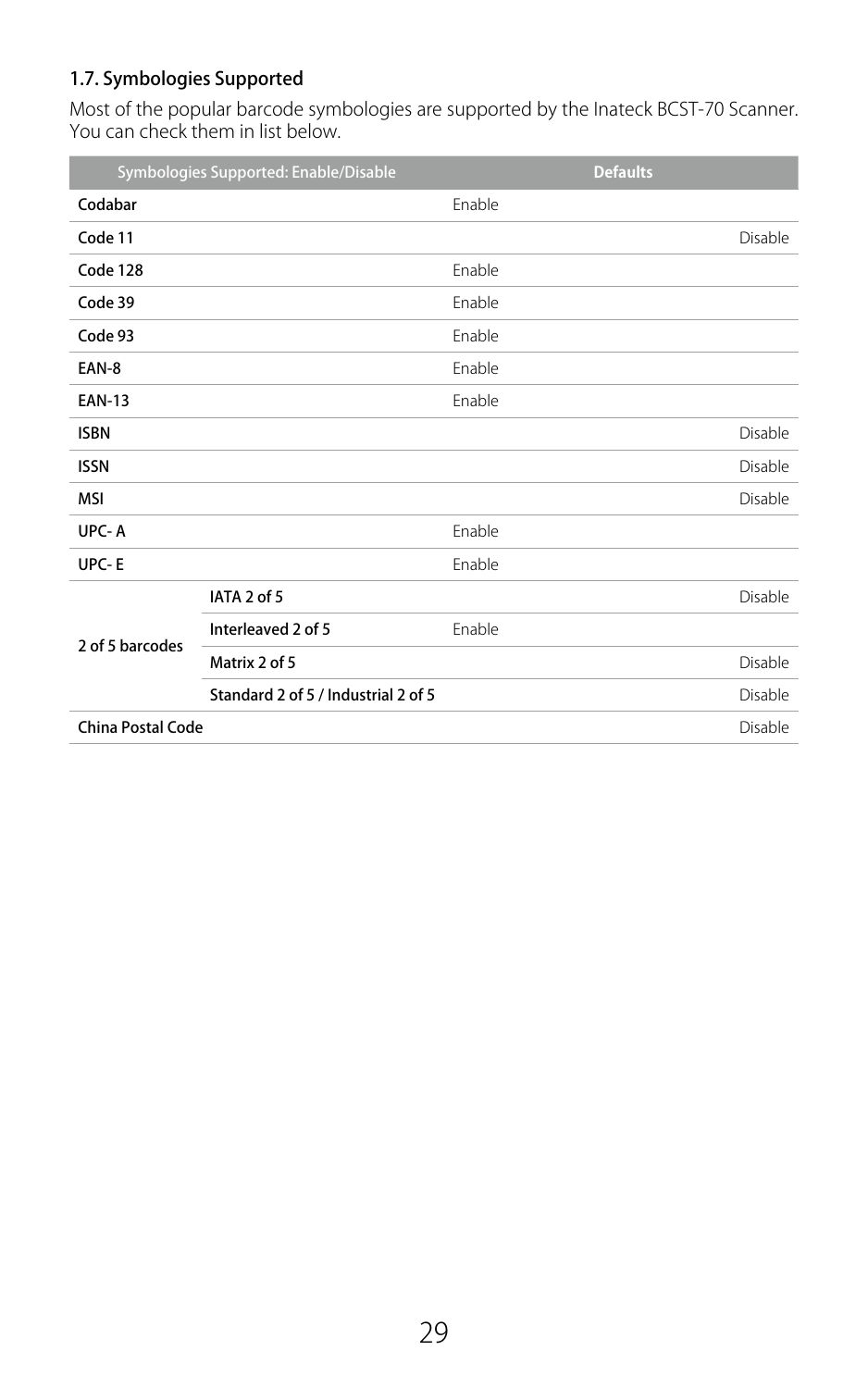### 1.7. Symbologies Supported

Most of the popular barcode symbologies are supported by the Inateck BCST-70 Scanner. You can check them in list below.

| Symbologies Supported: Enable/Disable | | Defaults | |
|---|---|---|---|
| Codabar | | Enable | |
| Code 11 | | | Disable |
| Code 128 | | Enable | |
| Code 39 | | Enable | |
| Code 93 | | Enable | |
| EAN-8 | | Enable | |
| EAN-13 | | Enable | |
| ISBN | | | Disable |
| ISSN | | | Disable |
| MSI | | | Disable |
| UPC- A | | Enable | |
| UPC- E | | Enable | |
| 2 of 5 barcodes | IATA 2 of 5 | | Disable |
| | Interleaved 2 of 5 | Enable | |
| | Matrix 2 of 5 | | Disable |
| | Standard 2 of 5 / Industrial 2 of 5 | | Disable |
| China Postal Code | | | Disable |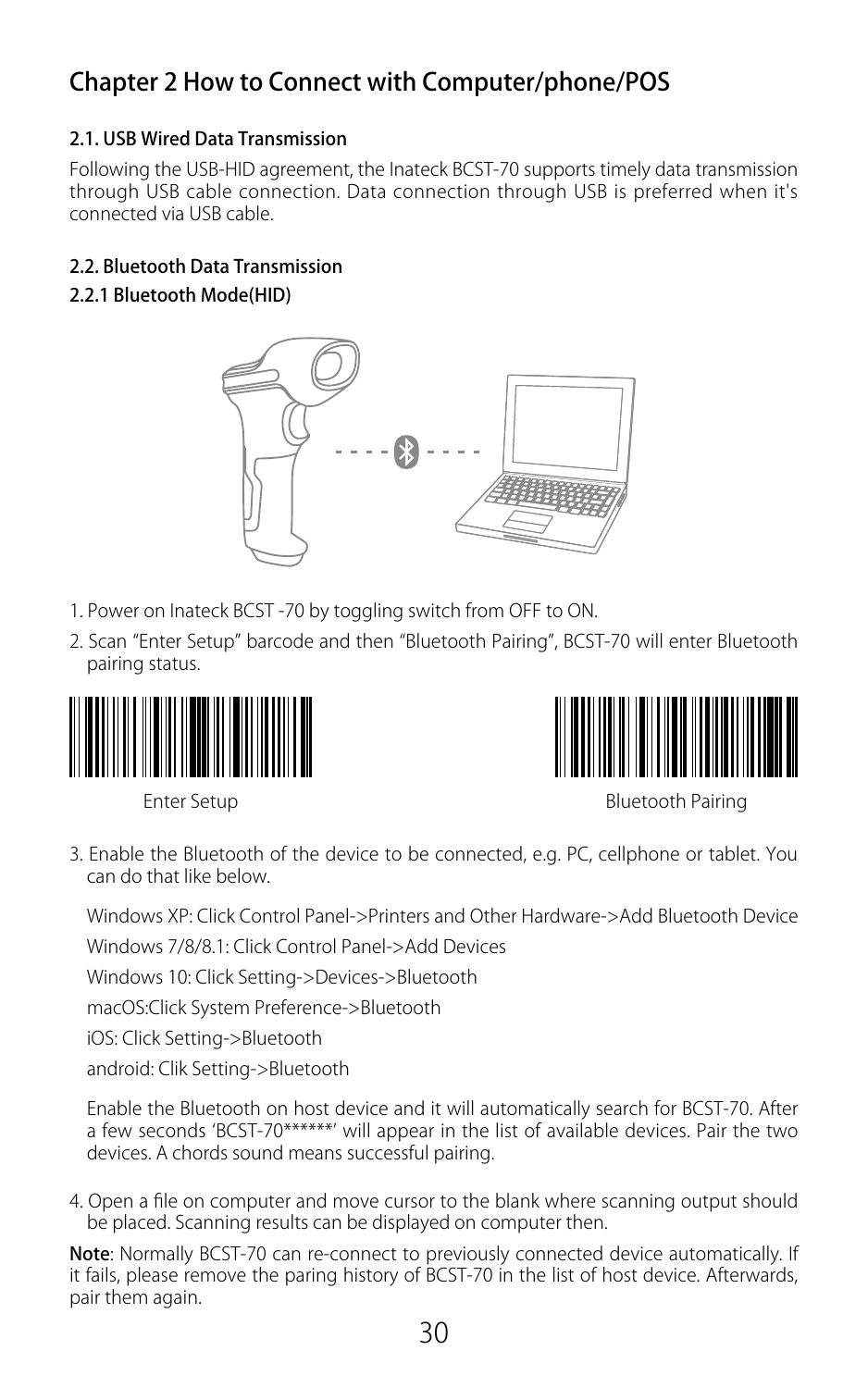# Chapter 2 How to Connect with Computer/phone/POS

### 2.1. USB Wired Data Transmission

Following the USB-HID agreement, the Inateck BCST-70 supports timely data transmission through USB cable connection. Data connection through USB is preferred when it's connected via USB cable.

### 2.2. Bluetooth Data Transmission

#### 2.2.1 Bluetooth Mode(HID)

1. Power on Inateck BCST -70 by toggling switch from OFF to ON.
2. Scan “Enter Setup” barcode and then “Bluetooth Pairing”, BCST-70 will enter Bluetooth pairing status.

Enter Setup

Bluetooth Pairing

3. Enable the Bluetooth of the device to be connected, e.g. PC, cellphone or tablet. You can do that like below.

   Windows XP: Click Control Panel->Printers and Other Hardware->Add Bluetooth Device

   Windows 7/8/8.1: Click Control Panel->Add Devices

   Windows 10: Click Setting->Devices->Bluetooth

   macOS:Click System Preference->Bluetooth

   iOS: Click Setting->Bluetooth

   android: Clik Setting->Bluetooth

   Enable the Bluetooth on host device and it will automatically search for BCST-70. After a few seconds ‘BCST-70******’ will appear in the list of available devices. Pair the two devices. A chords sound means successful pairing.

4. Open a file on computer and move cursor to the blank where scanning output should be placed. Scanning results can be displayed on computer then.

**Note**: Normally BCST-70 can re-connect to previously connected device automatically. If it fails, please remove the paring history of BCST-70 in the list of host device. Afterwards, pair them again.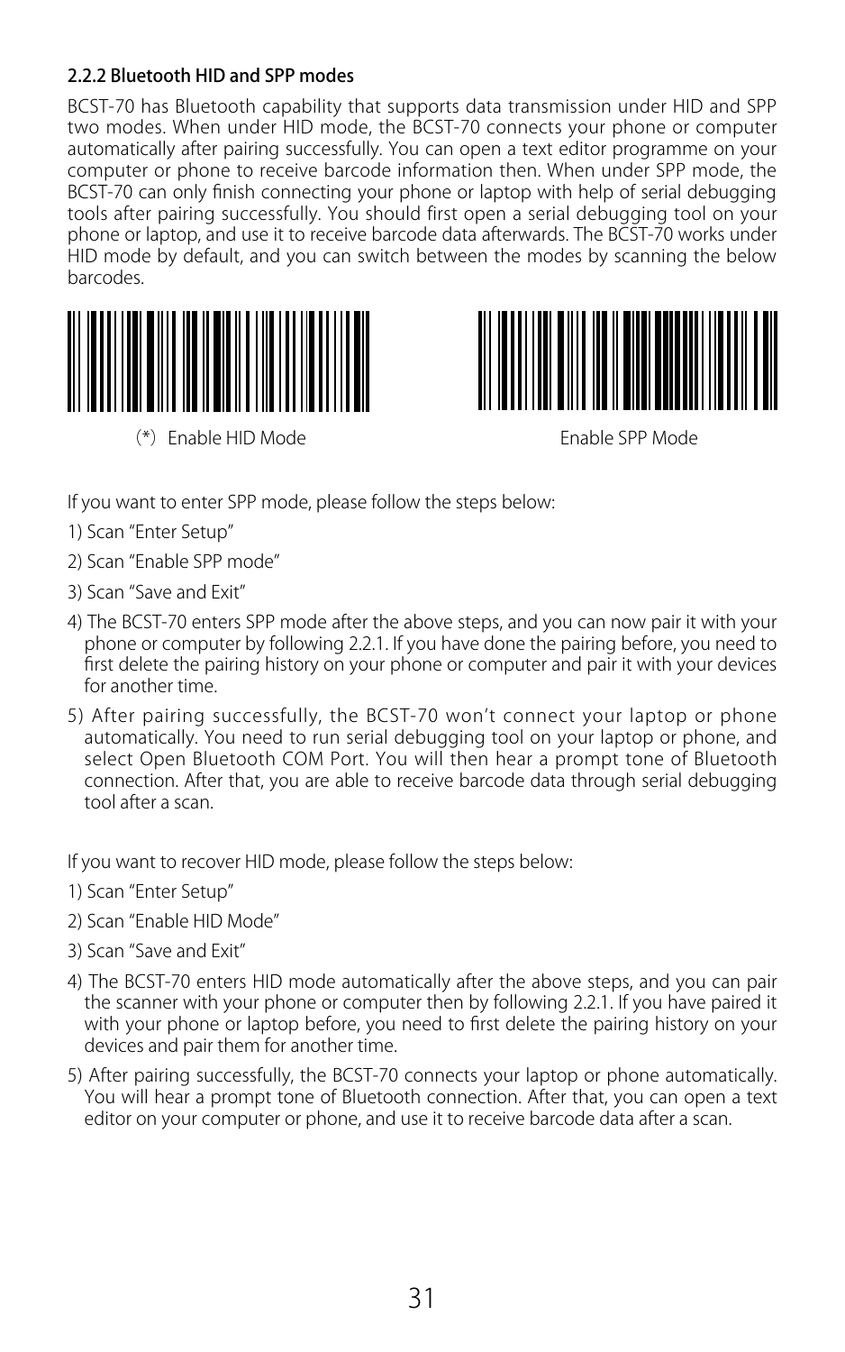### 2.2.2 Bluetooth HID and SPP modes

BCST-70 has Bluetooth capability that supports data transmission under HID and SPP two modes. When under HID mode, the BCST-70 connects your phone or computer automatically after pairing successfully. You can open a text editor programme on your computer or phone to receive barcode information then. When under SPP mode, the BCST-70 can only finish connecting your phone or laptop with help of serial debugging tools after pairing successfully. You should first open a serial debugging tool on your phone or laptop, and use it to receive barcode data afterwards. The BCST-70 works under HID mode by default, and you can switch between the modes by scanning the below barcodes.

(*) Enable HID Mode

Enable SPP Mode

If you want to enter SPP mode, please follow the steps below:

1) Scan "Enter Setup"

2) Scan "Enable SPP mode"

3) Scan "Save and Exit"

4) The BCST-70 enters SPP mode after the above steps, and you can now pair it with your phone or computer by following 2.2.1. If you have done the pairing before, you need to first delete the pairing history on your phone or computer and pair it with your devices for another time.

5) After pairing successfully, the BCST-70 won't connect your laptop or phone automatically. You need to run serial debugging tool on your laptop or phone, and select Open Bluetooth COM Port. You will then hear a prompt tone of Bluetooth connection. After that, you are able to receive barcode data through serial debugging tool after a scan.

If you want to recover HID mode, please follow the steps below:

1) Scan "Enter Setup"

2) Scan "Enable HID Mode"

3) Scan "Save and Exit"

4) The BCST-70 enters HID mode automatically after the above steps, and you can pair the scanner with your phone or computer then by following 2.2.1. If you have paired it with your phone or laptop before, you need to first delete the pairing history on your devices and pair them for another time.

5) After pairing successfully, the BCST-70 connects your laptop or phone automatically. You will hear a prompt tone of Bluetooth connection. After that, you can open a text editor on your computer or phone, and use it to receive barcode data after a scan.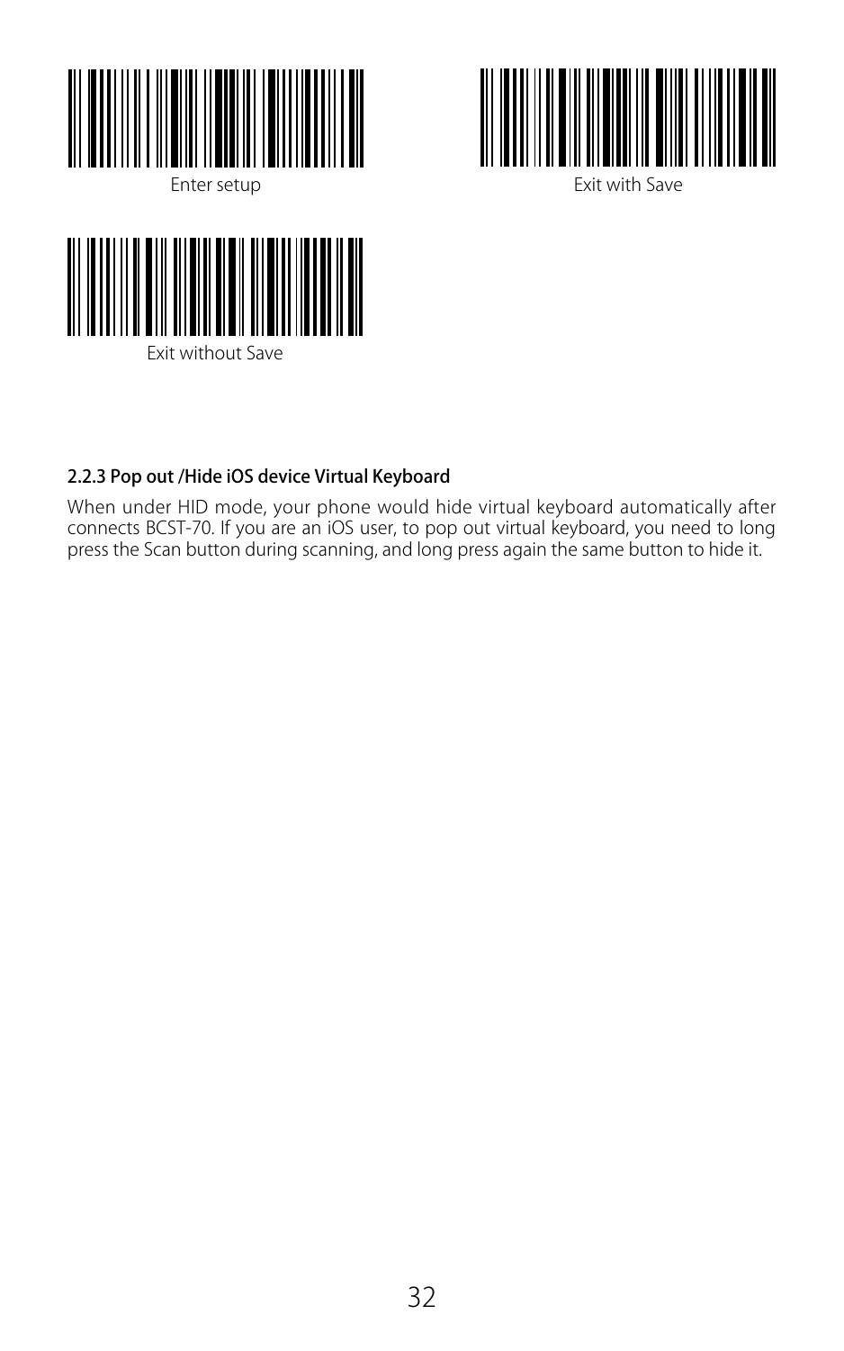Enter setup

Exit with Save

Exit without Save

### 2.2.3 Pop out /Hide iOS device Virtual Keyboard

When under HID mode, your phone would hide virtual keyboard automatically after connects BCST-70. If you are an iOS user, to pop out virtual keyboard, you need to long press the Scan button during scanning, and long press again the same button to hide it.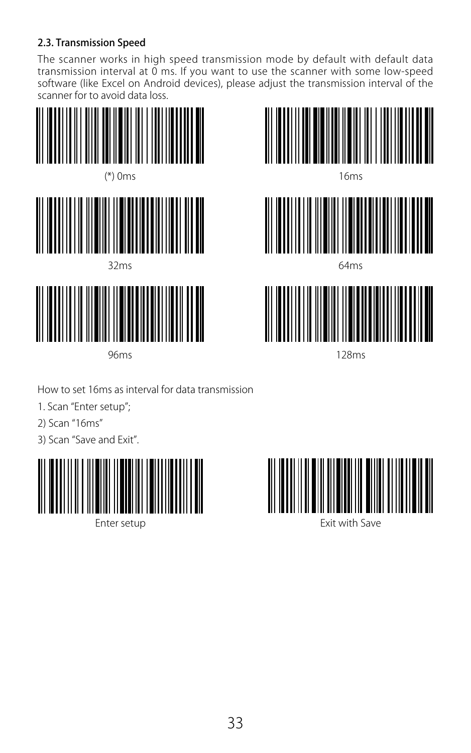### 2.3. Transmission Speed

The scanner works in high speed transmission mode by default with default data transmission interval at 0 ms. If you want to use the scanner with some low-speed software (like Excel on Android devices), please adjust the transmission interval of the scanner for to avoid data loss.

(*) 0ms

16ms

32ms

64ms

96ms

128ms

How to set 16ms as interval for data transmission

1. Scan “Enter setup”;

2) Scan “16ms”

3) Scan “Save and Exit”.

Enter setup

Exit with Save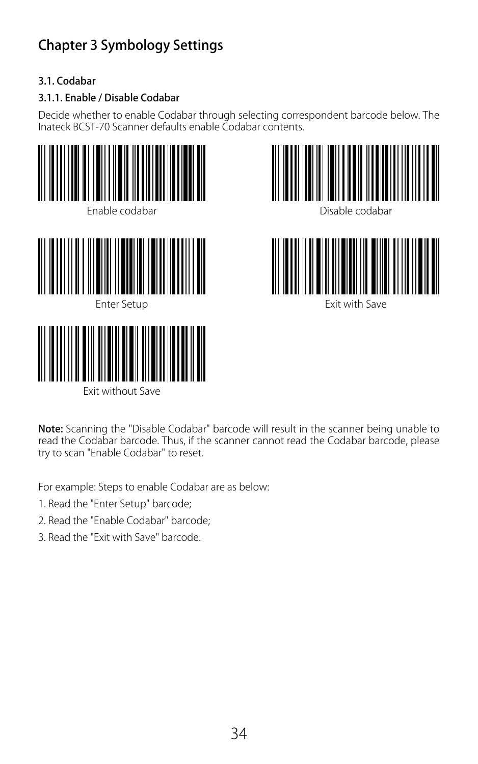# Chapter 3 Symbology Settings

### 3.1. Codabar

#### 3.1.1. Enable / Disable Codabar

Decide whether to enable Codabar through selecting correspondent barcode below. The Inateck BCST-70 Scanner defaults enable Codabar contents.

Enable codabar

Disable codabar

Enter Setup

Exit with Save

Exit without Save

**Note:** Scanning the "Disable Codabar" barcode will result in the scanner being unable to read the Codabar barcode. Thus, if the scanner cannot read the Codabar barcode, please try to scan "Enable Codabar" to reset.

For example: Steps to enable Codabar are as below:

1. Read the "Enter Setup" barcode;
2. Read the "Enable Codabar" barcode;
3. Read the "Exit with Save" barcode.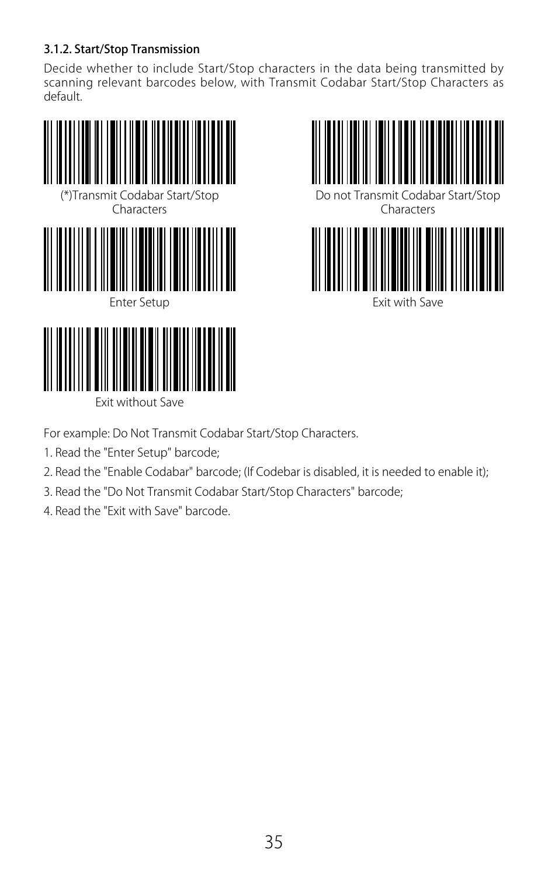### 3.1.2. Start/Stop Transmission

Decide whether to include Start/Stop characters in the data being transmitted by scanning relevant barcodes below, with Transmit Codabar Start/Stop Characters as default.

(*)Transmit Codabar Start/Stop Characters

Do not Transmit Codabar Start/Stop Characters

Enter Setup

Exit with Save

Exit without Save

For example: Do Not Transmit Codabar Start/Stop Characters.

1. Read the "Enter Setup" barcode;
2. Read the "Enable Codabar" barcode; (If Codebar is disabled, it is needed to enable it);
3. Read the "Do Not Transmit Codabar Start/Stop Characters" barcode;
4. Read the "Exit with Save" barcode.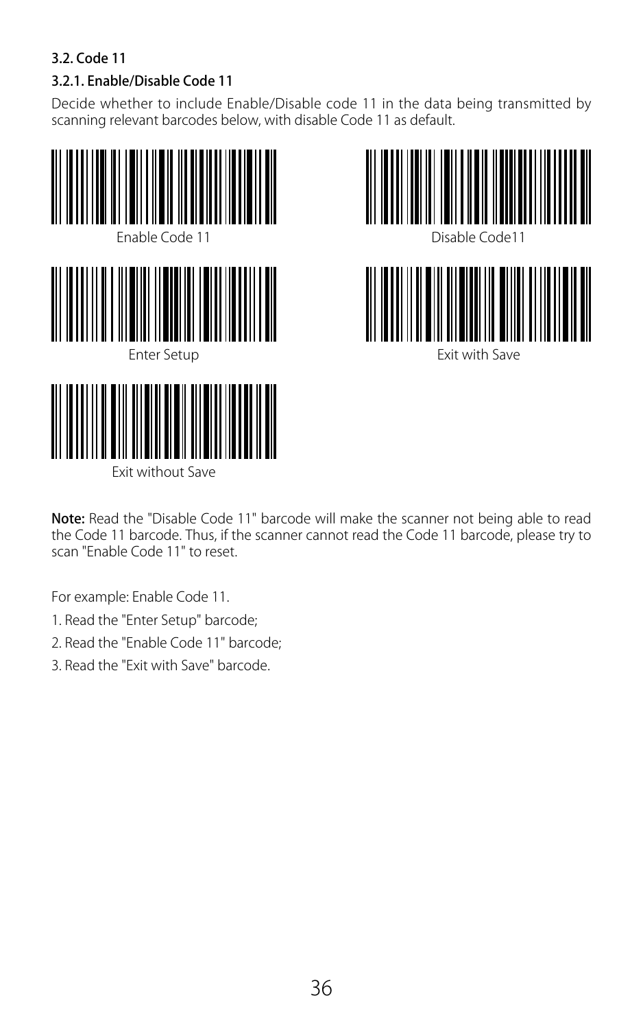### 3.2. Code 11

#### 3.2.1. Enable/Disable Code 11

Decide whether to include Enable/Disable code 11 in the data being transmitted by scanning relevant barcodes below, with disable Code 11 as default.

Enable Code 11

Disable Code11

Enter Setup

Exit with Save

Exit without Save

**Note:** Read the "Disable Code 11" barcode will make the scanner not being able to read the Code 11 barcode. Thus, if the scanner cannot read the Code 11 barcode, please try to scan "Enable Code 11" to reset.

For example: Enable Code 11.

1. Read the "Enter Setup" barcode;
2. Read the "Enable Code 11" barcode;
3. Read the "Exit with Save" barcode.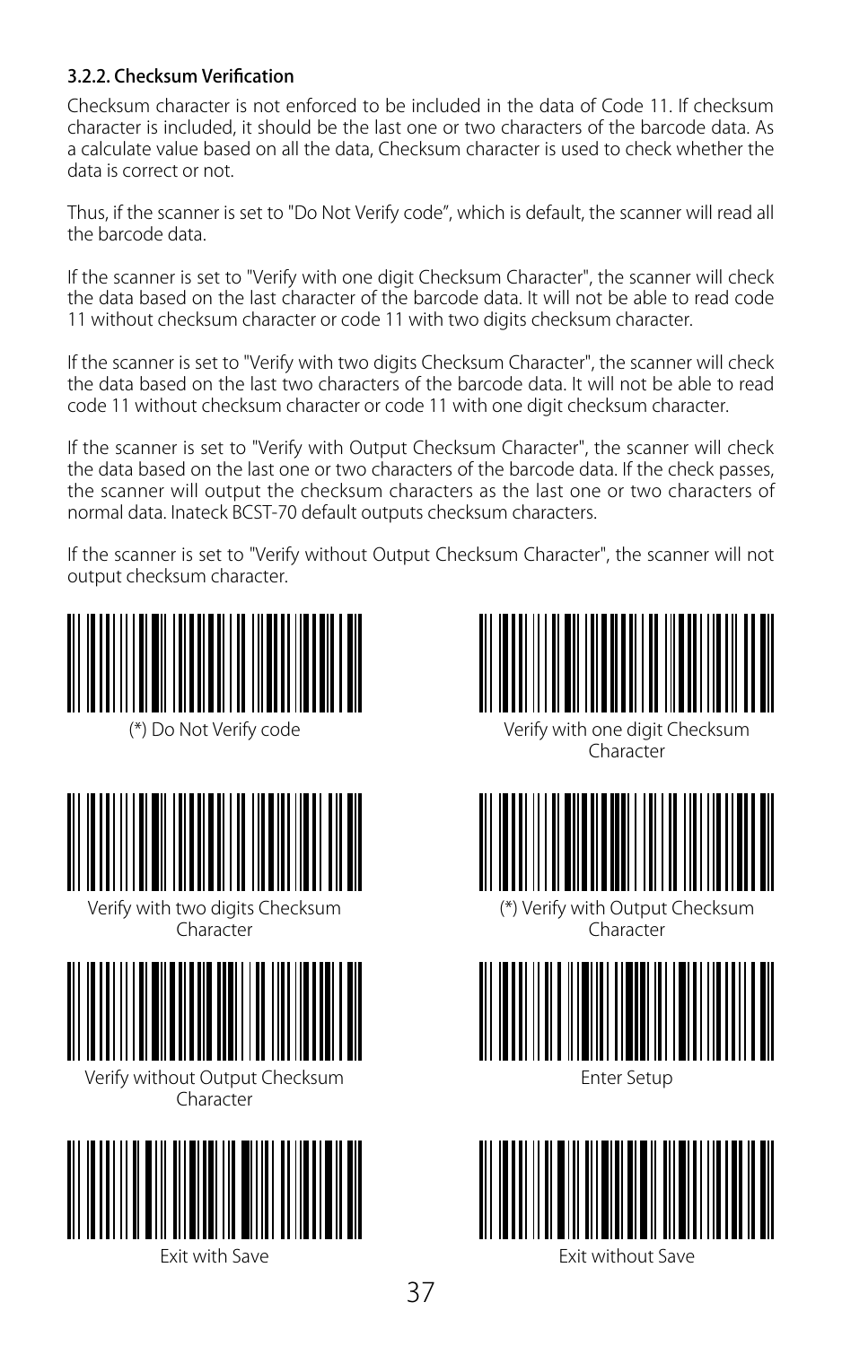### 3.2.2. Checksum Verification

Checksum character is not enforced to be included in the data of Code 11. If checksum character is included, it should be the last one or two characters of the barcode data. As a calculate value based on all the data, Checksum character is used to check whether the data is correct or not.

Thus, if the scanner is set to "Do Not Verify code", which is default, the scanner will read all the barcode data.

If the scanner is set to "Verify with one digit Checksum Character", the scanner will check the data based on the last character of the barcode data. It will not be able to read code 11 without checksum character or code 11 with two digits checksum character.

If the scanner is set to "Verify with two digits Checksum Character", the scanner will check the data based on the last two characters of the barcode data. It will not be able to read code 11 without checksum character or code 11 with one digit checksum character.

If the scanner is set to "Verify with Output Checksum Character", the scanner will check the data based on the last one or two characters of the barcode data. If the check passes, the scanner will output the checksum characters as the last one or two characters of normal data. Inateck BCST-70 default outputs checksum characters.

If the scanner is set to "Verify without Output Checksum Character", the scanner will not output checksum character.

(*) Do Not Verify code

Verify with one digit Checksum Character

Verify with two digits Checksum Character

(*) Verify with Output Checksum Character

Verify without Output Checksum Character

Enter Setup

Exit with Save

Exit without Save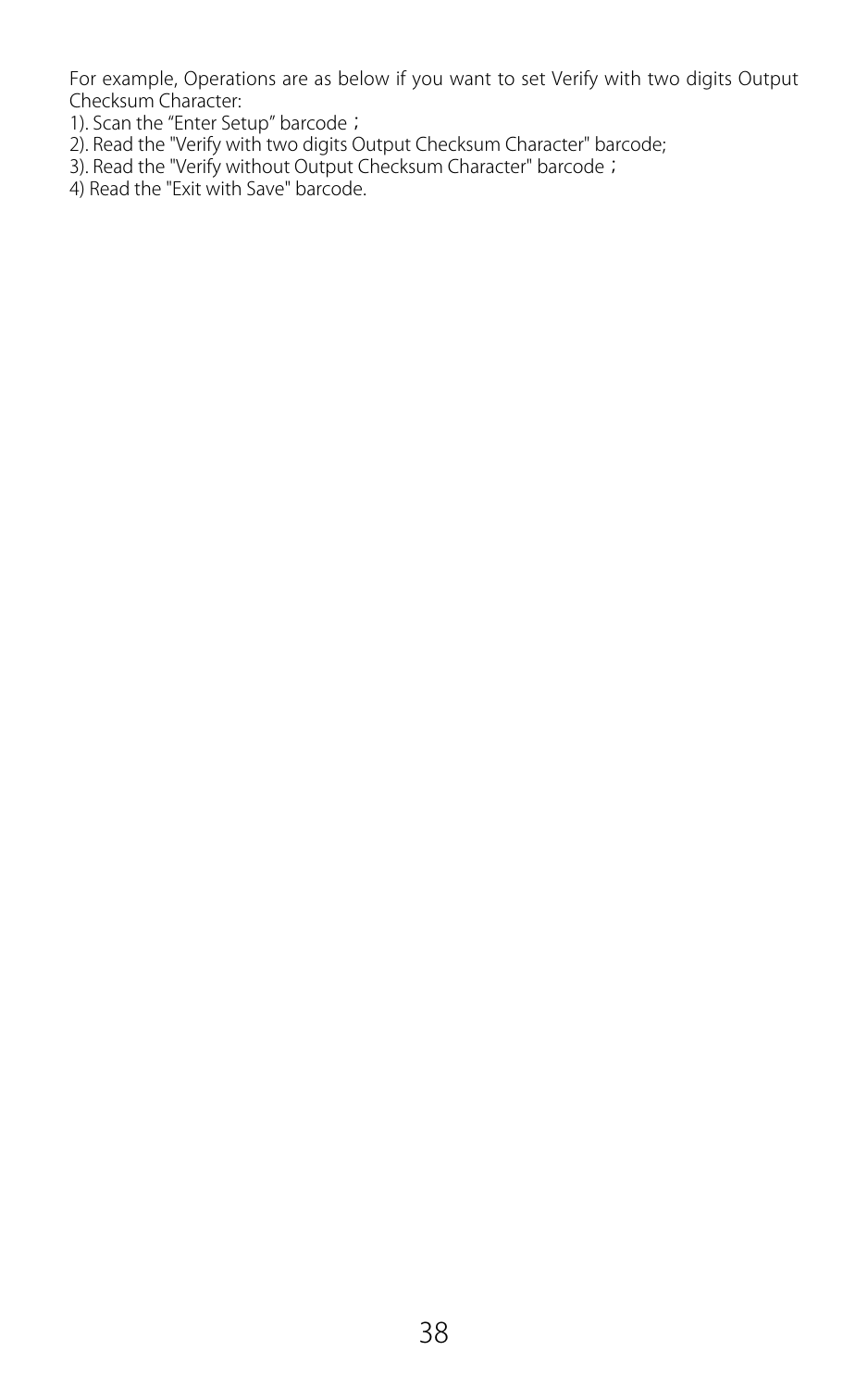For example, Operations are as below if you want to set Verify with two digits Output Checksum Character:

1). Scan the “Enter Setup” barcode；
2). Read the "Verify with two digits Output Checksum Character" barcode;
3). Read the "Verify without Output Checksum Character" barcode；
4) Read the "Exit with Save" barcode.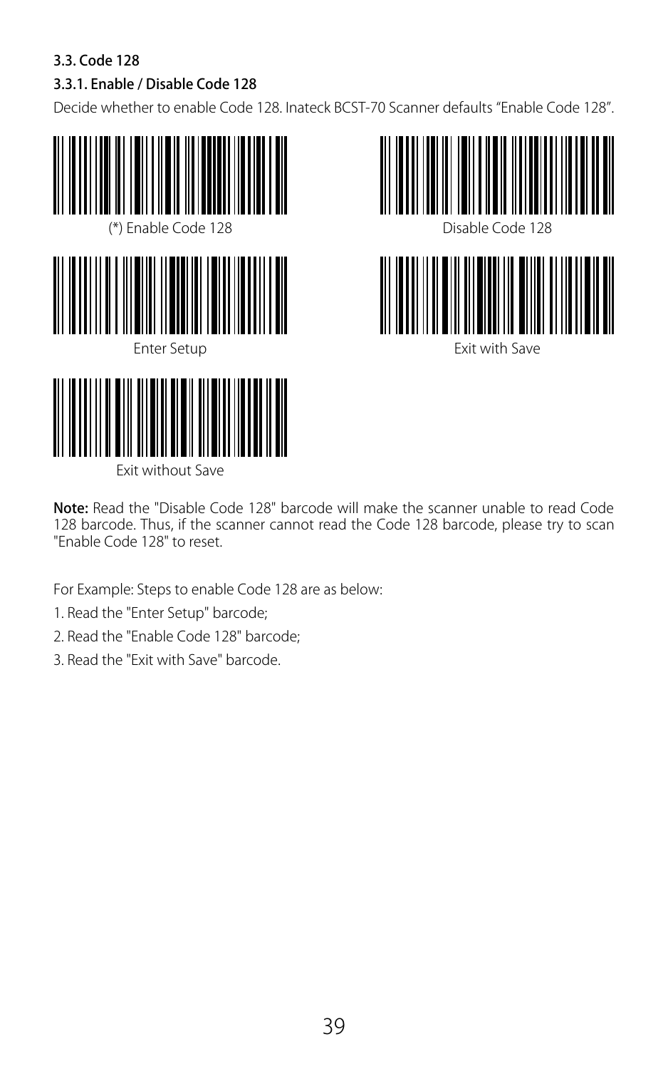### 3.3. Code 128

#### 3.3.1. Enable / Disable Code 128

Decide whether to enable Code 128. Inateck BCST-70 Scanner defaults “Enable Code 128”.

(*) Enable Code 128

Disable Code 128

Enter Setup

Exit with Save

Exit without Save

**Note:** Read the "Disable Code 128" barcode will make the scanner unable to read Code 128 barcode. Thus, if the scanner cannot read the Code 128 barcode, please try to scan "Enable Code 128" to reset.

For Example: Steps to enable Code 128 are as below:

1. Read the "Enter Setup" barcode;
2. Read the "Enable Code 128" barcode;
3. Read the "Exit with Save" barcode.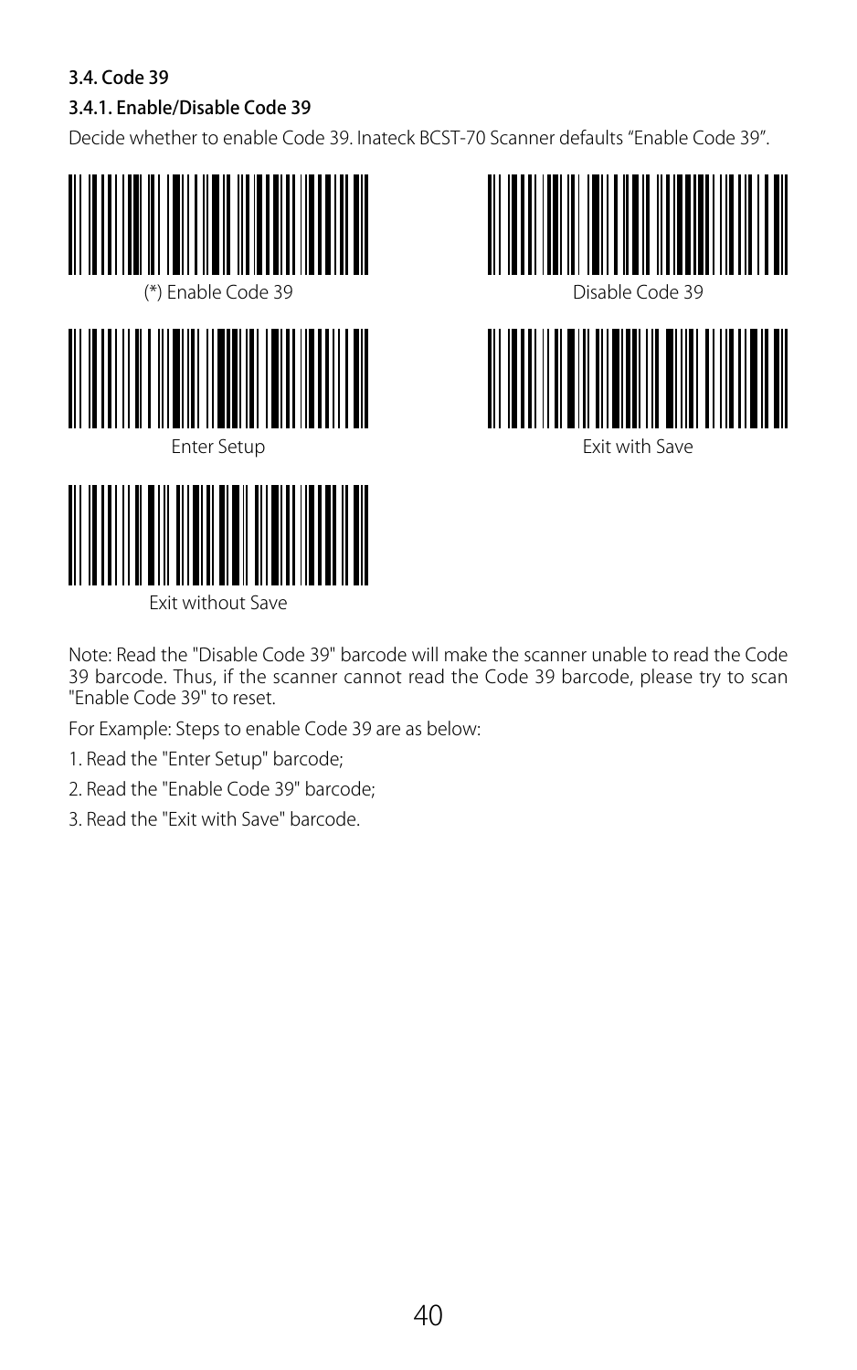### 3.4. Code 39

#### 3.4.1. Enable/Disable Code 39

Decide whether to enable Code 39. Inateck BCST-70 Scanner defaults "Enable Code 39".

(*) Enable Code 39

Disable Code 39

Enter Setup

Exit with Save

Exit without Save

Note: Read the "Disable Code 39" barcode will make the scanner unable to read the Code 39 barcode. Thus, if the scanner cannot read the Code 39 barcode, please try to scan "Enable Code 39" to reset.

For Example: Steps to enable Code 39 are as below:

1. Read the "Enter Setup" barcode;
2. Read the "Enable Code 39" barcode;
3. Read the "Exit with Save" barcode.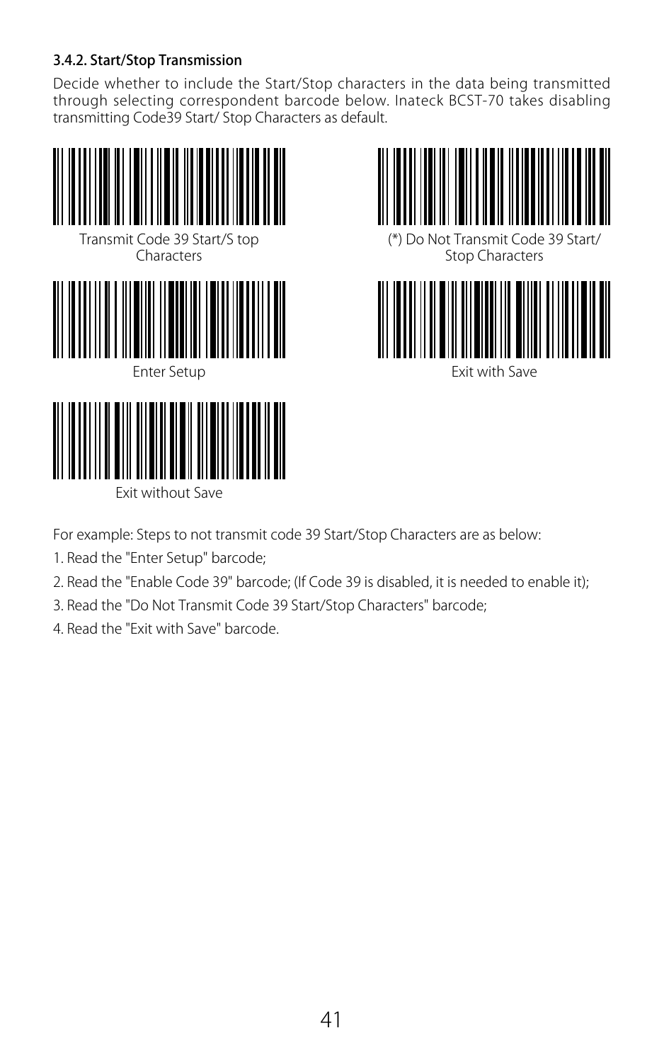### 3.4.2. Start/Stop Transmission

Decide whether to include the Start/Stop characters in the data being transmitted through selecting correspondent barcode below. Inateck BCST-70 takes disabling transmitting Code39 Start/ Stop Characters as default.

Transmit Code 39 Start/S top Characters

(*) Do Not Transmit Code 39 Start/ Stop Characters

Enter Setup

Exit with Save

Exit without Save

For example: Steps to not transmit code 39 Start/Stop Characters are as below:

1. Read the "Enter Setup" barcode;
2. Read the "Enable Code 39" barcode; (If Code 39 is disabled, it is needed to enable it);
3. Read the "Do Not Transmit Code 39 Start/Stop Characters" barcode;
4. Read the "Exit with Save" barcode.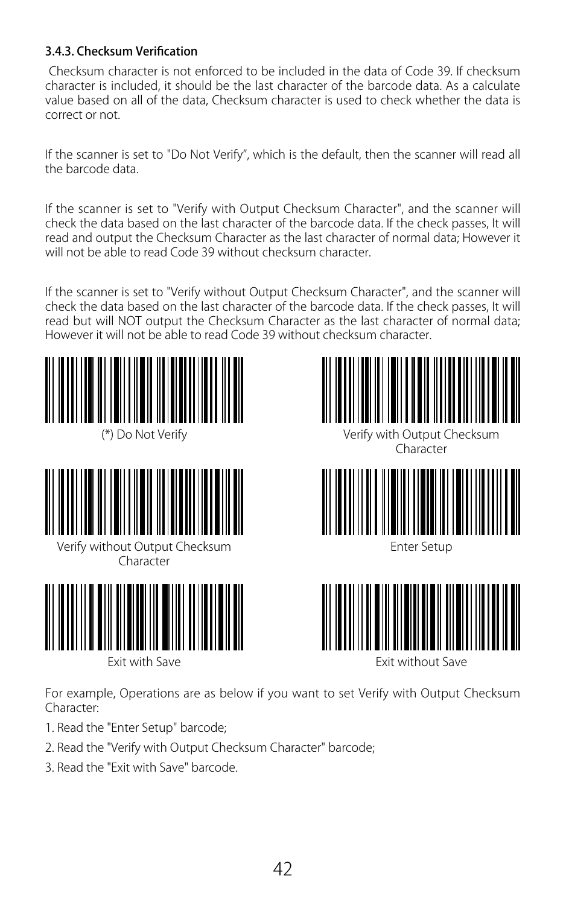### 3.4.3. Checksum Verification

Checksum character is not enforced to be included in the data of Code 39. If checksum character is included, it should be the last character of the barcode data. As a calculate value based on all of the data, Checksum character is used to check whether the data is correct or not.

If the scanner is set to "Do Not Verify", which is the default, then the scanner will read all the barcode data.

If the scanner is set to "Verify with Output Checksum Character", and the scanner will check the data based on the last character of the barcode data. If the check passes, It will read and output the Checksum Character as the last character of normal data; However it will not be able to read Code 39 without checksum character.

If the scanner is set to "Verify without Output Checksum Character", and the scanner will check the data based on the last character of the barcode data. If the check passes, It will read but will NOT output the Checksum Character as the last character of normal data; However it will not be able to read Code 39 without checksum character.

(*) Do Not Verify

Verify with Output Checksum Character

Verify without Output Checksum Character

Enter Setup

Exit with Save

Exit without Save

For example, Operations are as below if you want to set Verify with Output Checksum Character:

1. Read the "Enter Setup" barcode;
2. Read the "Verify with Output Checksum Character" barcode;
3. Read the "Exit with Save" barcode.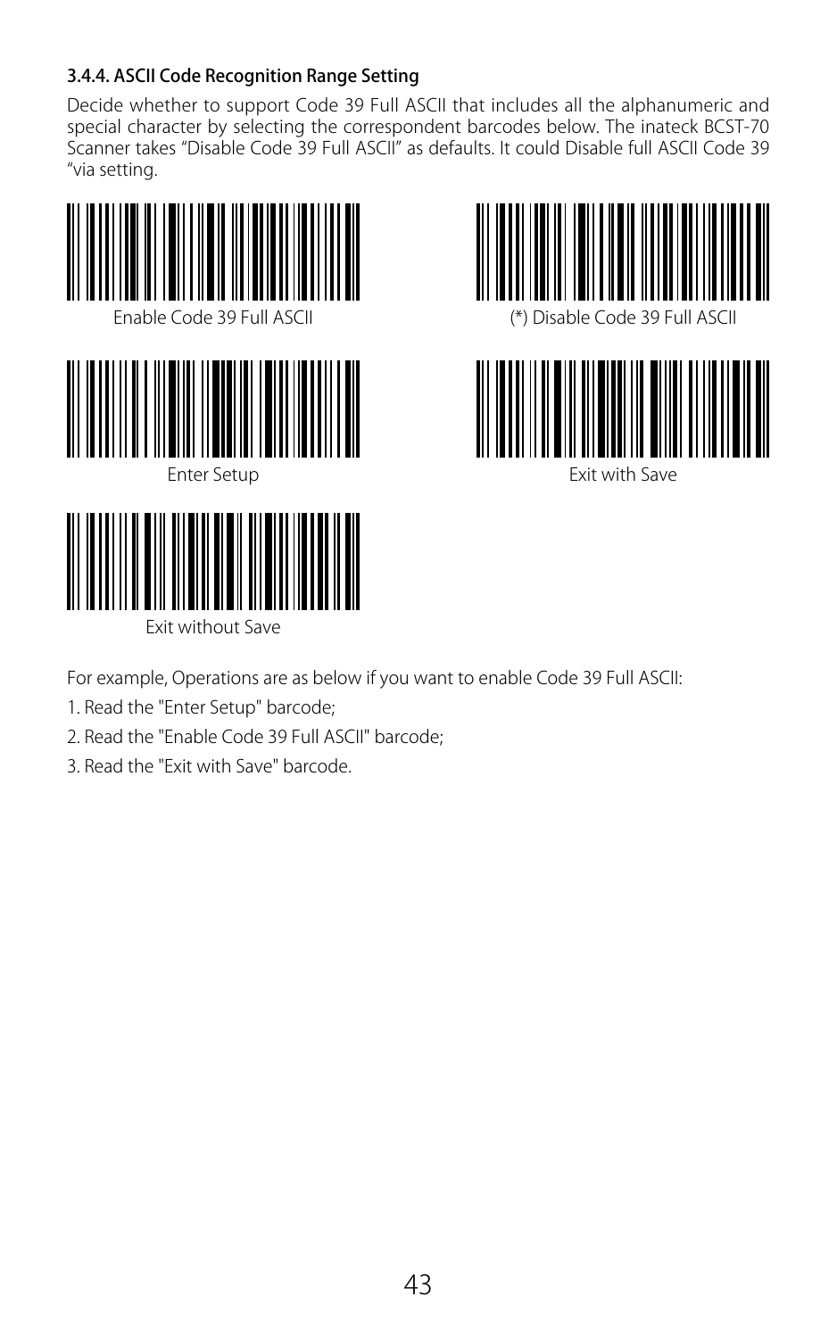### 3.4.4. ASCII Code Recognition Range Setting

Decide whether to support Code 39 Full ASCII that includes all the alphanumeric and special character by selecting the correspondent barcodes below. The inateck BCST-70 Scanner takes “Disable Code 39 Full ASCII” as defaults. It could Disable full ASCII Code 39 “via setting.

Enable Code 39 Full ASCII

(*) Disable Code 39 Full ASCII

Enter Setup

Exit with Save

Exit without Save

For example, Operations are as below if you want to enable Code 39 Full ASCII:

1. Read the "Enter Setup" barcode;
2. Read the "Enable Code 39 Full ASCII" barcode;
3. Read the "Exit with Save" barcode.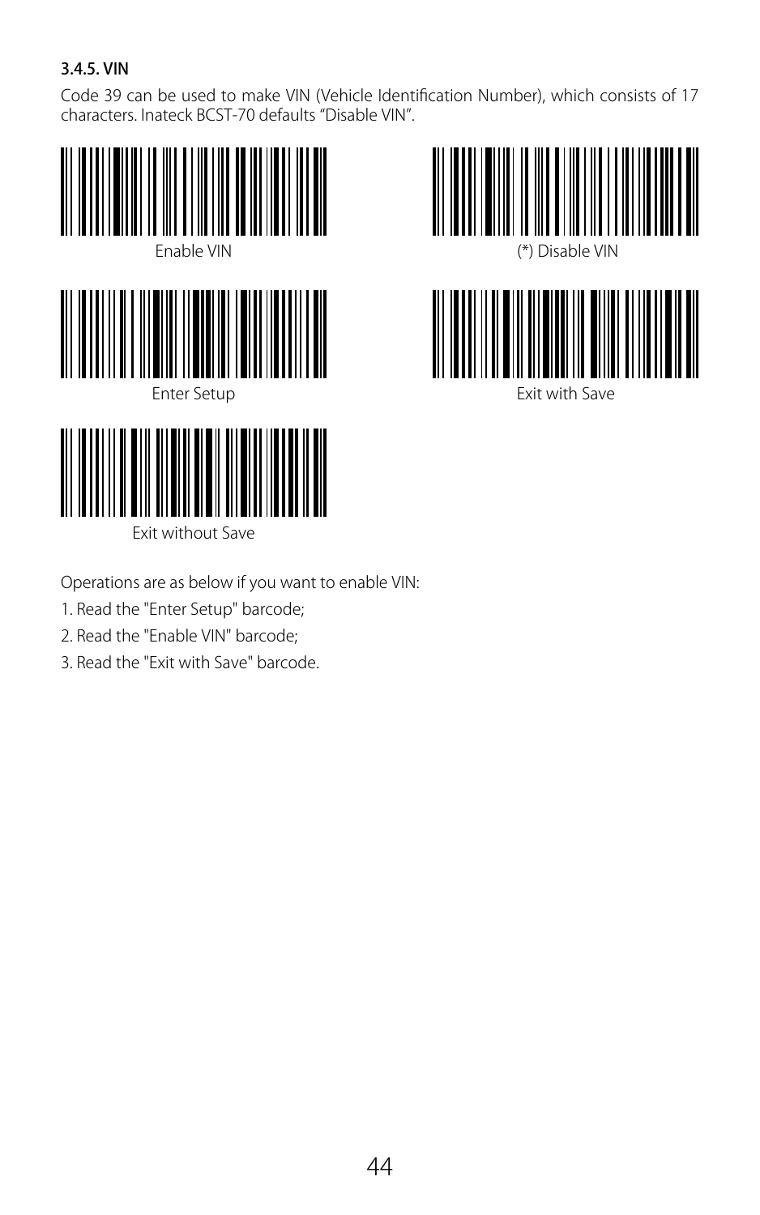### 3.4.5. VIN

Code 39 can be used to make VIN (Vehicle Identification Number), which consists of 17 characters. Inateck BCST-70 defaults “Disable VIN”.

Enable VIN

(*) Disable VIN

Enter Setup

Exit with Save

Exit without Save

Operations are as below if you want to enable VIN:

1. Read the "Enter Setup" barcode;
2. Read the "Enable VIN" barcode;
3. Read the "Exit with Save" barcode.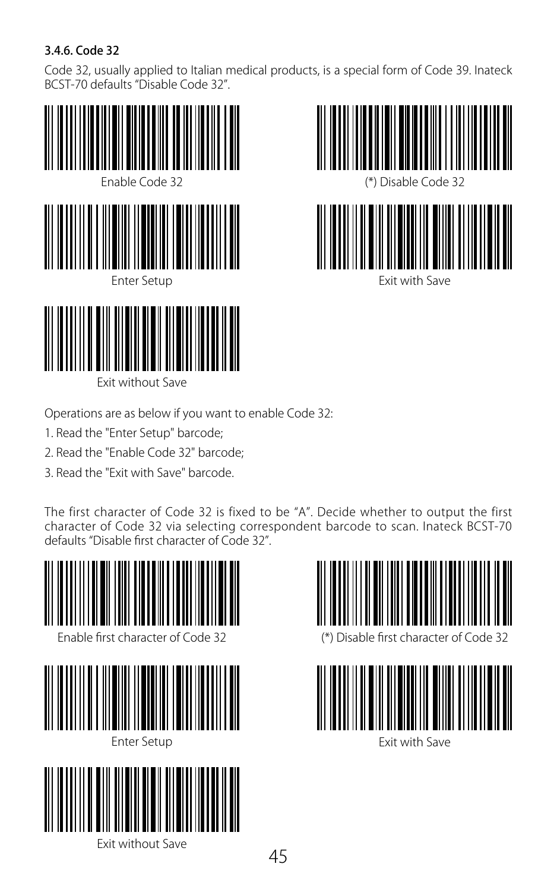### 3.4.6. Code 32

Code 32, usually applied to Italian medical products, is a special form of Code 39. Inateck BCST-70 defaults "Disable Code 32".

Enable Code 32

(*) Disable Code 32

Enter Setup

Exit with Save

Exit without Save

Operations are as below if you want to enable Code 32:

1. Read the "Enter Setup" barcode;
2. Read the "Enable Code 32" barcode;
3. Read the "Exit with Save" barcode.

The first character of Code 32 is fixed to be "A". Decide whether to output the first character of Code 32 via selecting correspondent barcode to scan. Inateck BCST-70 defaults "Disable first character of Code 32".

Enable first character of Code 32

(*) Disable first character of Code 32

Enter Setup

Exit with Save

Exit without Save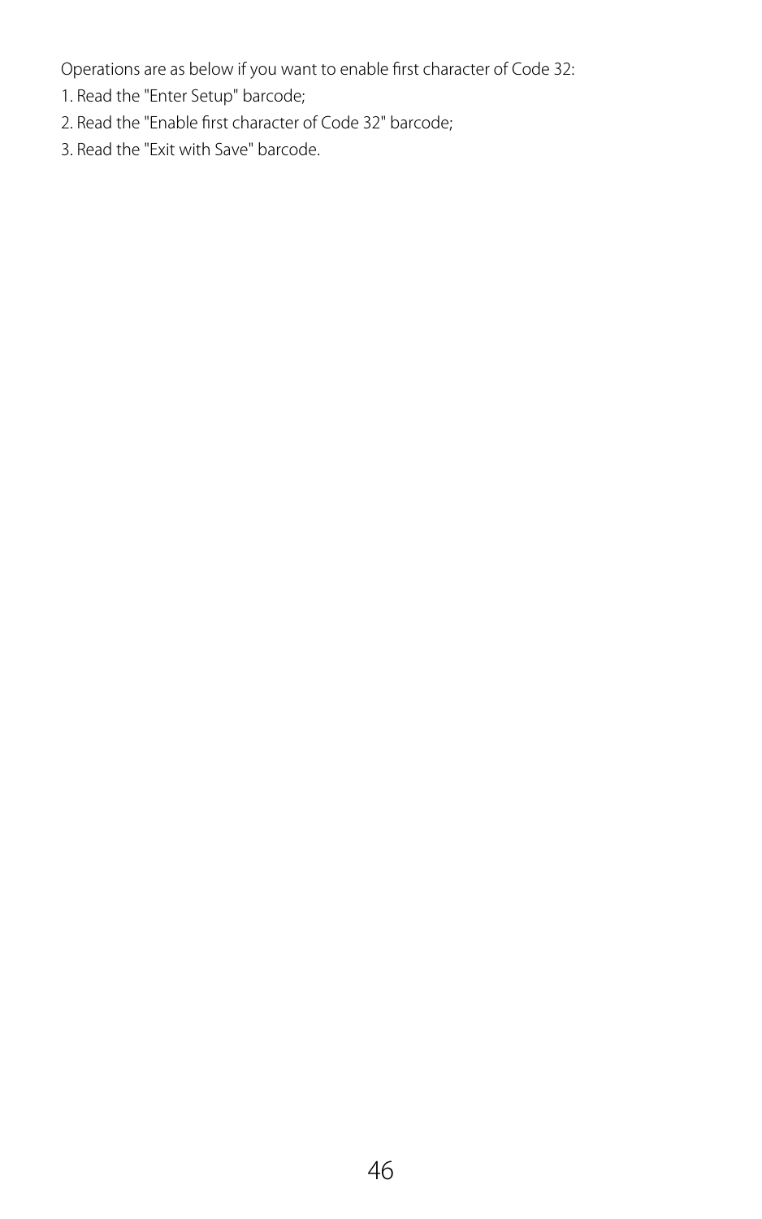Operations are as below if you want to enable first character of Code 32:

1. Read the "Enter Setup" barcode;
2. Read the "Enable first character of Code 32" barcode;
3. Read the "Exit with Save" barcode.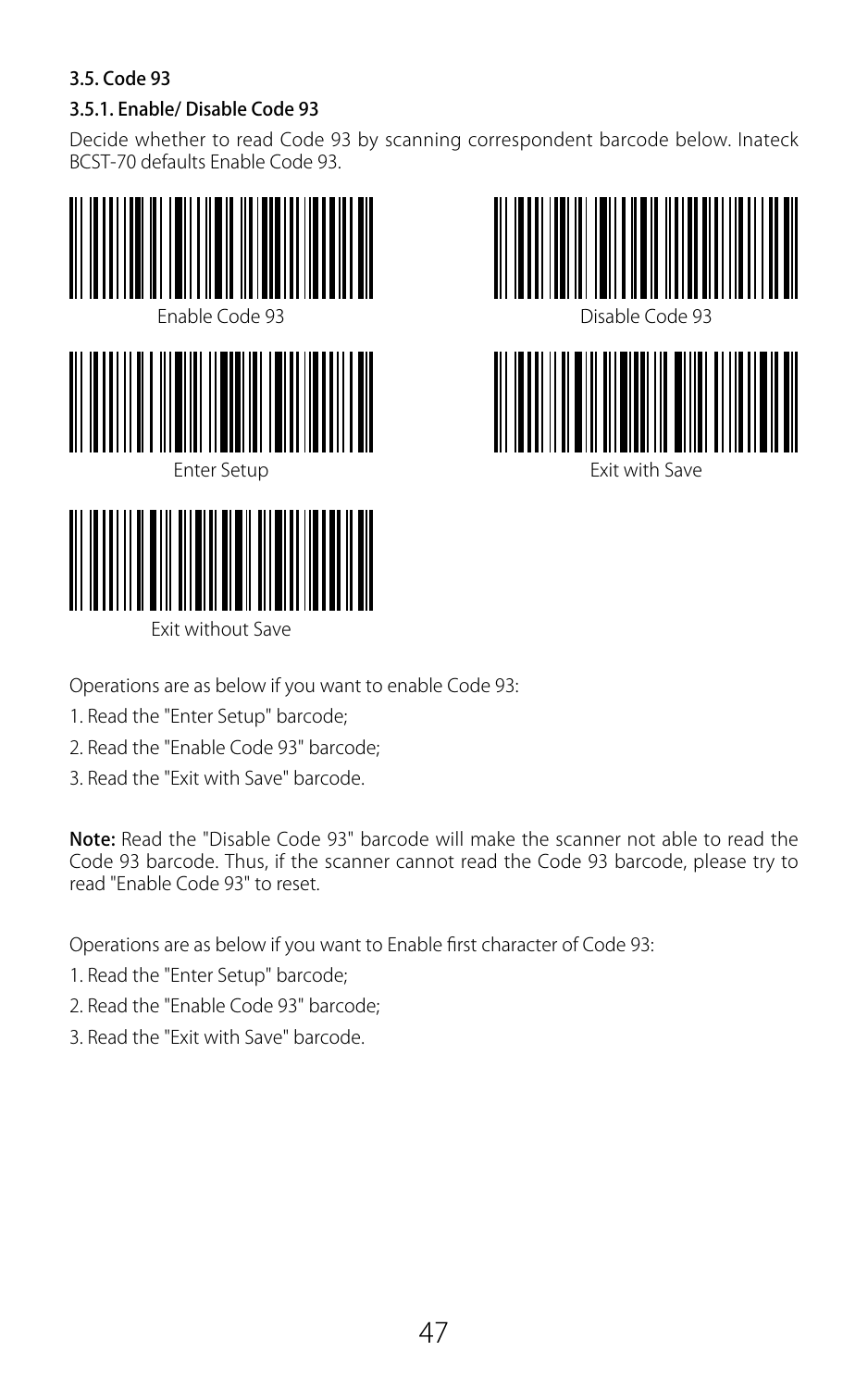### 3.5. Code 93

#### 3.5.1. Enable/ Disable Code 93

Decide whether to read Code 93 by scanning correspondent barcode below. Inateck BCST-70 defaults Enable Code 93.

Enable Code 93

Disable Code 93

Enter Setup

Exit with Save

Exit without Save

Operations are as below if you want to enable Code 93:

1. Read the "Enter Setup" barcode;
2. Read the "Enable Code 93" barcode;
3. Read the "Exit with Save" barcode.

**Note:** Read the "Disable Code 93" barcode will make the scanner not able to read the Code 93 barcode. Thus, if the scanner cannot read the Code 93 barcode, please try to read "Enable Code 93" to reset.

Operations are as below if you want to Enable first character of Code 93:

1. Read the "Enter Setup" barcode;
2. Read the "Enable Code 93" barcode;
3. Read the "Exit with Save" barcode.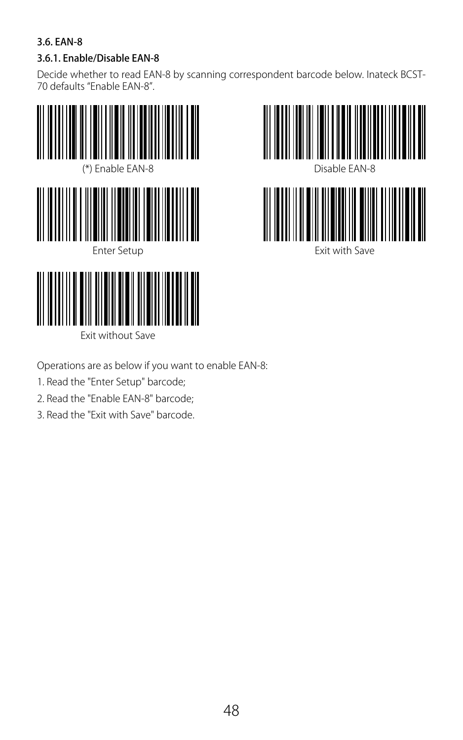### 3.6. EAN-8

#### 3.6.1. Enable/Disable EAN-8

Decide whether to read EAN-8 by scanning correspondent barcode below. Inateck BCST-70 defaults “Enable EAN-8”.

(*) Enable EAN-8

Disable EAN-8

Enter Setup

Exit with Save

Exit without Save

Operations are as below if you want to enable EAN-8:

1. Read the "Enter Setup" barcode;
2. Read the "Enable EAN-8" barcode;
3. Read the "Exit with Save" barcode.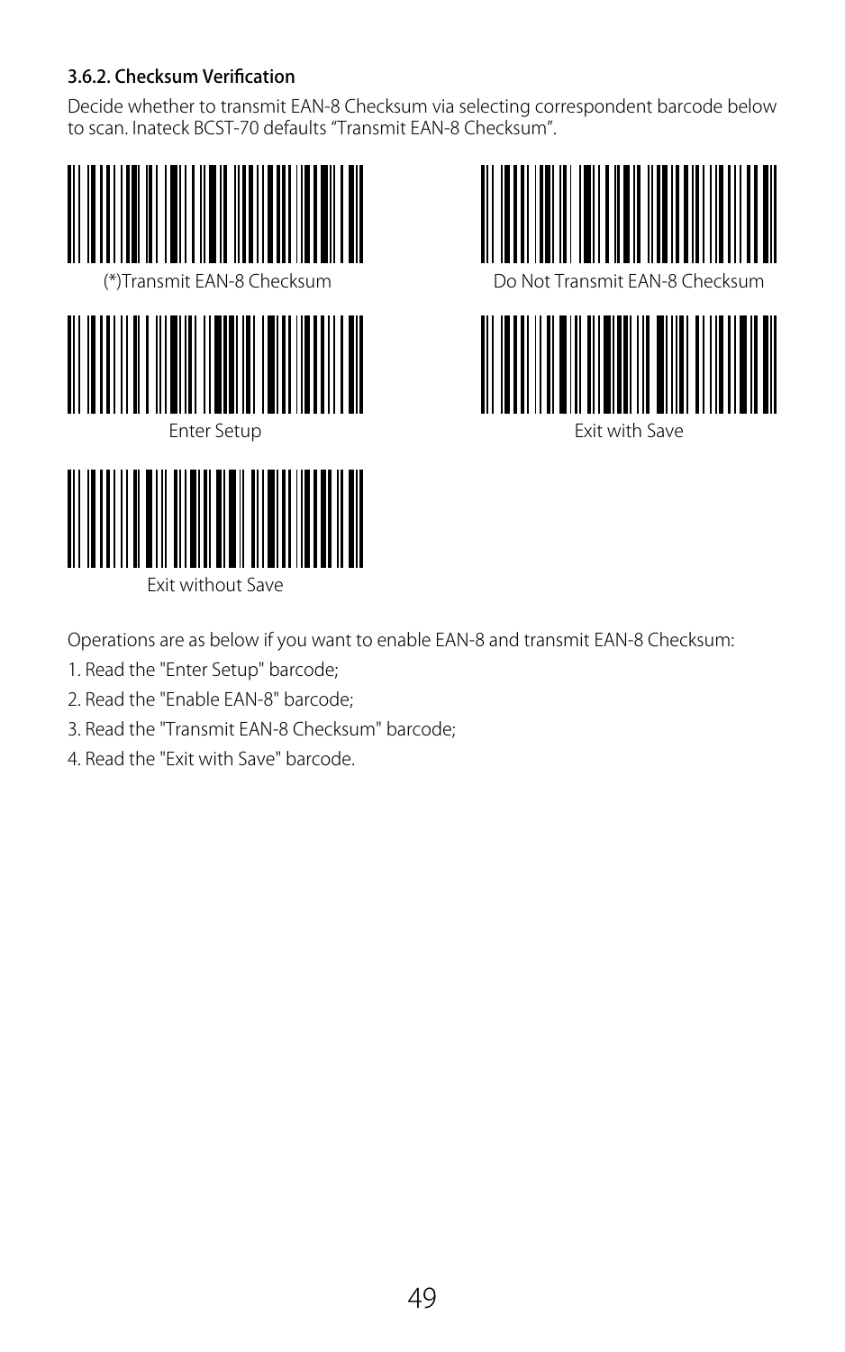### 3.6.2. Checksum Verification

Decide whether to transmit EAN-8 Checksum via selecting correspondent barcode below to scan. Inateck BCST-70 defaults "Transmit EAN-8 Checksum".

(*)Transmit EAN-8 Checksum

Do Not Transmit EAN-8 Checksum

Enter Setup

Exit with Save

Exit without Save

Operations are as below if you want to enable EAN-8 and transmit EAN-8 Checksum:

1. Read the "Enter Setup" barcode;
2. Read the "Enable EAN-8" barcode;
3. Read the "Transmit EAN-8 Checksum" barcode;
4. Read the "Exit with Save" barcode.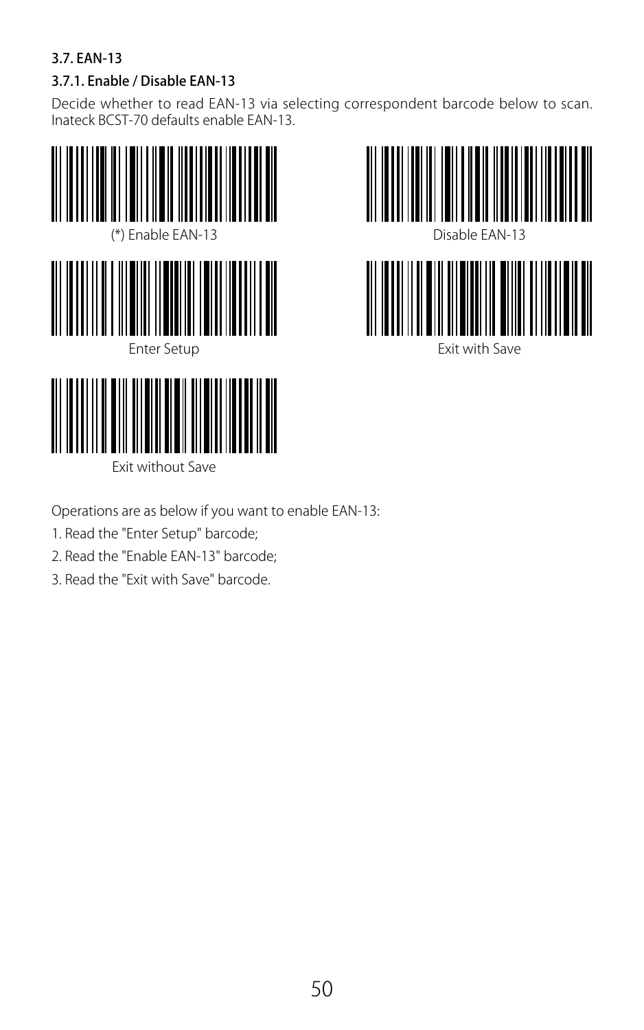### 3.7. EAN-13

#### 3.7.1. Enable / Disable EAN-13

Decide whether to read EAN-13 via selecting correspondent barcode below to scan. Inateck BCST-70 defaults enable EAN-13.

(*) Enable EAN-13

Disable EAN-13

Enter Setup

Exit with Save

Exit without Save

Operations are as below if you want to enable EAN-13:

1. Read the "Enter Setup" barcode;
2. Read the "Enable EAN-13" barcode;
3. Read the "Exit with Save" barcode.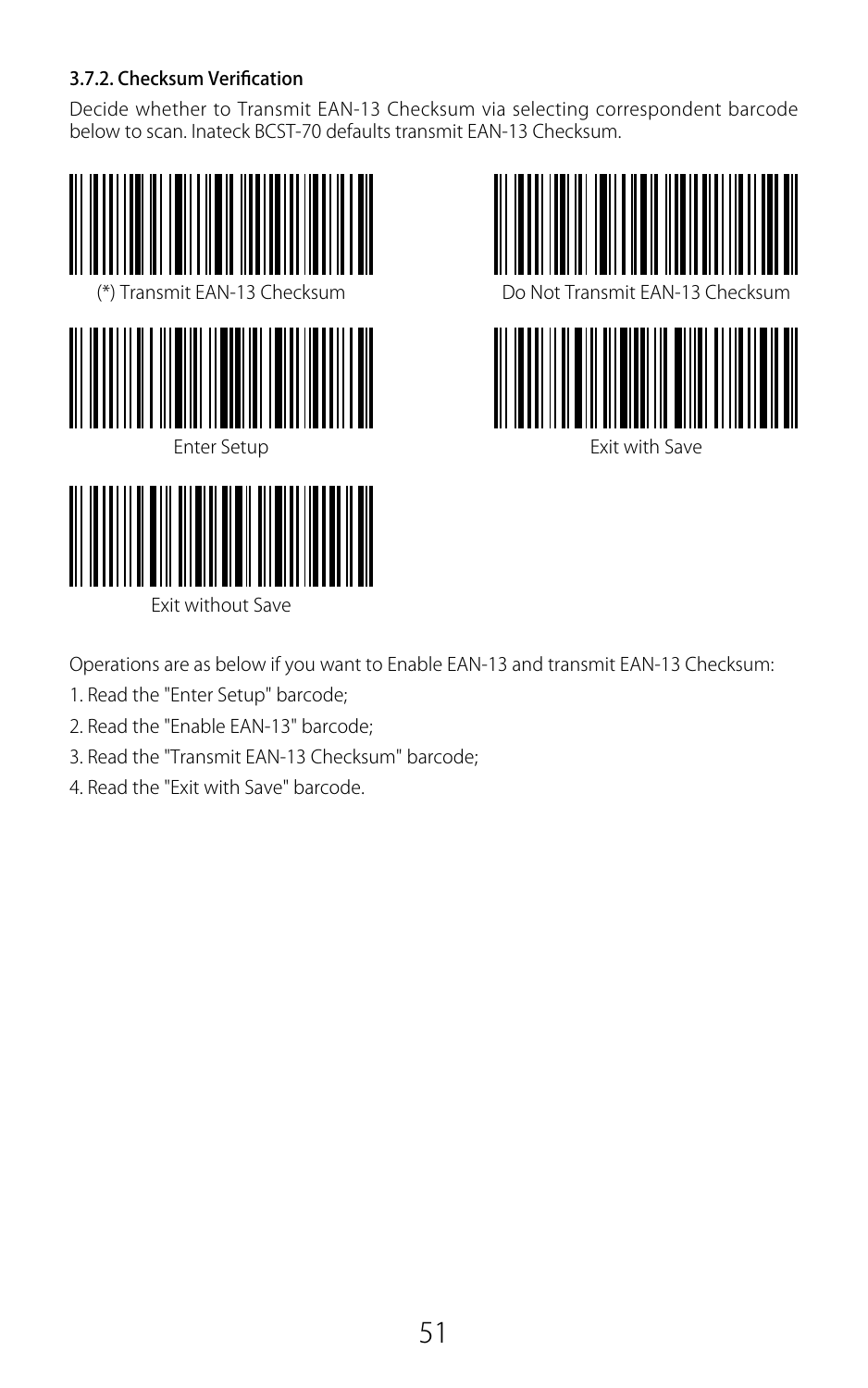### 3.7.2. Checksum Verification

Decide whether to Transmit EAN-13 Checksum via selecting correspondent barcode below to scan. Inateck BCST-70 defaults transmit EAN-13 Checksum.

(*) Transmit EAN-13 Checksum

Do Not Transmit EAN-13 Checksum

Enter Setup

Exit with Save

Exit without Save

Operations are as below if you want to Enable EAN-13 and transmit EAN-13 Checksum:

1. Read the "Enter Setup" barcode;
2. Read the "Enable EAN-13" barcode;
3. Read the "Transmit EAN-13 Checksum" barcode;
4. Read the "Exit with Save" barcode.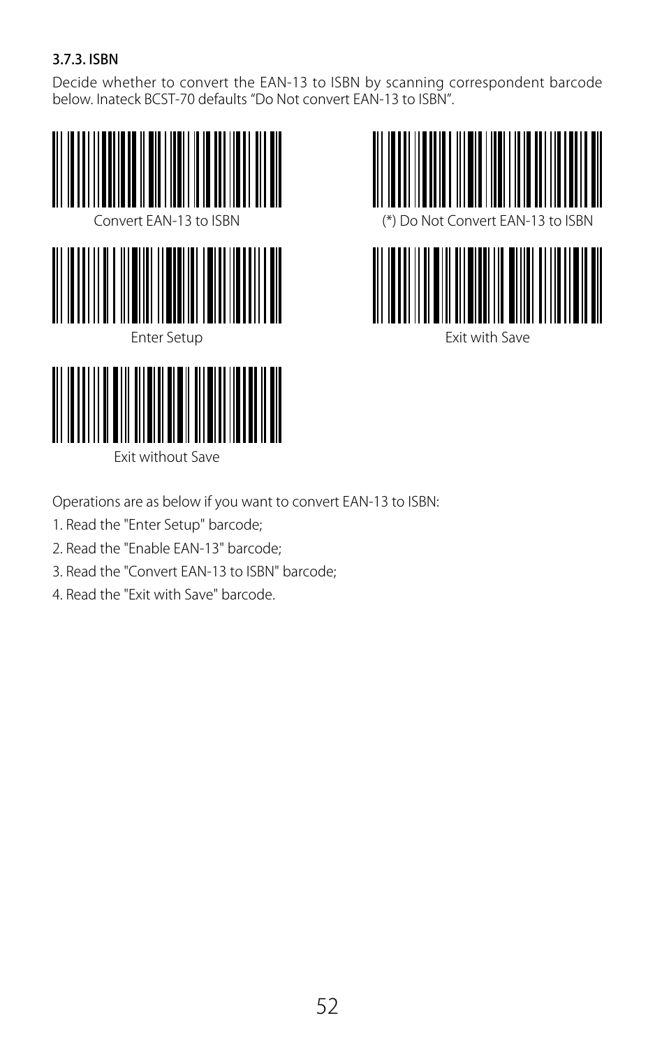### 3.7.3. ISBN

Decide whether to convert the EAN-13 to ISBN by scanning correspondent barcode below. Inateck BCST-70 defaults “Do Not convert EAN-13 to ISBN”.

Convert EAN-13 to ISBN

(*) Do Not Convert EAN-13 to ISBN

Enter Setup

Exit with Save

Exit without Save

Operations are as below if you want to convert EAN-13 to ISBN:

1. Read the "Enter Setup" barcode;
2. Read the "Enable EAN-13" barcode;
3. Read the "Convert EAN-13 to ISBN" barcode;
4. Read the "Exit with Save" barcode.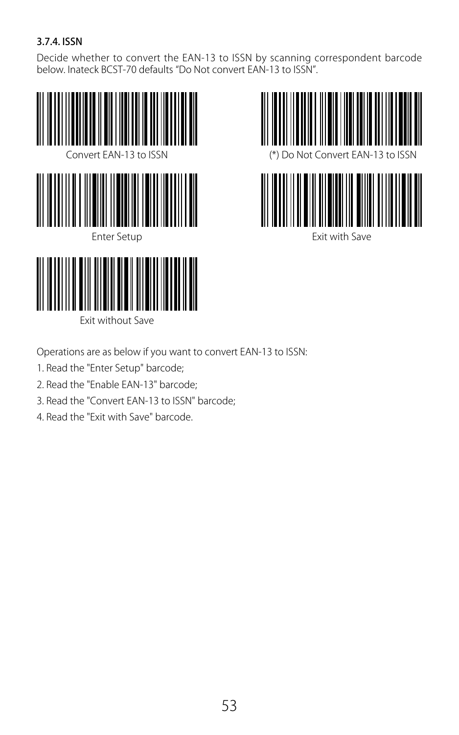### 3.7.4. ISSN

Decide whether to convert the EAN-13 to ISSN by scanning correspondent barcode below. Inateck BCST-70 defaults "Do Not convert EAN-13 to ISSN".

Convert EAN-13 to ISSN

(*) Do Not Convert EAN-13 to ISSN

Enter Setup

Exit with Save

Exit without Save

Operations are as below if you want to convert EAN-13 to ISSN:

1. Read the "Enter Setup" barcode;
2. Read the "Enable EAN-13" barcode;
3. Read the "Convert EAN-13 to ISSN" barcode;
4. Read the "Exit with Save" barcode.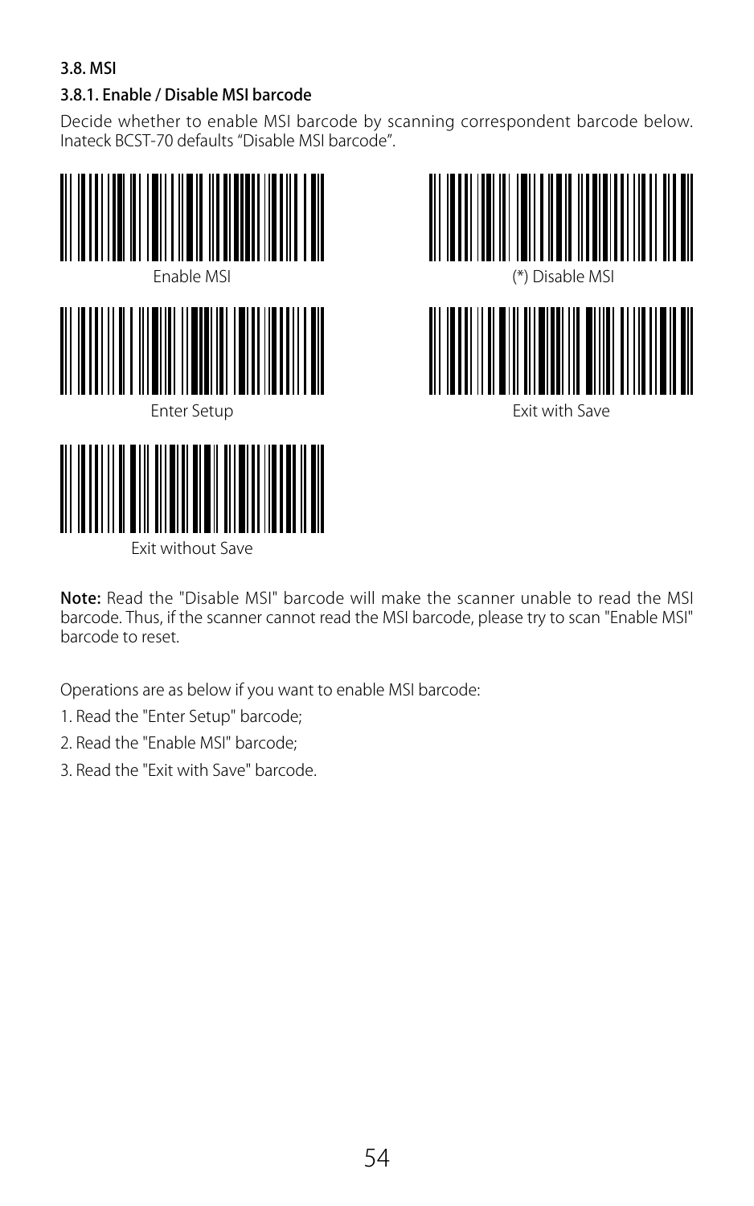### 3.8. MSI

#### 3.8.1. Enable / Disable MSI barcode

Decide whether to enable MSI barcode by scanning correspondent barcode below. Inateck BCST-70 defaults "Disable MSI barcode".

Enable MSI

(*) Disable MSI

Enter Setup

Exit with Save

Exit without Save

**Note:** Read the "Disable MSI" barcode will make the scanner unable to read the MSI barcode. Thus, if the scanner cannot read the MSI barcode, please try to scan "Enable MSI" barcode to reset.

Operations are as below if you want to enable MSI barcode:

1. Read the "Enter Setup" barcode;
2. Read the "Enable MSI" barcode;
3. Read the "Exit with Save" barcode.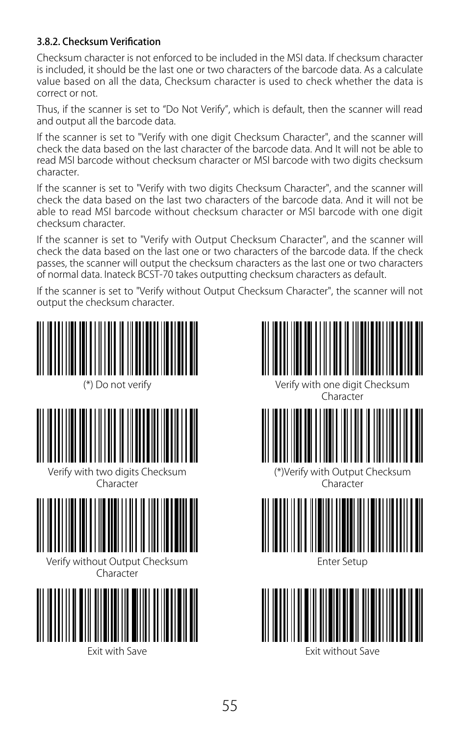### 3.8.2. Checksum Verification

Checksum character is not enforced to be included in the MSI data. If checksum character is included, it should be the last one or two characters of the barcode data. As a calculate value based on all the data, Checksum character is used to check whether the data is correct or not.

Thus, if the scanner is set to “Do Not Verify”, which is default, then the scanner will read and output all the barcode data.

If the scanner is set to "Verify with one digit Checksum Character", and the scanner will check the data based on the last character of the barcode data. And It will not be able to read MSI barcode without checksum character or MSI barcode with two digits checksum character.

If the scanner is set to "Verify with two digits Checksum Character", and the scanner will check the data based on the last two characters of the barcode data. And it will not be able to read MSI barcode without checksum character or MSI barcode with one digit checksum character.

If the scanner is set to "Verify with Output Checksum Character", and the scanner will check the data based on the last one or two characters of the barcode data. If the check passes, the scanner will output the checksum characters as the last one or two characters of normal data. Inateck BCST-70 takes outputting checksum characters as default.

If the scanner is set to "Verify without Output Checksum Character", the scanner will not output the checksum character.

(*) Do not verify

Verify with one digit Checksum Character

Verify with two digits Checksum Character

(*)Verify with Output Checksum Character

Verify without Output Checksum Character

Enter Setup

Exit with Save

Exit without Save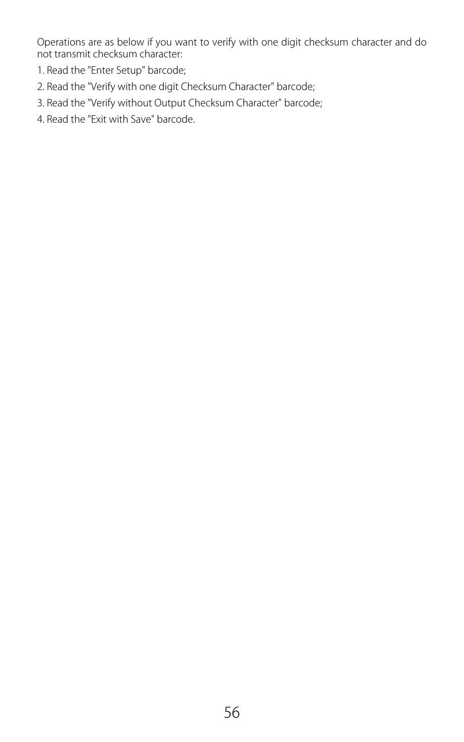Operations are as below if you want to verify with one digit checksum character and do not transmit checksum character:

1. Read the "Enter Setup" barcode;
2. Read the "Verify with one digit Checksum Character" barcode;
3. Read the "Verify without Output Checksum Character" barcode;
4. Read the "Exit with Save" barcode.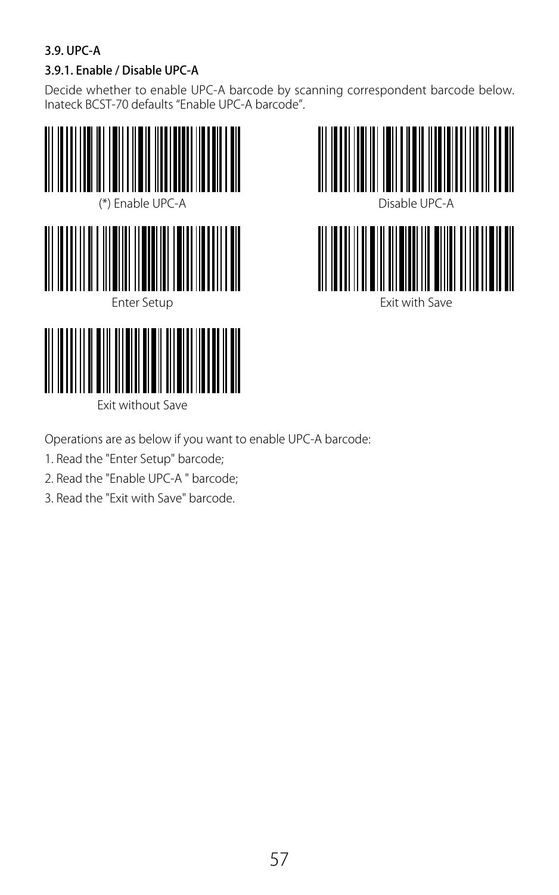### 3.9. UPC-A

#### 3.9.1. Enable / Disable UPC-A

Decide whether to enable UPC-A barcode by scanning correspondent barcode below. Inateck BCST-70 defaults “Enable UPC-A barcode”.

(*) Enable UPC-A

Disable UPC-A

Enter Setup

Exit with Save

Exit without Save

Operations are as below if you want to enable UPC-A barcode:

1. Read the "Enter Setup" barcode;
2. Read the "Enable UPC-A " barcode;
3. Read the "Exit with Save" barcode.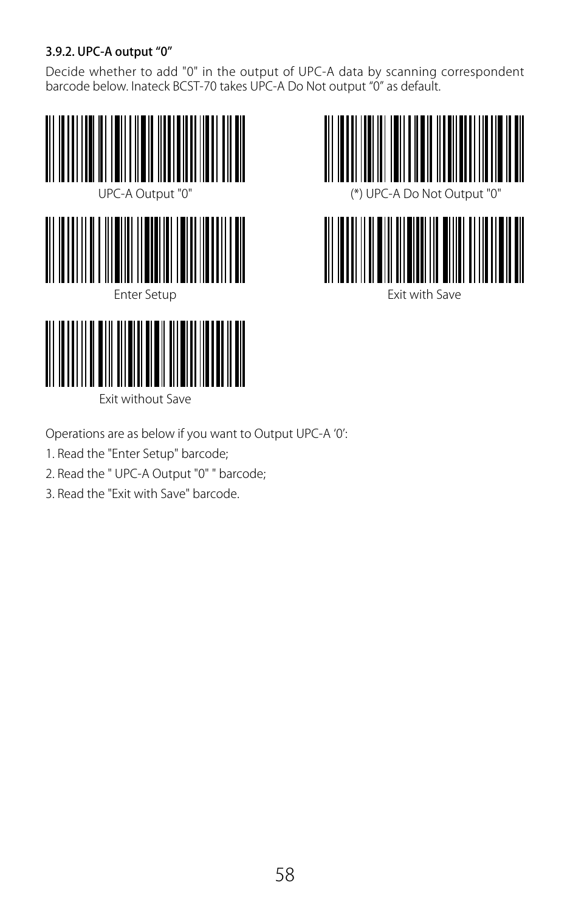### 3.9.2. UPC-A output “0”

Decide whether to add "0" in the output of UPC-A data by scanning correspondent barcode below. Inateck BCST-70 takes UPC-A Do Not output “0” as default.

UPC-A Output "0"

(*) UPC-A Do Not Output "0"

Enter Setup

Exit with Save

Exit without Save

Operations are as below if you want to Output UPC-A ‘0’:

1. Read the "Enter Setup" barcode;
2. Read the " UPC-A Output "0" " barcode;
3. Read the "Exit with Save" barcode.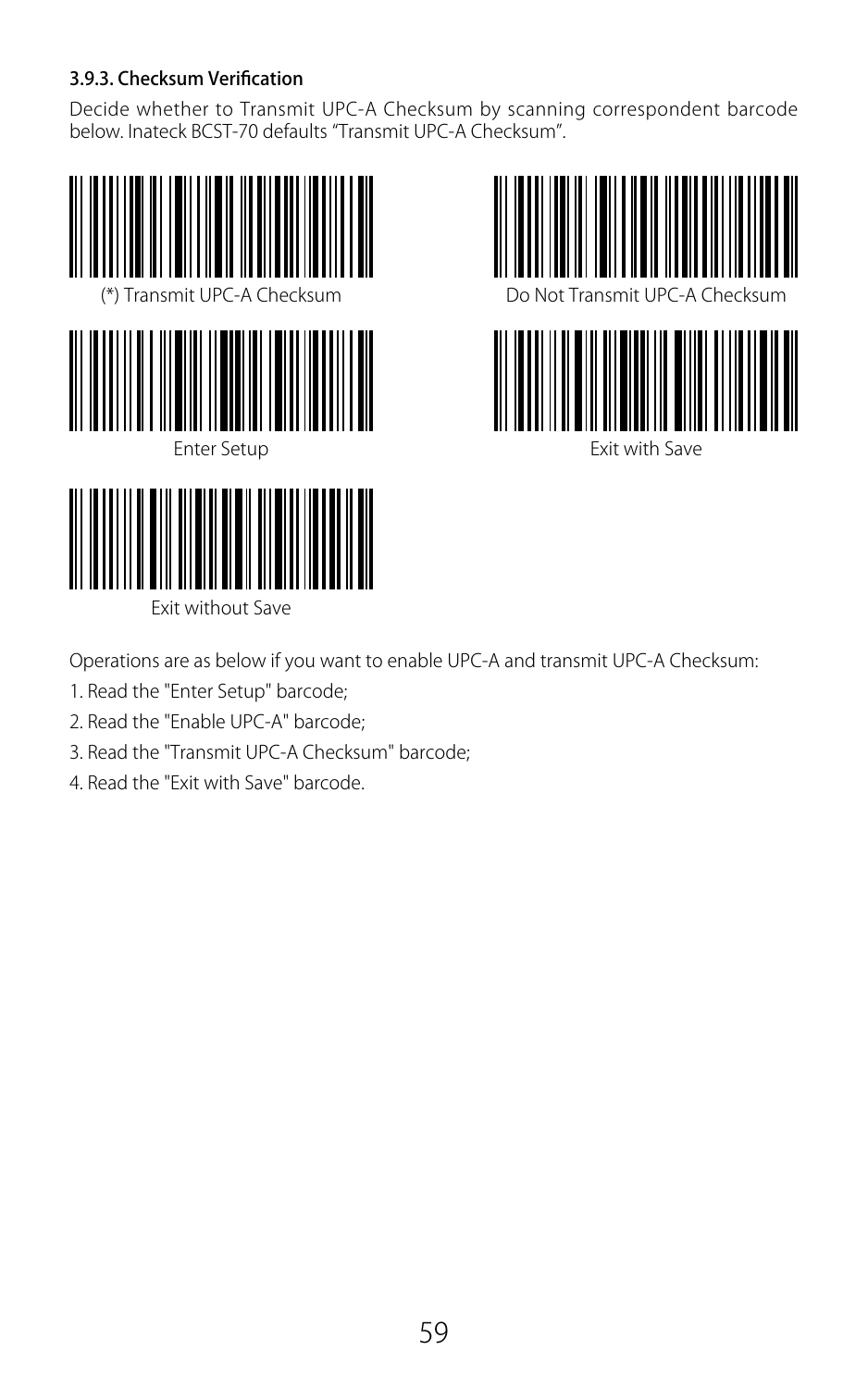### 3.9.3. Checksum Verification

Decide whether to Transmit UPC-A Checksum by scanning correspondent barcode below. Inateck BCST-70 defaults "Transmit UPC-A Checksum".

(*) Transmit UPC-A Checksum

Do Not Transmit UPC-A Checksum

Enter Setup

Exit with Save

Exit without Save

Operations are as below if you want to enable UPC-A and transmit UPC-A Checksum:

1. Read the "Enter Setup" barcode;
2. Read the "Enable UPC-A" barcode;
3. Read the "Transmit UPC-A Checksum" barcode;
4. Read the "Exit with Save" barcode.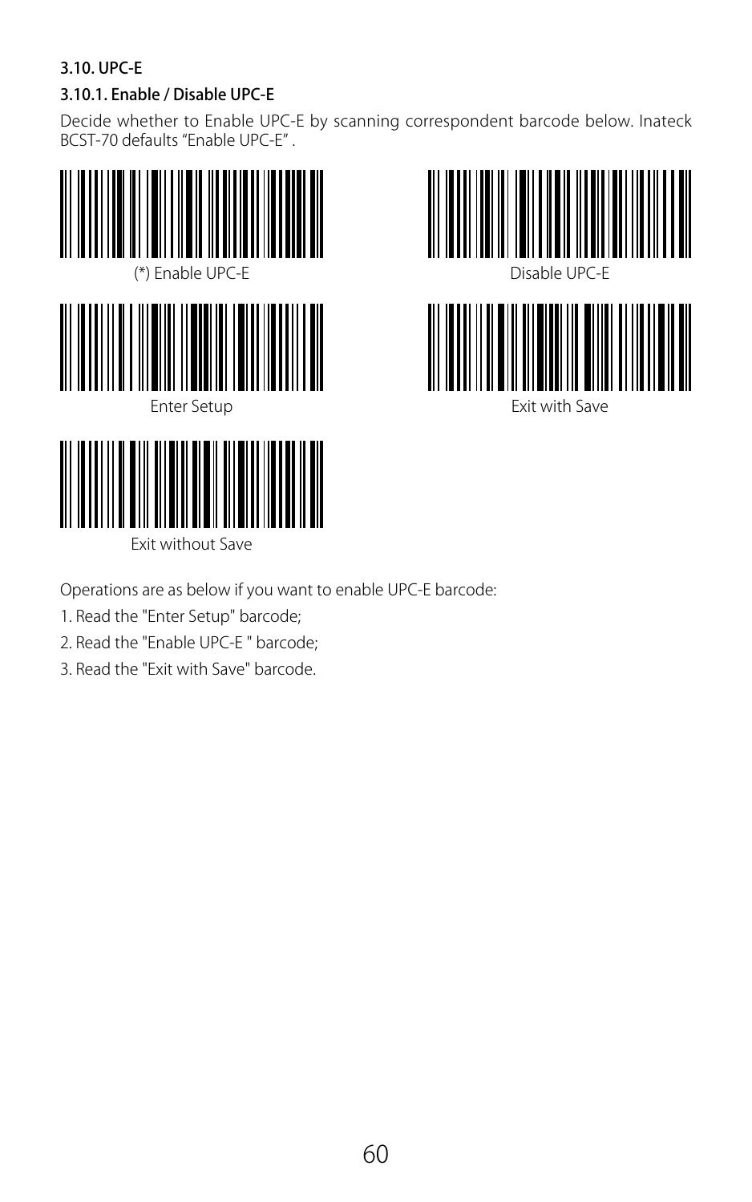### 3.10. UPC-E

#### 3.10.1. Enable / Disable UPC-E

Decide whether to Enable UPC-E by scanning correspondent barcode below. Inateck BCST-70 defaults “Enable UPC-E” .

(*) Enable UPC-E

Disable UPC-E

Enter Setup

Exit with Save

Exit without Save

Operations are as below if you want to enable UPC-E barcode:

1. Read the "Enter Setup" barcode;
2. Read the "Enable UPC-E " barcode;
3. Read the "Exit with Save" barcode.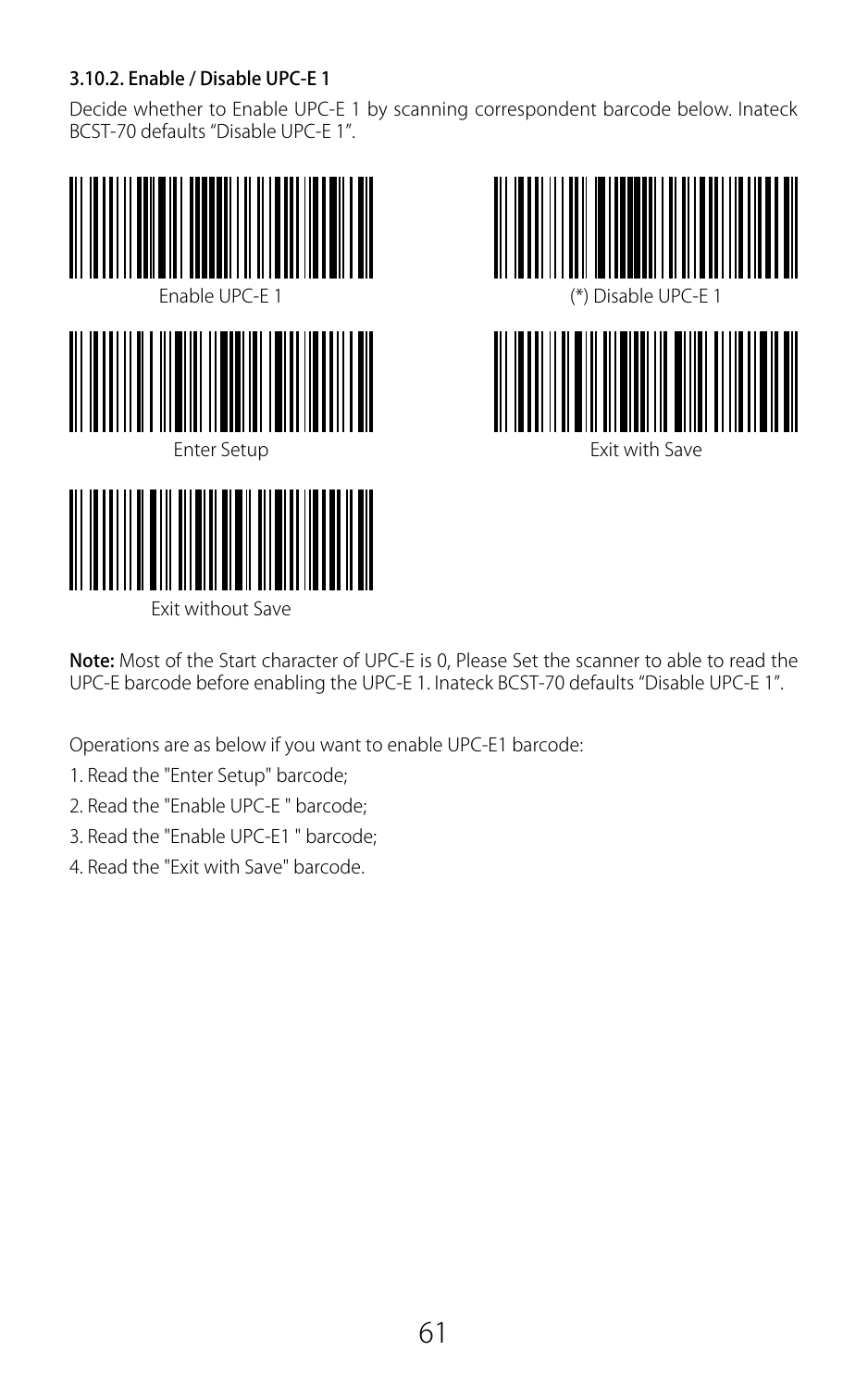### 3.10.2. Enable / Disable UPC-E 1

Decide whether to Enable UPC-E 1 by scanning correspondent barcode below. Inateck BCST-70 defaults “Disable UPC-E 1”.

Enable UPC-E 1

(*) Disable UPC-E 1

Enter Setup

Exit with Save

Exit without Save

**Note:** Most of the Start character of UPC-E is 0, Please Set the scanner to able to read the UPC-E barcode before enabling the UPC-E 1. Inateck BCST-70 defaults “Disable UPC-E 1”.

Operations are as below if you want to enable UPC-E1 barcode:

1. Read the "Enter Setup" barcode;
2. Read the "Enable UPC-E " barcode;
3. Read the "Enable UPC-E1 " barcode;
4. Read the "Exit with Save" barcode.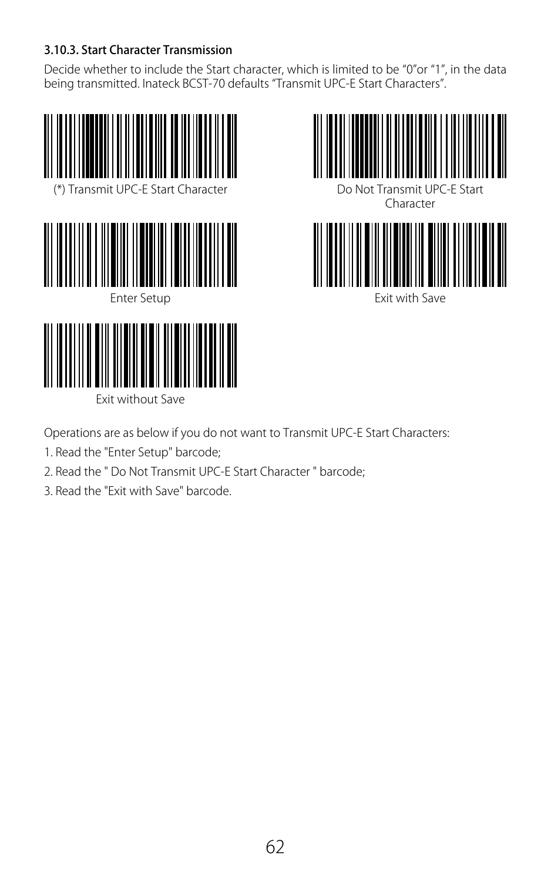### 3.10.3. Start Character Transmission

Decide whether to include the Start character, which is limited to be "0"or "1", in the data being transmitted. Inateck BCST-70 defaults "Transmit UPC-E Start Characters".

(*) Transmit UPC-E Start Character

Do Not Transmit UPC-E Start Character

Enter Setup

Exit with Save

Exit without Save

Operations are as below if you do not want to Transmit UPC-E Start Characters:

1. Read the "Enter Setup" barcode;
2. Read the " Do Not Transmit UPC-E Start Character " barcode;
3. Read the "Exit with Save" barcode.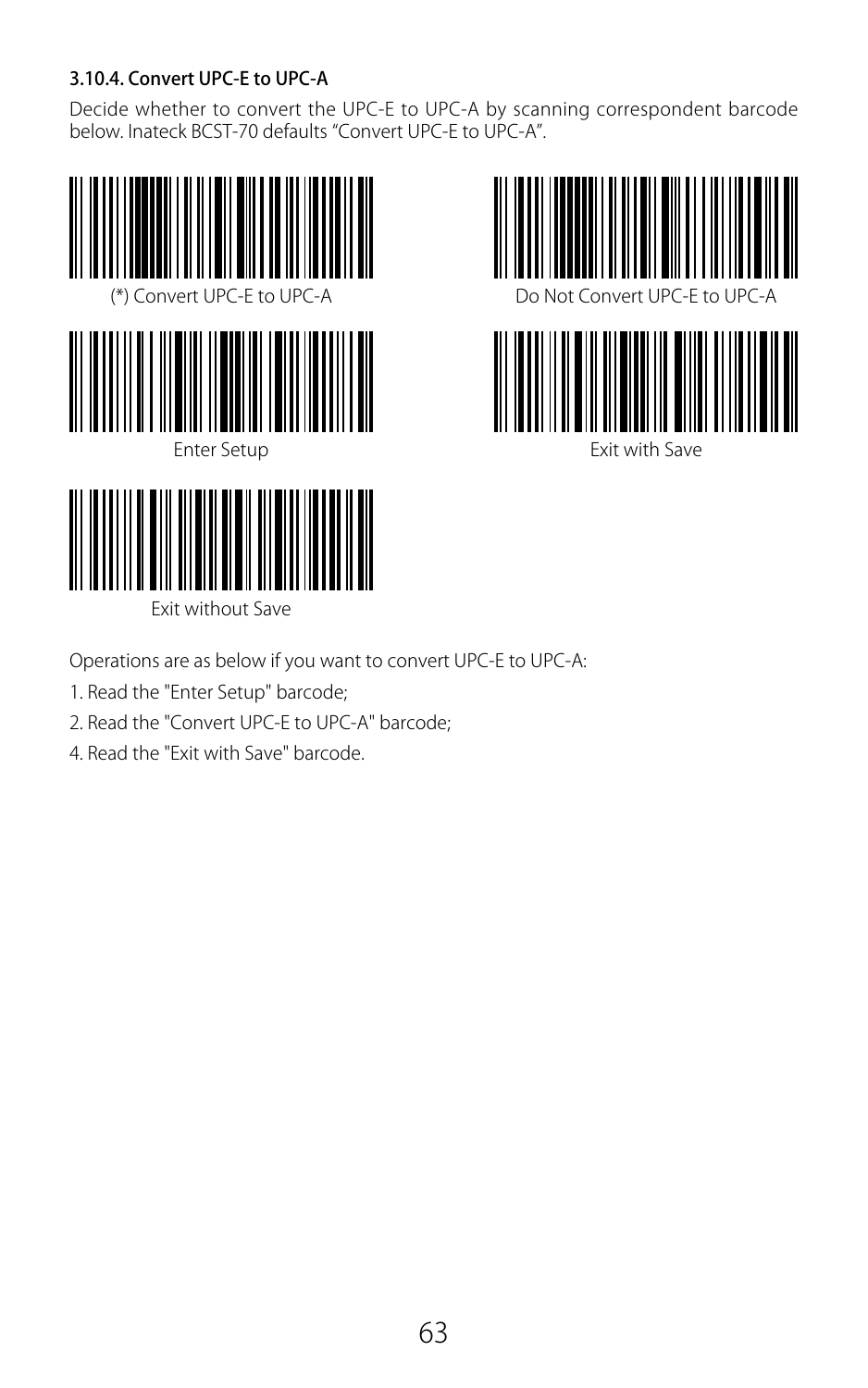### 3.10.4. Convert UPC-E to UPC-A

Decide whether to convert the UPC-E to UPC-A by scanning correspondent barcode below. Inateck BCST-70 defaults “Convert UPC-E to UPC-A”.

(*) Convert UPC-E to UPC-A

Do Not Convert UPC-E to UPC-A

Enter Setup

Exit with Save

Exit without Save

Operations are as below if you want to convert UPC-E to UPC-A:

1. Read the "Enter Setup" barcode;
2. Read the "Convert UPC-E to UPC-A" barcode;
4. Read the "Exit with Save" barcode.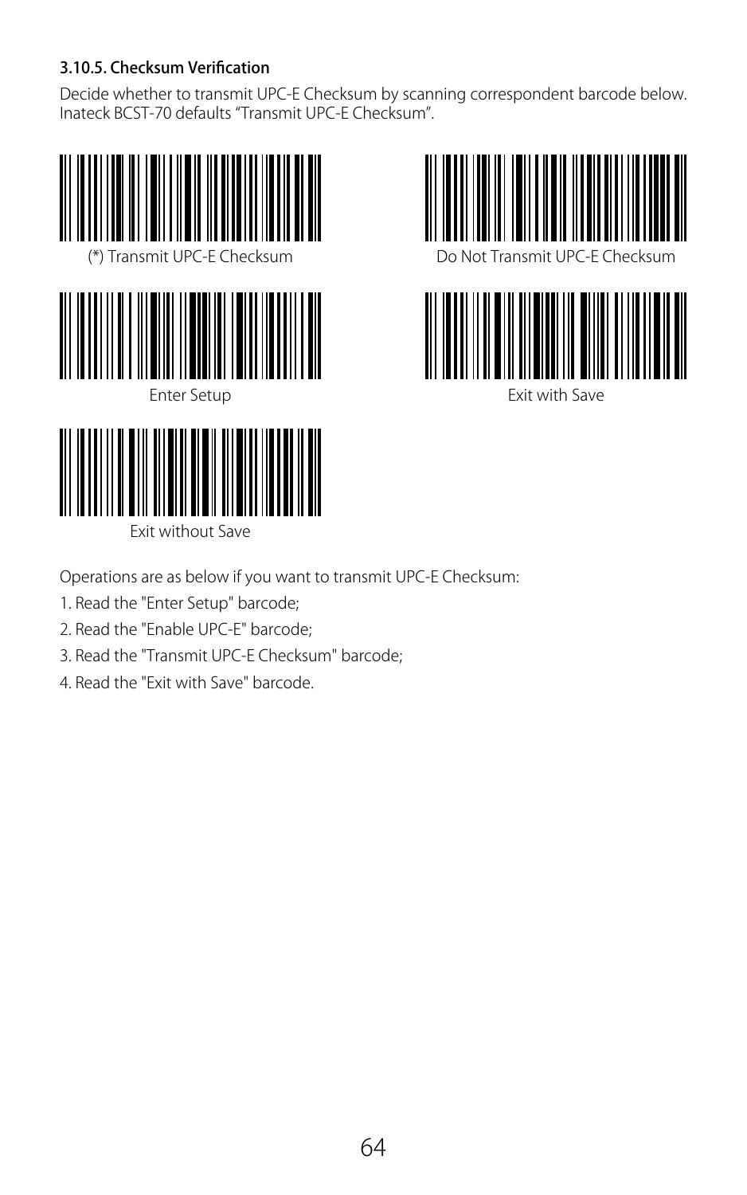### 3.10.5. Checksum Verification

Decide whether to transmit UPC-E Checksum by scanning correspondent barcode below. Inateck BCST-70 defaults “Transmit UPC-E Checksum”.

(*) Transmit UPC-E Checksum

Do Not Transmit UPC-E Checksum

Enter Setup

Exit with Save

Exit without Save

Operations are as below if you want to transmit UPC-E Checksum:

1. Read the "Enter Setup" barcode;
2. Read the "Enable UPC-E" barcode;
3. Read the "Transmit UPC-E Checksum" barcode;
4. Read the "Exit with Save" barcode.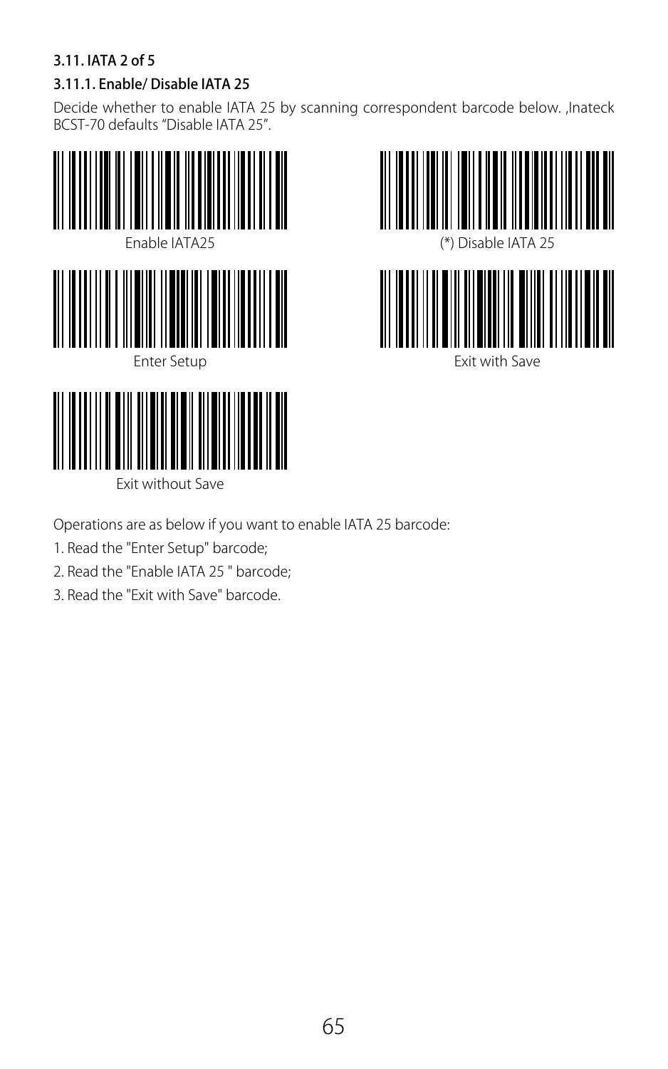### 3.11. IATA 2 of 5

#### 3.11.1. Enable/ Disable IATA 25

Decide whether to enable IATA 25 by scanning correspondent barcode below. ,Inateck BCST-70 defaults "Disable IATA 25".

Enable IATA25

(*) Disable IATA 25

Enter Setup

Exit with Save

Exit without Save

Operations are as below if you want to enable IATA 25 barcode:

1. Read the "Enter Setup" barcode;
2. Read the "Enable IATA 25 " barcode;
3. Read the "Exit with Save" barcode.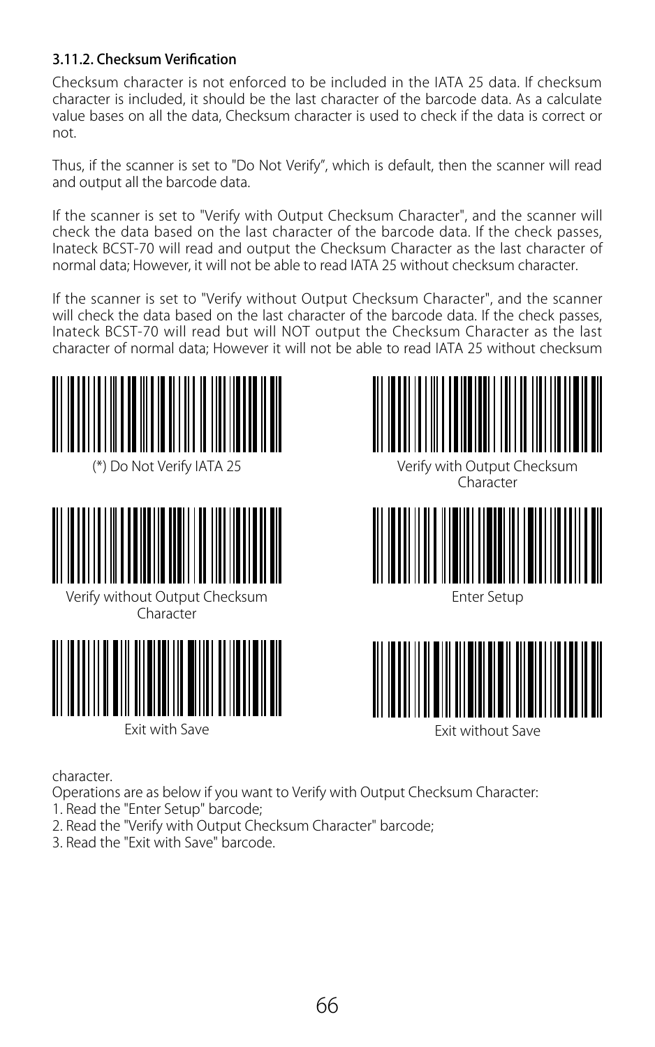### 3.11.2. Checksum Verification

Checksum character is not enforced to be included in the IATA 25 data. If checksum character is included, it should be the last character of the barcode data. As a calculate value bases on all the data, Checksum character is used to check if the data is correct or not.

Thus, if the scanner is set to "Do Not Verify", which is default, then the scanner will read and output all the barcode data.

If the scanner is set to "Verify with Output Checksum Character", and the scanner will check the data based on the last character of the barcode data. If the check passes, Inateck BCST-70 will read and output the Checksum Character as the last character of normal data; However, it will not be able to read IATA 25 without checksum character.

If the scanner is set to "Verify without Output Checksum Character", and the scanner will check the data based on the last character of the barcode data. If the check passes, Inateck BCST-70 will read but will NOT output the Checksum Character as the last character of normal data; However it will not be able to read IATA 25 without checksum character.

(*) Do Not Verify IATA 25

Verify with Output Checksum Character

Verify without Output Checksum Character

Enter Setup

Exit with Save

Exit without Save

Operations are as below if you want to Verify with Output Checksum Character:

1. Read the "Enter Setup" barcode;
2. Read the "Verify with Output Checksum Character" barcode;
3. Read the "Exit with Save" barcode.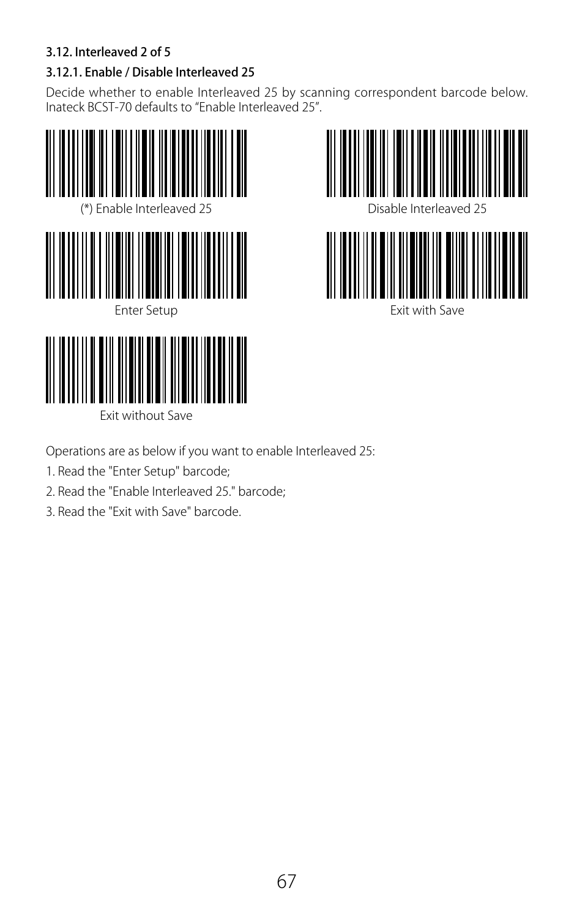### 3.12. Interleaved 2 of 5

#### 3.12.1. Enable / Disable Interleaved 25

Decide whether to enable Interleaved 25 by scanning correspondent barcode below. Inateck BCST-70 defaults to "Enable Interleaved 25".

(*) Enable Interleaved 25

Disable Interleaved 25

Enter Setup

Exit with Save

Exit without Save

Operations are as below if you want to enable Interleaved 25:

1. Read the "Enter Setup" barcode;
2. Read the "Enable Interleaved 25." barcode;
3. Read the "Exit with Save" barcode.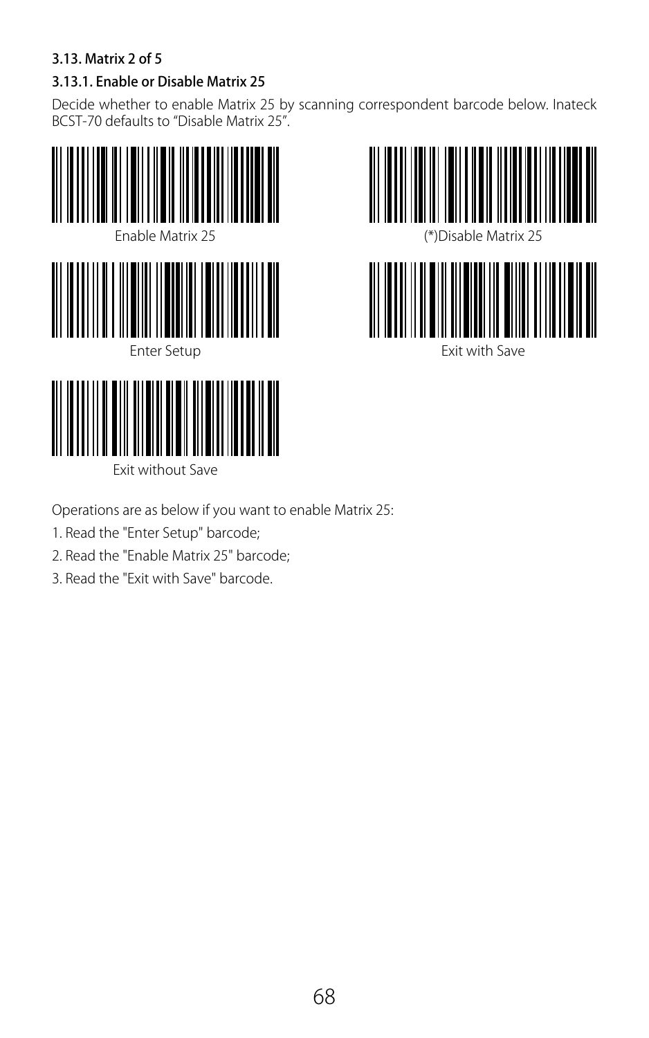### 3.13. Matrix 2 of 5

#### 3.13.1. Enable or Disable Matrix 25

Decide whether to enable Matrix 25 by scanning correspondent barcode below. Inateck BCST-70 defaults to “Disable Matrix 25”.

Enable Matrix 25

(*)Disable Matrix 25

Enter Setup

Exit with Save

Exit without Save

Operations are as below if you want to enable Matrix 25:

1. Read the "Enter Setup" barcode;
2. Read the "Enable Matrix 25" barcode;
3. Read the "Exit with Save" barcode.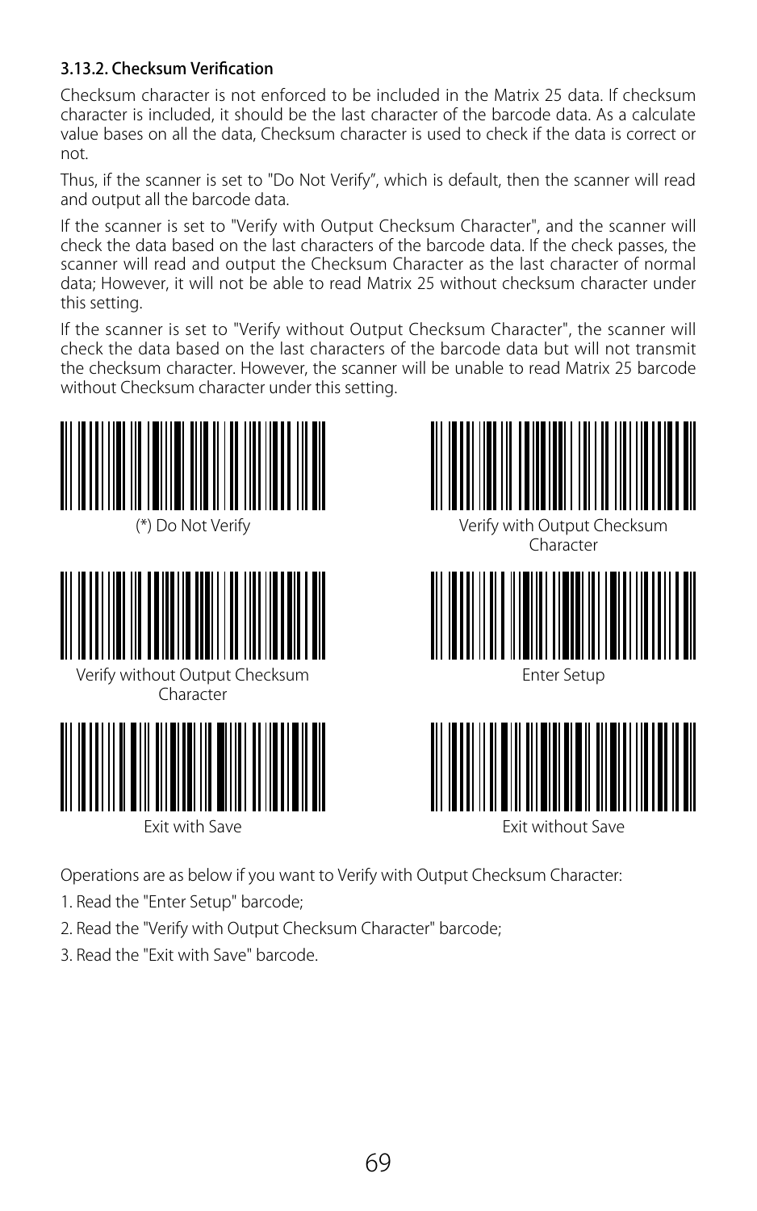### 3.13.2. Checksum Verification

Checksum character is not enforced to be included in the Matrix 25 data. If checksum character is included, it should be the last character of the barcode data. As a calculate value bases on all the data, Checksum character is used to check if the data is correct or not.

Thus, if the scanner is set to "Do Not Verify", which is default, then the scanner will read and output all the barcode data.

If the scanner is set to "Verify with Output Checksum Character", and the scanner will check the data based on the last characters of the barcode data. If the check passes, the scanner will read and output the Checksum Character as the last character of normal data; However, it will not be able to read Matrix 25 without checksum character under this setting.

If the scanner is set to "Verify without Output Checksum Character", the scanner will check the data based on the last characters of the barcode data but will not transmit the checksum character. However, the scanner will be unable to read Matrix 25 barcode without Checksum character under this setting.

(*) Do Not Verify

Verify with Output Checksum Character

Verify without Output Checksum Character

Enter Setup

Exit with Save

Exit without Save

Operations are as below if you want to Verify with Output Checksum Character:

1. Read the "Enter Setup" barcode;
2. Read the "Verify with Output Checksum Character" barcode;
3. Read the "Exit with Save" barcode.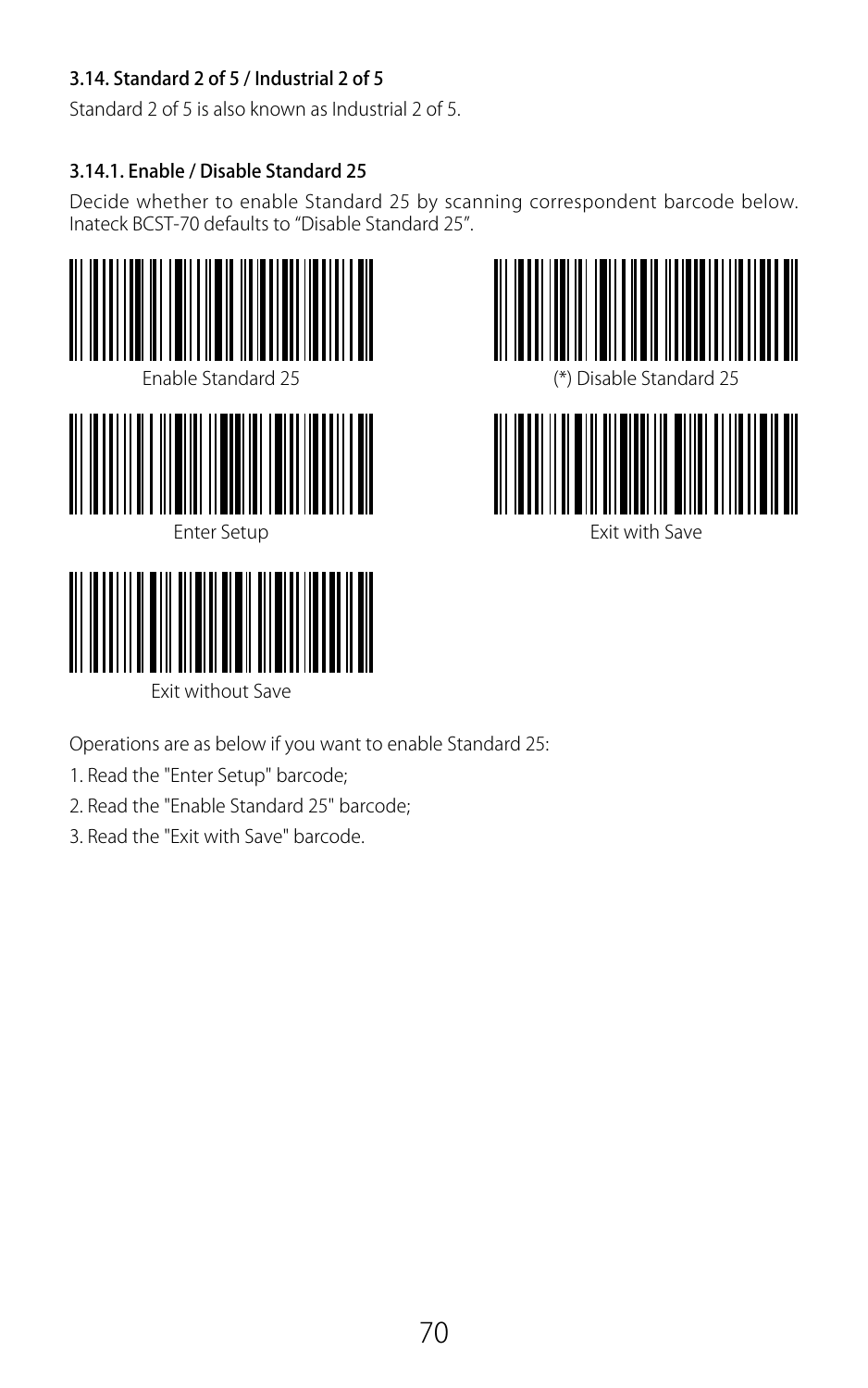### 3.14. Standard 2 of 5 / Industrial 2 of 5

Standard 2 of 5 is also known as Industrial 2 of 5.

#### 3.14.1. Enable / Disable Standard 25

Decide whether to enable Standard 25 by scanning correspondent barcode below. Inateck BCST-70 defaults to "Disable Standard 25".

Enable Standard 25

(*) Disable Standard 25

Enter Setup

Exit with Save

Exit without Save

Operations are as below if you want to enable Standard 25:

1. Read the "Enter Setup" barcode;
2. Read the "Enable Standard 25" barcode;
3. Read the "Exit with Save" barcode.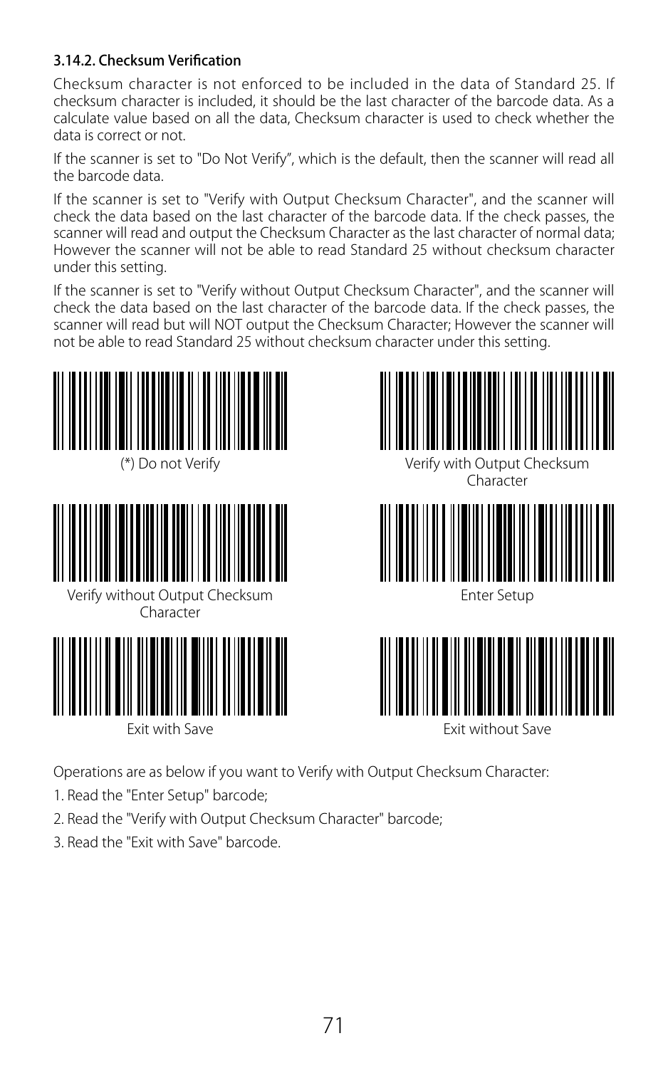### 3.14.2. Checksum Verification

Checksum character is not enforced to be included in the data of Standard 25. If checksum character is included, it should be the last character of the barcode data. As a calculate value based on all the data, Checksum character is used to check whether the data is correct or not.

If the scanner is set to "Do Not Verify", which is the default, then the scanner will read all the barcode data.

If the scanner is set to "Verify with Output Checksum Character", and the scanner will check the data based on the last character of the barcode data. If the check passes, the scanner will read and output the Checksum Character as the last character of normal data; However the scanner will not be able to read Standard 25 without checksum character under this setting.

If the scanner is set to "Verify without Output Checksum Character", and the scanner will check the data based on the last character of the barcode data. If the check passes, the scanner will read but will NOT output the Checksum Character; However the scanner will not be able to read Standard 25 without checksum character under this setting.

(*) Do not Verify

Verify with Output Checksum Character

Verify without Output Checksum Character

Enter Setup

Exit with Save

Exit without Save

Operations are as below if you want to Verify with Output Checksum Character:

1. Read the "Enter Setup" barcode;
2. Read the "Verify with Output Checksum Character" barcode;
3. Read the "Exit with Save" barcode.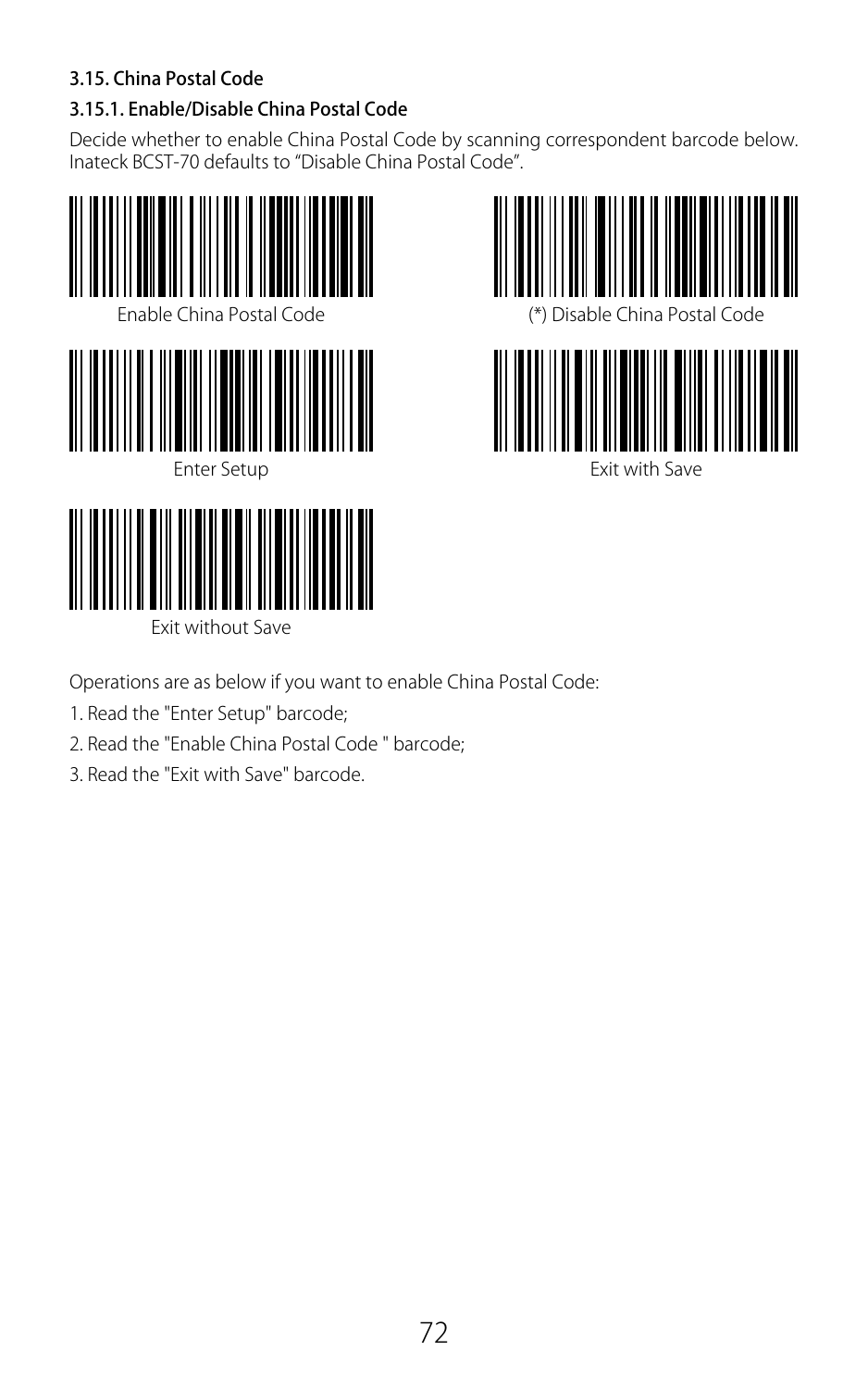### 3.15. China Postal Code

#### 3.15.1. Enable/Disable China Postal Code

Decide whether to enable China Postal Code by scanning correspondent barcode below. Inateck BCST-70 defaults to “Disable China Postal Code”.

Enable China Postal Code

(*) Disable China Postal Code

Enter Setup

Exit with Save

Exit without Save

Operations are as below if you want to enable China Postal Code:

1. Read the "Enter Setup" barcode;
2. Read the "Enable China Postal Code " barcode;
3. Read the "Exit with Save" barcode.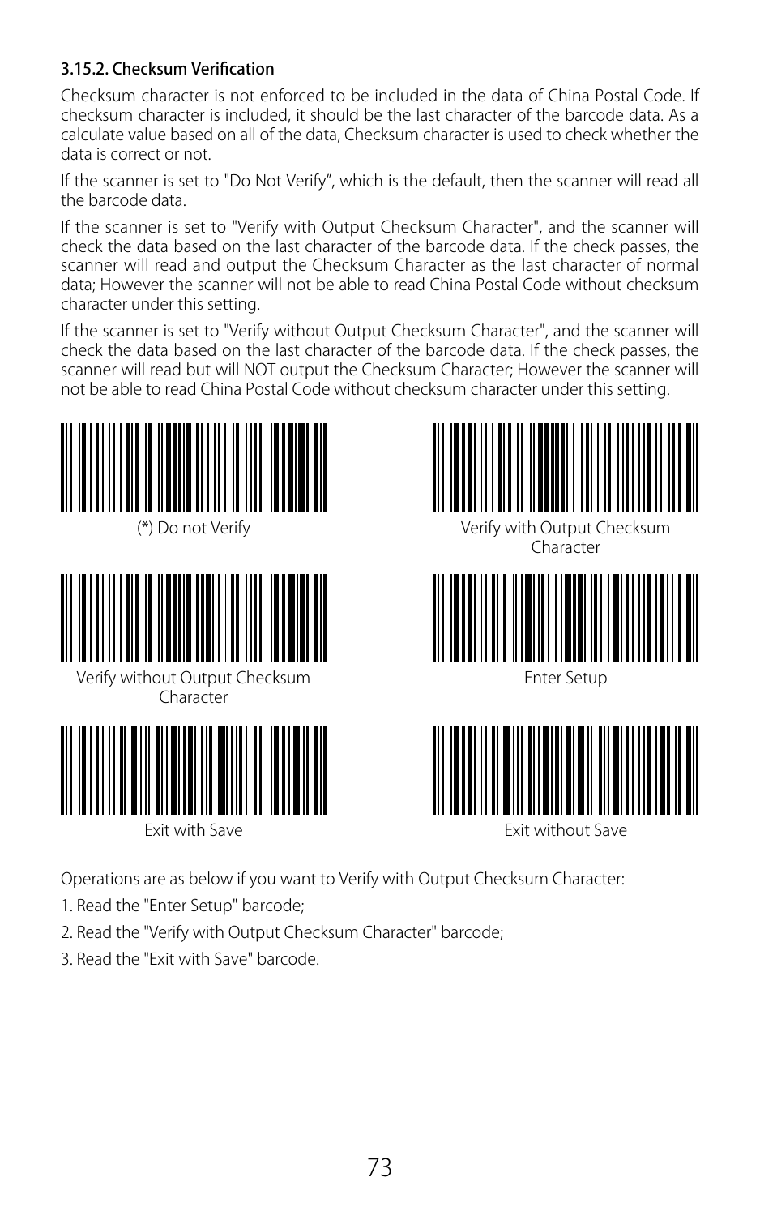### 3.15.2. Checksum Verification

Checksum character is not enforced to be included in the data of China Postal Code. If checksum character is included, it should be the last character of the barcode data. As a calculate value based on all of the data, Checksum character is used to check whether the data is correct or not.

If the scanner is set to "Do Not Verify", which is the default, then the scanner will read all the barcode data.

If the scanner is set to "Verify with Output Checksum Character", and the scanner will check the data based on the last character of the barcode data. If the check passes, the scanner will read and output the Checksum Character as the last character of normal data; However the scanner will not be able to read China Postal Code without checksum character under this setting.

If the scanner is set to "Verify without Output Checksum Character", and the scanner will check the data based on the last character of the barcode data. If the check passes, the scanner will read but will NOT output the Checksum Character; However the scanner will not be able to read China Postal Code without checksum character under this setting.

(*) Do not Verify

Verify with Output Checksum Character

Verify without Output Checksum Character

Enter Setup

Exit with Save

Exit without Save

Operations are as below if you want to Verify with Output Checksum Character:

1. Read the "Enter Setup" barcode;
2. Read the "Verify with Output Checksum Character" barcode;
3. Read the "Exit with Save" barcode.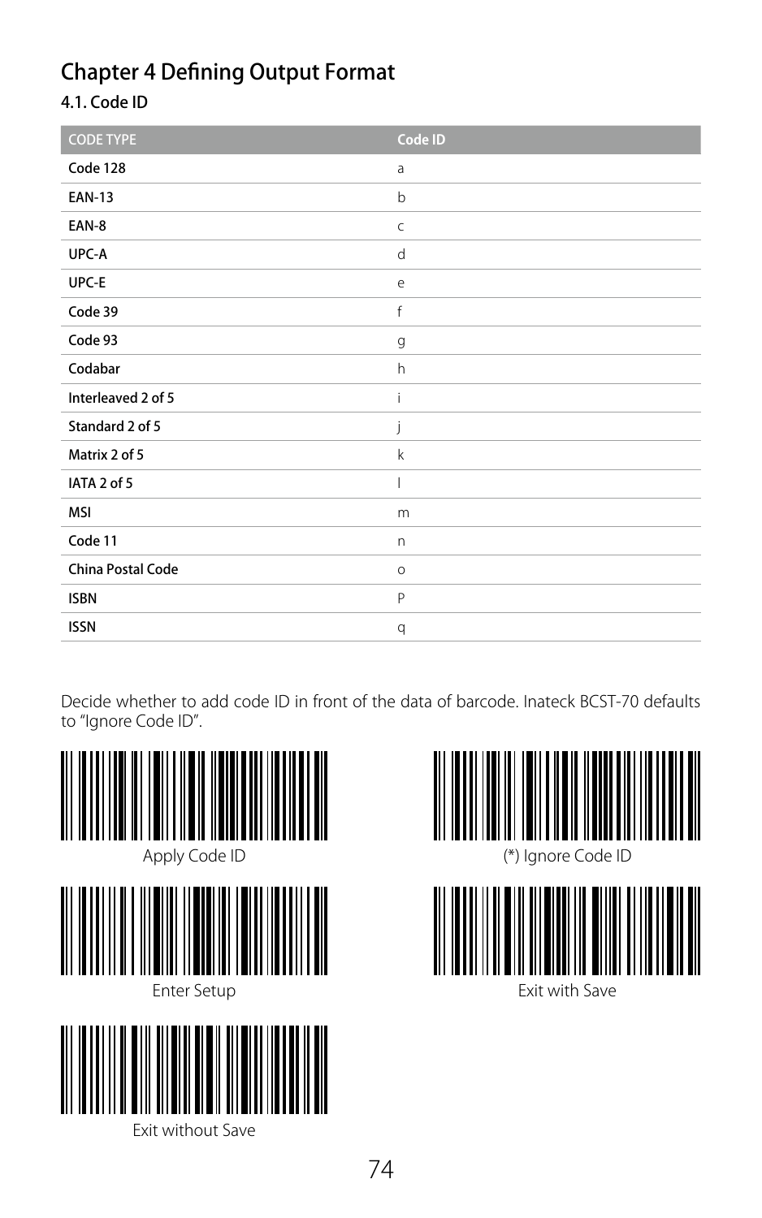# Chapter 4 Defining Output Format

## 4.1. Code ID

| CODE TYPE | Code ID |
|---|---|
| Code 128 | a |
| EAN-13 | b |
| EAN-8 | c |
| UPC-A | d |
| UPC-E | e |
| Code 39 | f |
| Code 93 | g |
| Codabar | h |
| Interleaved 2 of 5 | i |
| Standard 2 of 5 | j |
| Matrix 2 of 5 | k |
| IATA 2 of 5 | l |
| MSI | m |
| Code 11 | n |
| China Postal Code | o |
| ISBN | P |
| ISSN | q |

Decide whether to add code ID in front of the data of barcode. Inateck BCST-70 defaults to "Ignore Code ID".

Apply Code ID

(*) Ignore Code ID

Enter Setup

Exit with Save

Exit without Save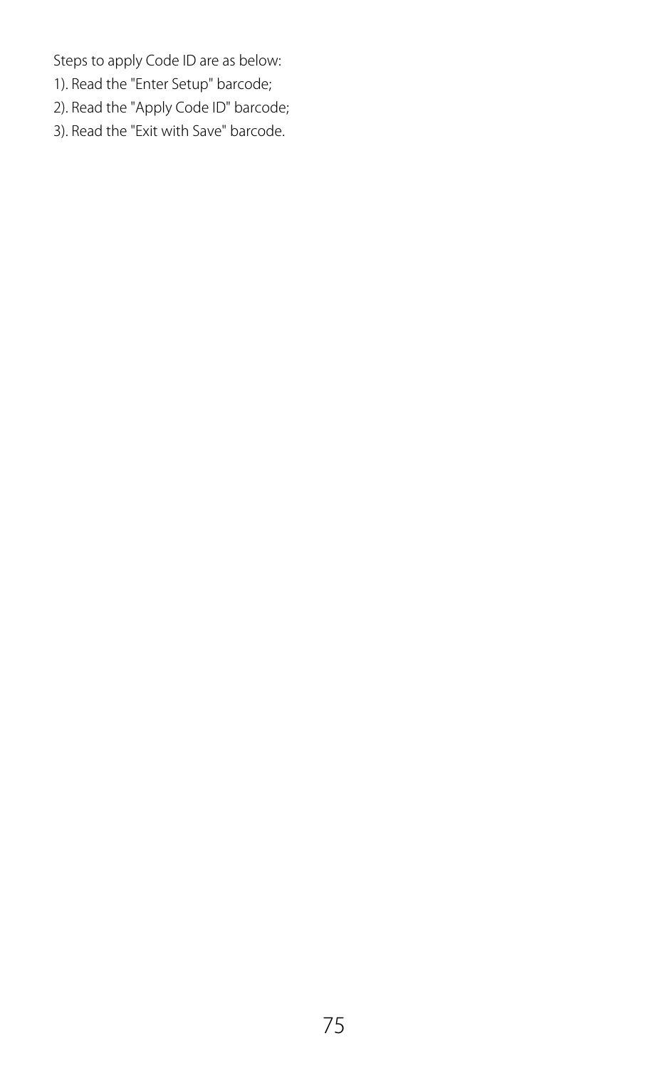Steps to apply Code ID are as below:

1). Read the "Enter Setup" barcode;

2). Read the "Apply Code ID" barcode;

3). Read the "Exit with Save" barcode.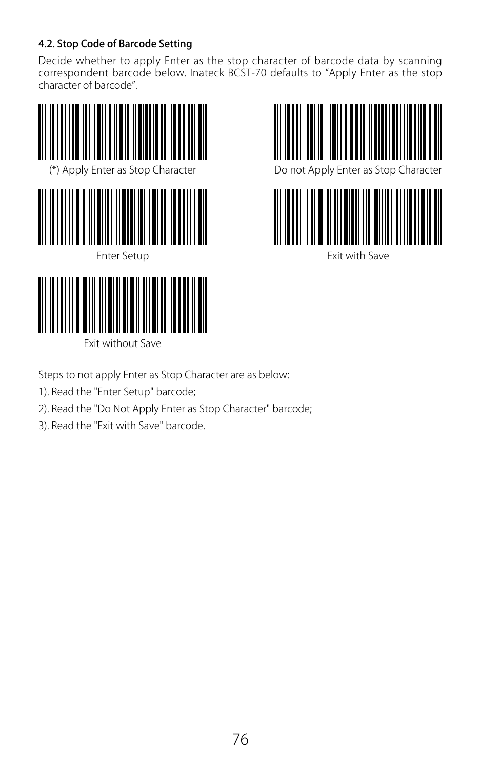#### 4.2. Stop Code of Barcode Setting

Decide whether to apply Enter as the stop character of barcode data by scanning correspondent barcode below. Inateck BCST-70 defaults to "Apply Enter as the stop character of barcode".

(*) Apply Enter as Stop Character

Do not Apply Enter as Stop Character

Enter Setup

Exit with Save

Exit without Save

Steps to not apply Enter as Stop Character are as below:

1). Read the "Enter Setup" barcode;

2). Read the "Do Not Apply Enter as Stop Character" barcode;

3). Read the "Exit with Save" barcode.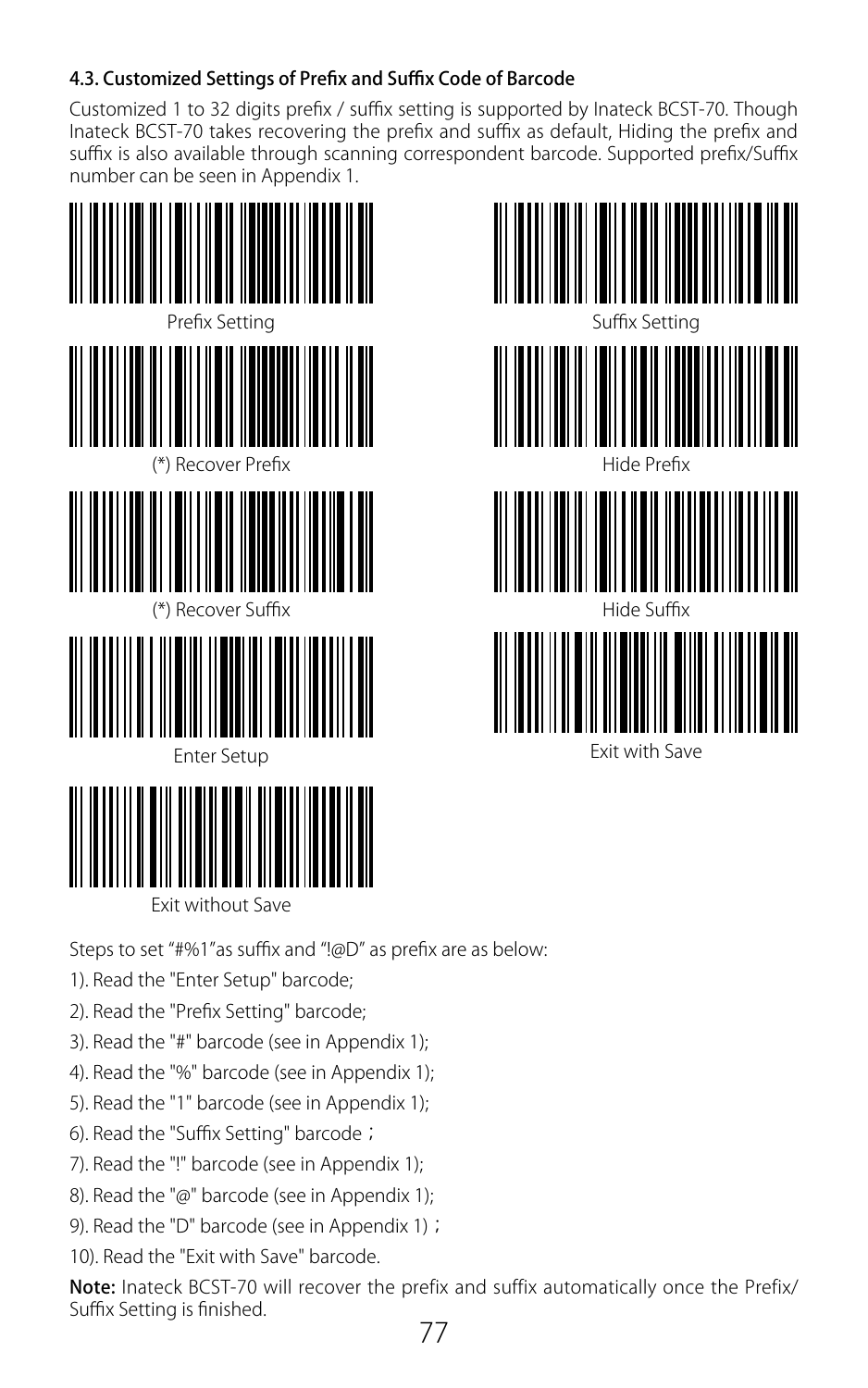### 4.3. Customized Settings of Prefix and Suffix Code of Barcode

Customized 1 to 32 digits prefix / suffix setting is supported by Inateck BCST-70. Though Inateck BCST-70 takes recovering the prefix and suffix as default, Hiding the prefix and suffix is also available through scanning correspondent barcode. Supported prefix/Suffix number can be seen in Appendix 1.

Prefix Setting

(*) Recover Prefix

(*) Recover Suffix

Enter Setup

Exit without Save

Suffix Setting

Hide Prefix

Hide Suffix

Exit with Save

Steps to set "#%1"as suffix and "!@D" as prefix are as below:

1). Read the "Enter Setup" barcode;

2). Read the "Prefix Setting" barcode;

3). Read the "#" barcode (see in Appendix 1);

4). Read the "%" barcode (see in Appendix 1);

5). Read the "1" barcode (see in Appendix 1);

6). Read the "Suffix Setting" barcode；

7). Read the "!" barcode (see in Appendix 1);

8). Read the "@" barcode (see in Appendix 1);

9). Read the "D" barcode (see in Appendix 1)；

10). Read the "Exit with Save" barcode.

**Note:** Inateck BCST-70 will recover the prefix and suffix automatically once the Prefix/Suffix Setting is finished.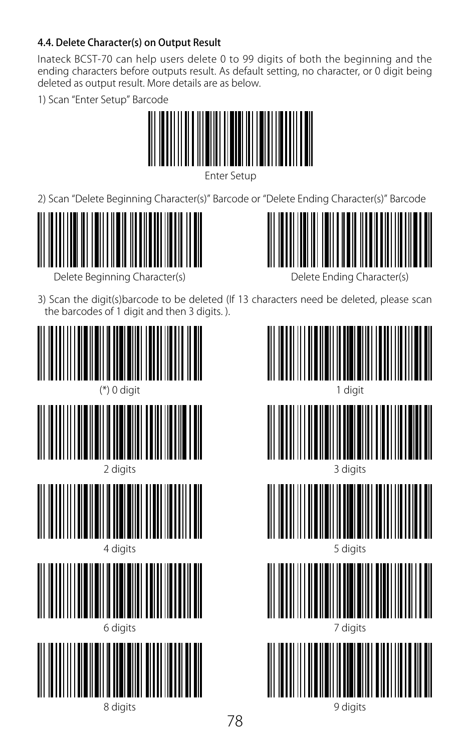### 4.4. Delete Character(s) on Output Result

Inateck BCST-70 can help users delete 0 to 99 digits of both the beginning and the ending characters before outputs result. As default setting, no character, or 0 digit being deleted as output result. More details are as below.

1) Scan “Enter Setup” Barcode

Enter Setup

2) Scan “Delete Beginning Character(s)” Barcode or “Delete Ending Character(s)” Barcode

Delete Beginning Character(s)

Delete Ending Character(s)

3) Scan the digit(s)barcode to be deleted (If 13 characters need be deleted, please scan the barcodes of 1 digit and then 3 digits. ).

(*) 0 digit

1 digit

2 digits

3 digits

4 digits

5 digits

6 digits

7 digits

8 digits

9 digits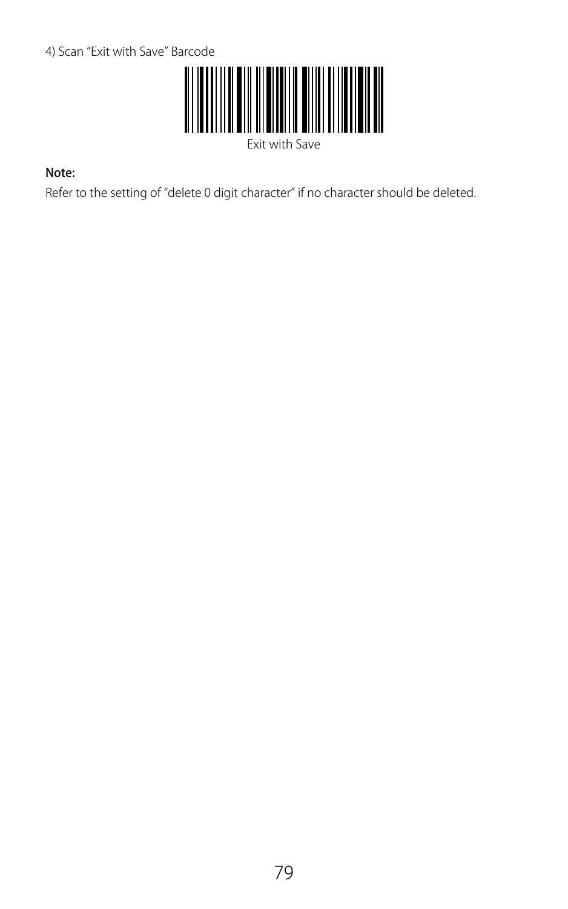4) Scan “Exit with Save” Barcode

Exit with Save

**Note:**

Refer to the setting of “delete 0 digit character” if no character should be deleted.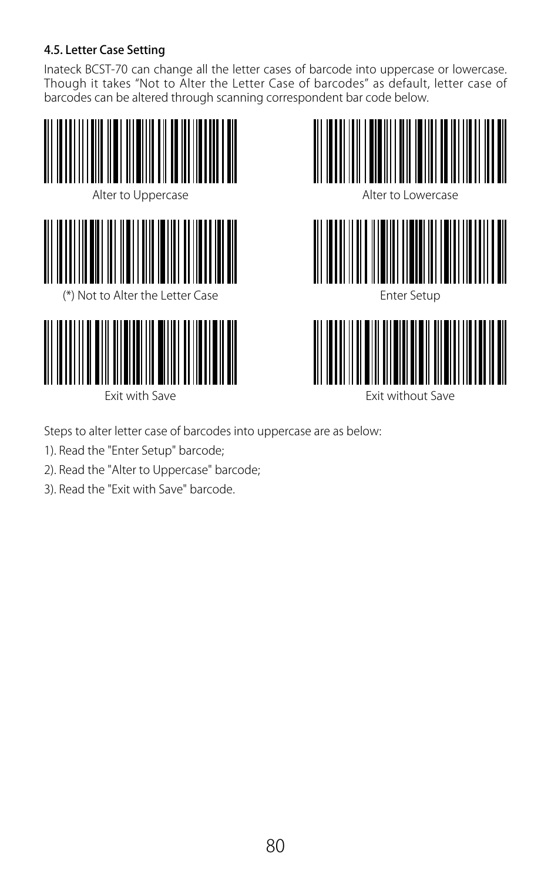### 4.5. Letter Case Setting

Inateck BCST-70 can change all the letter cases of barcode into uppercase or lowercase. Though it takes “Not to Alter the Letter Case of barcodes” as default, letter case of barcodes can be altered through scanning correspondent bar code below.

Alter to Uppercase

Alter to Lowercase

(*) Not to Alter the Letter Case

Enter Setup

Exit with Save

Exit without Save

Steps to alter letter case of barcodes into uppercase are as below:

1). Read the "Enter Setup" barcode;

2). Read the "Alter to Uppercase" barcode;

3). Read the "Exit with Save" barcode.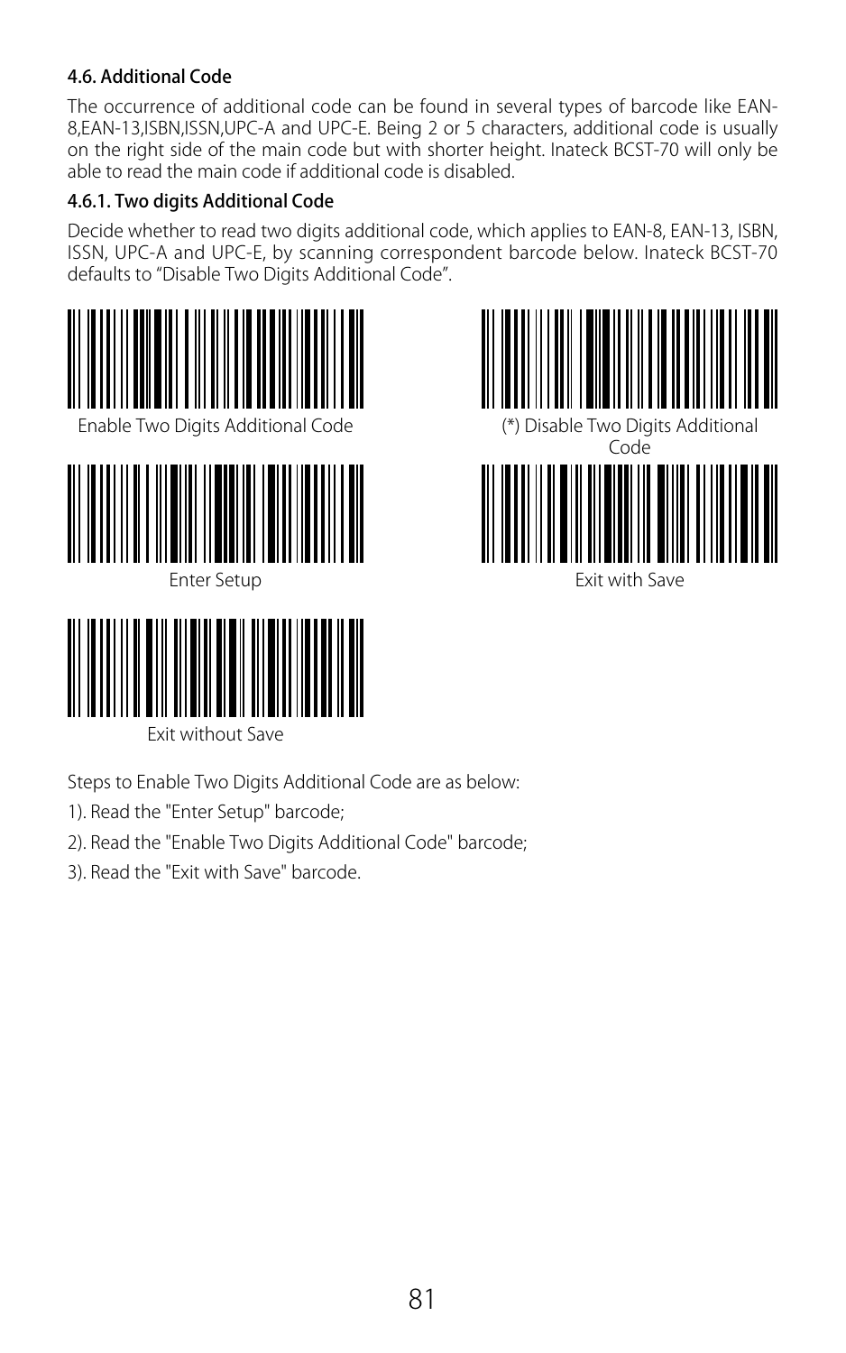### 4.6. Additional Code

The occurrence of additional code can be found in several types of barcode like EAN-8,EAN-13,ISBN,ISSN,UPC-A and UPC-E. Being 2 or 5 characters, additional code is usually on the right side of the main code but with shorter height. Inateck BCST-70 will only be able to read the main code if additional code is disabled.

#### 4.6.1. Two digits Additional Code

Decide whether to read two digits additional code, which applies to EAN-8, EAN-13, ISBN, ISSN, UPC-A and UPC-E, by scanning correspondent barcode below. Inateck BCST-70 defaults to “Disable Two Digits Additional Code”.

Enable Two Digits Additional Code

(*) Disable Two Digits Additional Code

Enter Setup

Exit with Save

Exit without Save

Steps to Enable Two Digits Additional Code are as below:

1). Read the "Enter Setup" barcode;

2). Read the "Enable Two Digits Additional Code" barcode;

3). Read the "Exit with Save" barcode.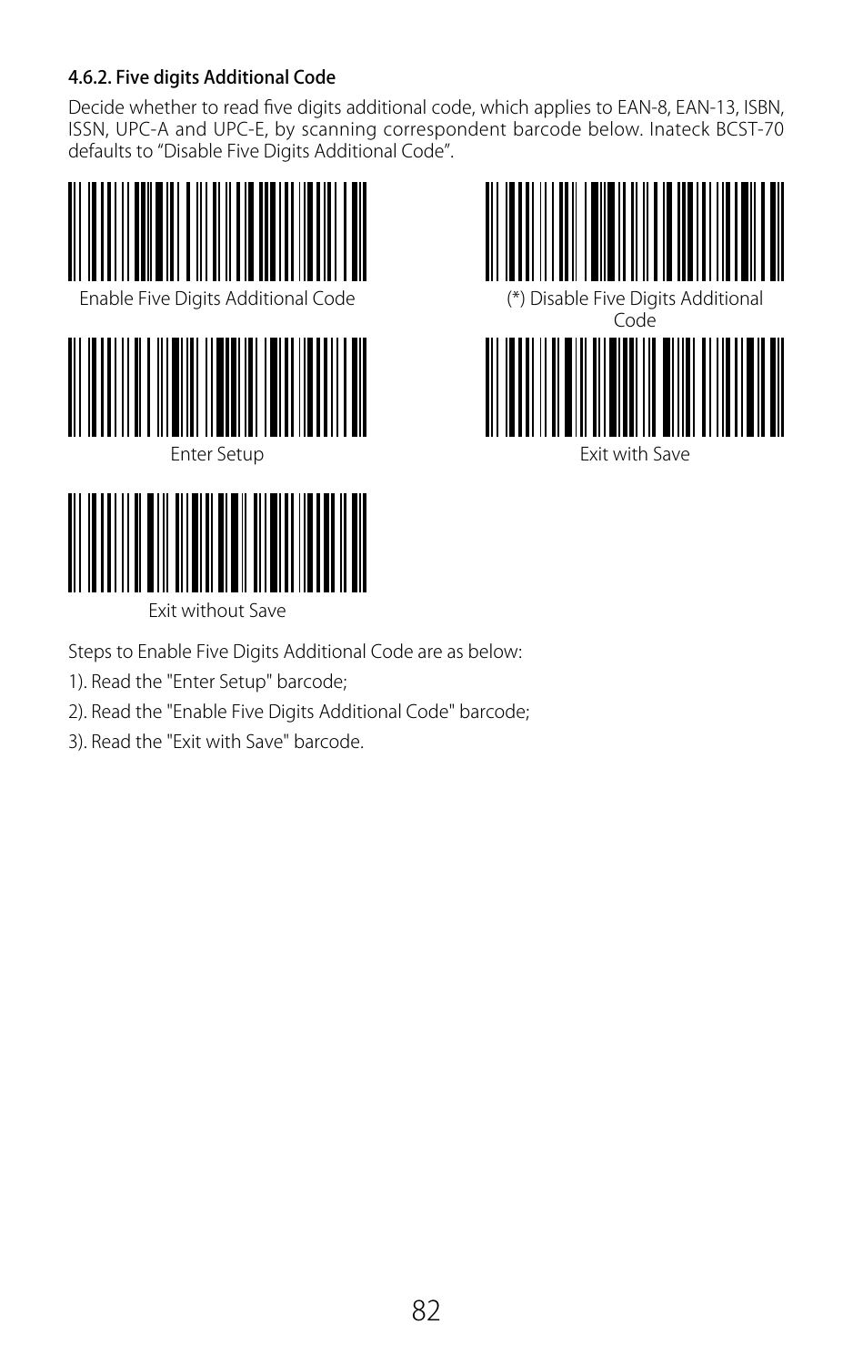### 4.6.2. Five digits Additional Code

Decide whether to read five digits additional code, which applies to EAN-8, EAN-13, ISBN, ISSN, UPC-A and UPC-E, by scanning correspondent barcode below. Inateck BCST-70 defaults to “Disable Five Digits Additional Code”.

Enable Five Digits Additional Code

(*) Disable Five Digits Additional Code

Enter Setup

Exit with Save

Exit without Save

Steps to Enable Five Digits Additional Code are as below:

1). Read the "Enter Setup" barcode;

2). Read the "Enable Five Digits Additional Code" barcode;

3). Read the "Exit with Save" barcode.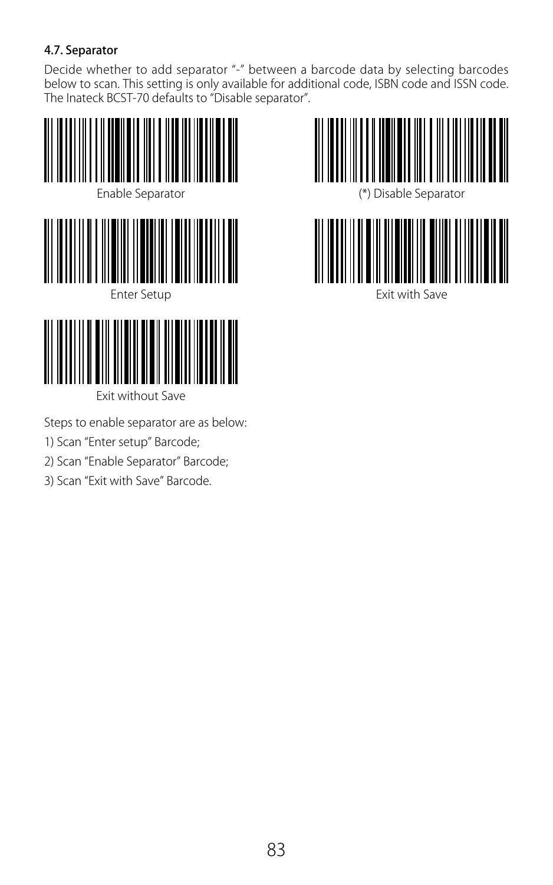### 4.7. Separator

Decide whether to add separator "-" between a barcode data by selecting barcodes below to scan. This setting is only available for additional code, ISBN code and ISSN code. The Inateck BCST-70 defaults to "Disable separator".

Enable Separator

(*) Disable Separator

Enter Setup

Exit with Save

Exit without Save

Steps to enable separator are as below:

1) Scan "Enter setup" Barcode;

2) Scan "Enable Separator" Barcode;

3) Scan "Exit with Save" Barcode.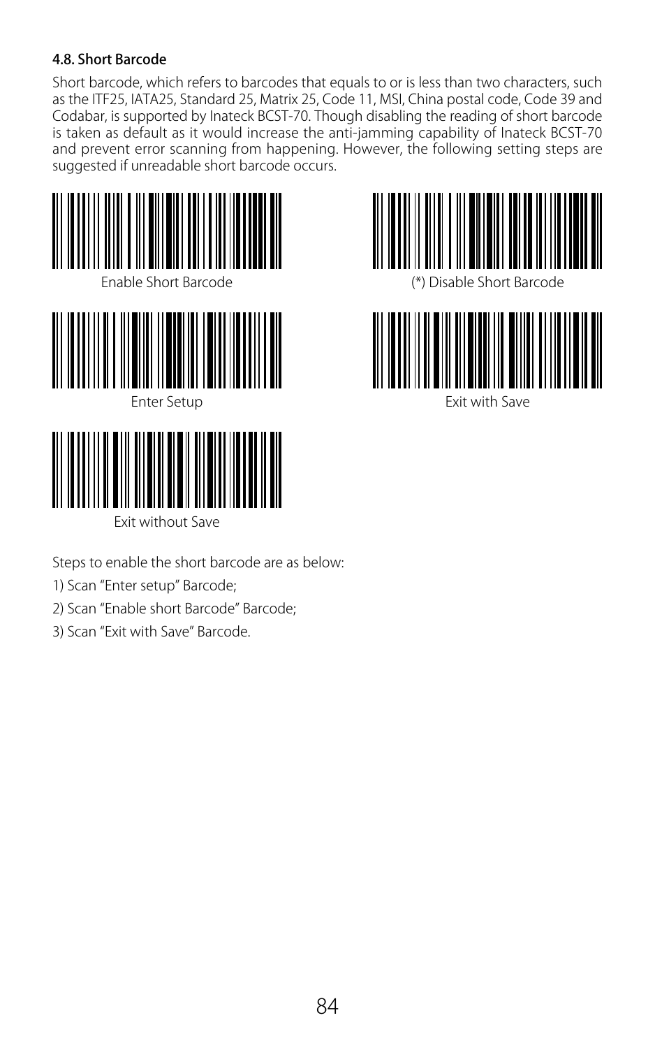#### 4.8. Short Barcode

Short barcode, which refers to barcodes that equals to or is less than two characters, such as the ITF25, IATA25, Standard 25, Matrix 25, Code 11, MSI, China postal code, Code 39 and Codabar, is supported by Inateck BCST-70. Though disabling the reading of short barcode is taken as default as it would increase the anti-jamming capability of Inateck BCST-70 and prevent error scanning from happening. However, the following setting steps are suggested if unreadable short barcode occurs.

Enable Short Barcode

(*) Disable Short Barcode

Enter Setup

Exit with Save

Exit without Save

Steps to enable the short barcode are as below:

1) Scan “Enter setup” Barcode;

2) Scan “Enable short Barcode” Barcode;

3) Scan “Exit with Save” Barcode.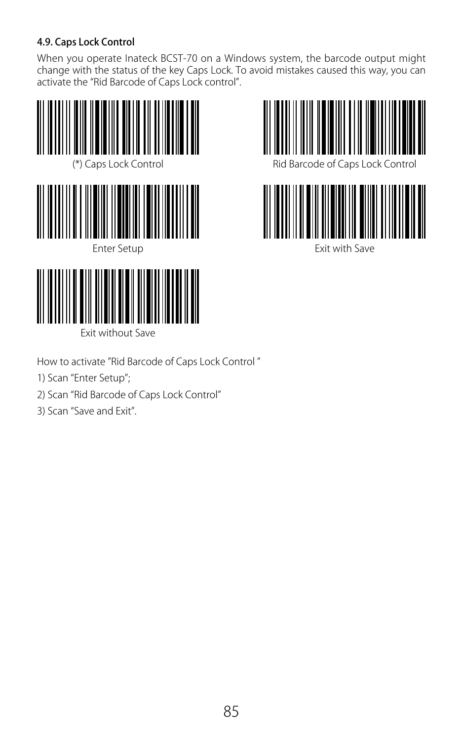### 4.9. Caps Lock Control

When you operate Inateck BCST-70 on a Windows system, the barcode output might change with the status of the key Caps Lock. To avoid mistakes caused this way, you can activate the "Rid Barcode of Caps Lock control".

(*) Caps Lock Control

Rid Barcode of Caps Lock Control

Enter Setup

Exit with Save

Exit without Save

How to activate "Rid Barcode of Caps Lock Control "

1) Scan "Enter Setup";

2) Scan "Rid Barcode of Caps Lock Control"

3) Scan "Save and Exit".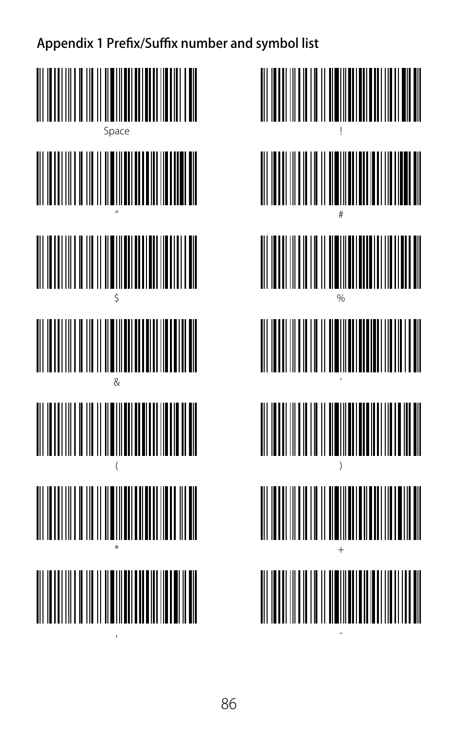## Appendix 1 Prefix/Suffix number and symbol list

Space

!

"

#

$

%

&

'

(

)

*

+

,

-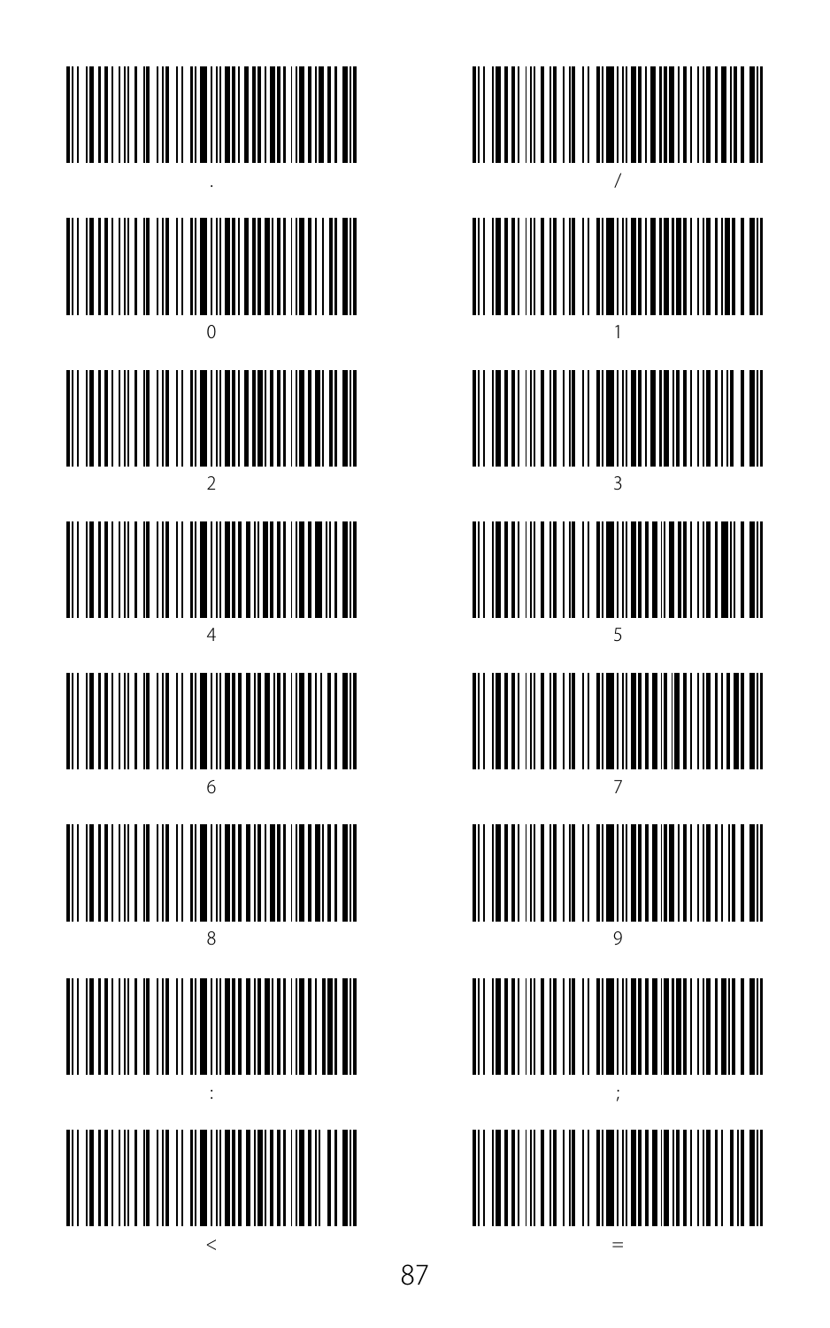.

/

0

1

2

3

4

5

6

7

8

9

:

;

<

=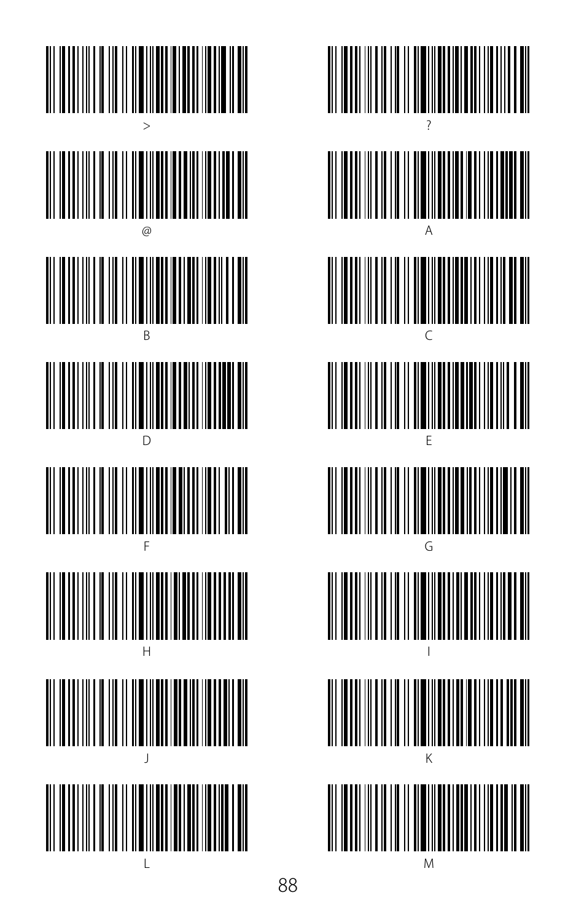\>

?

@

A

B

C

D

E

F

G

H

I

J

K

L

M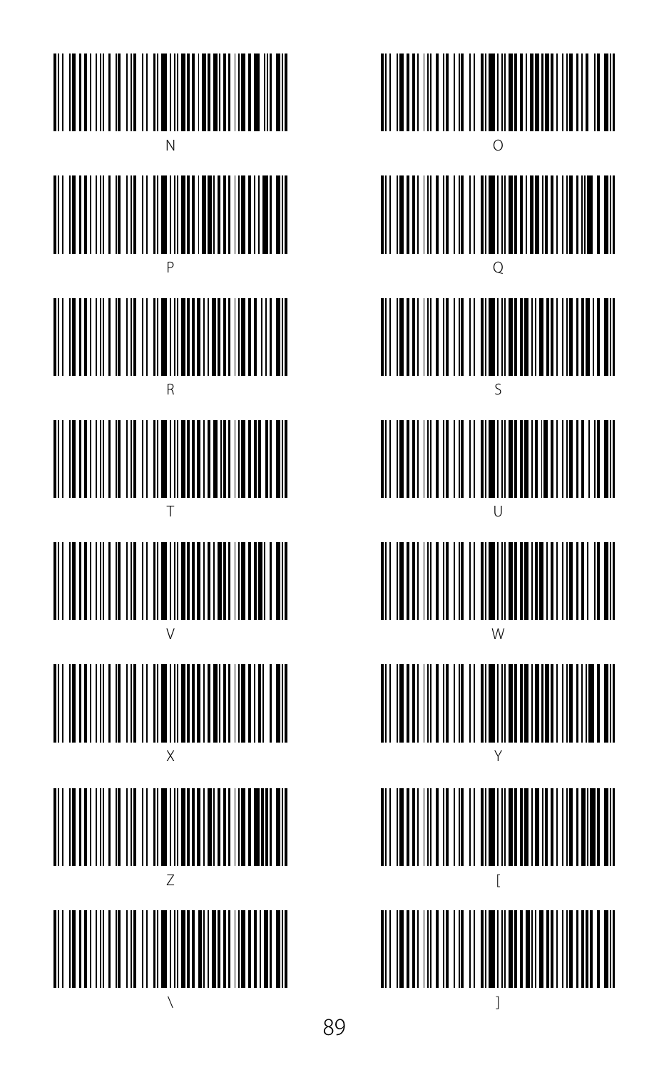N

O

P

Q

R

S

T

U

V

W

X

Y

Z

[

\

]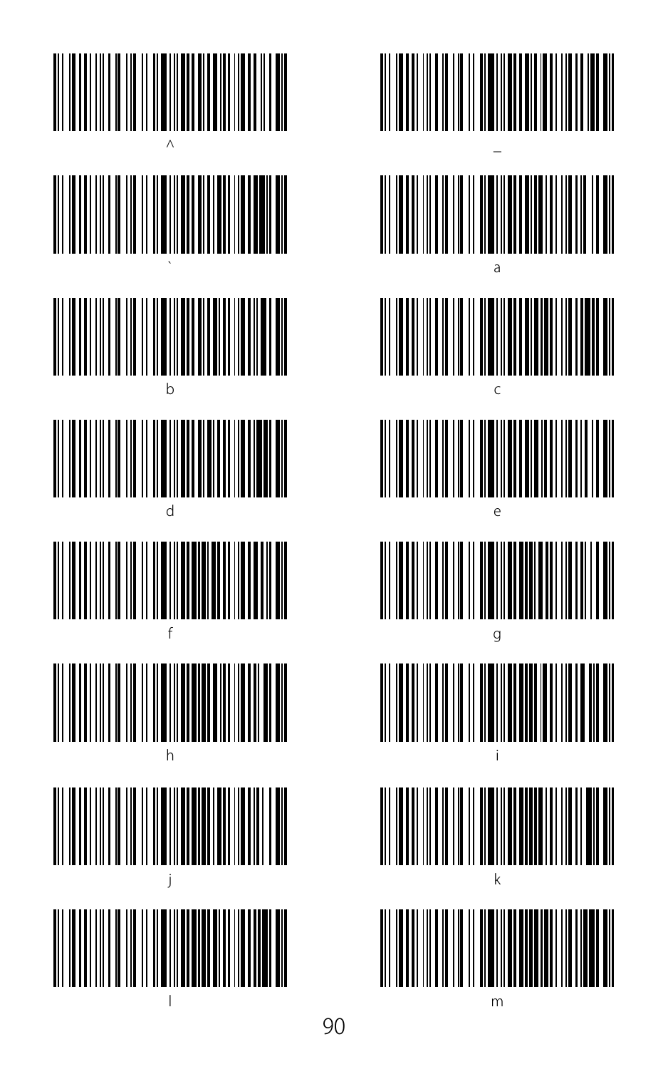^

_

`

a

b

c

d

e

f

g

h

i

j

k

l

m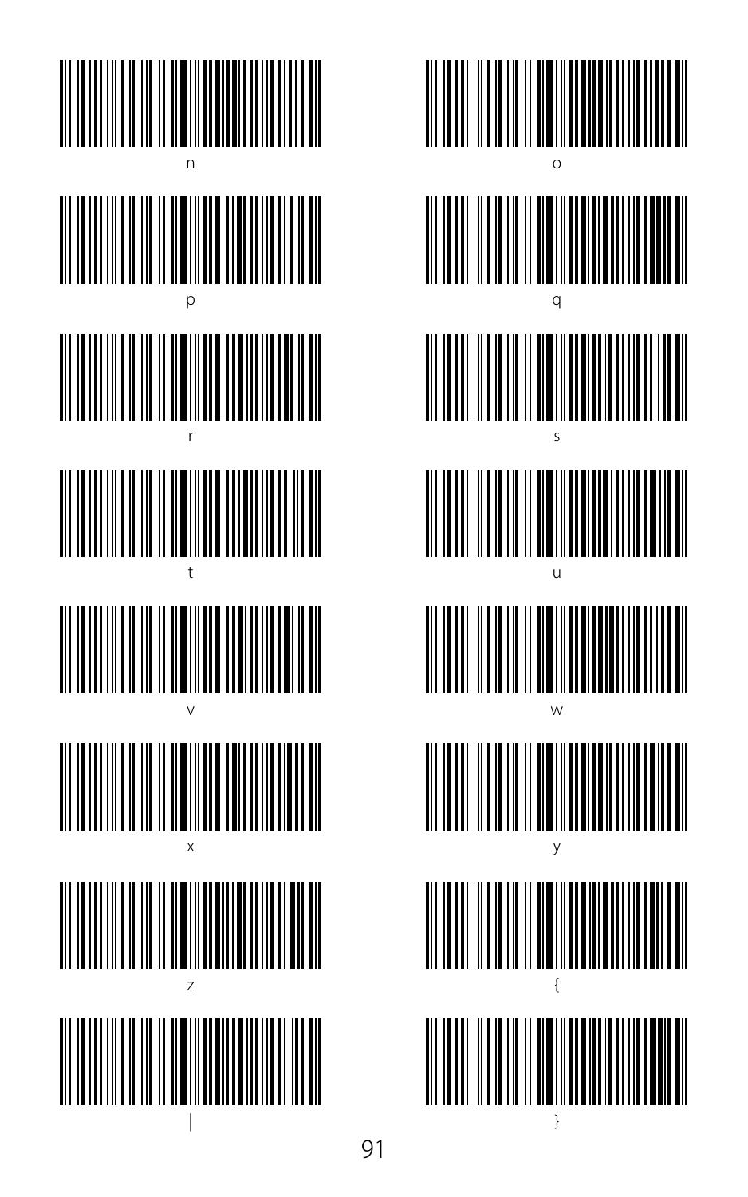n

o

p

q

r

s

t

u

v

w

x

y

z

{

|

}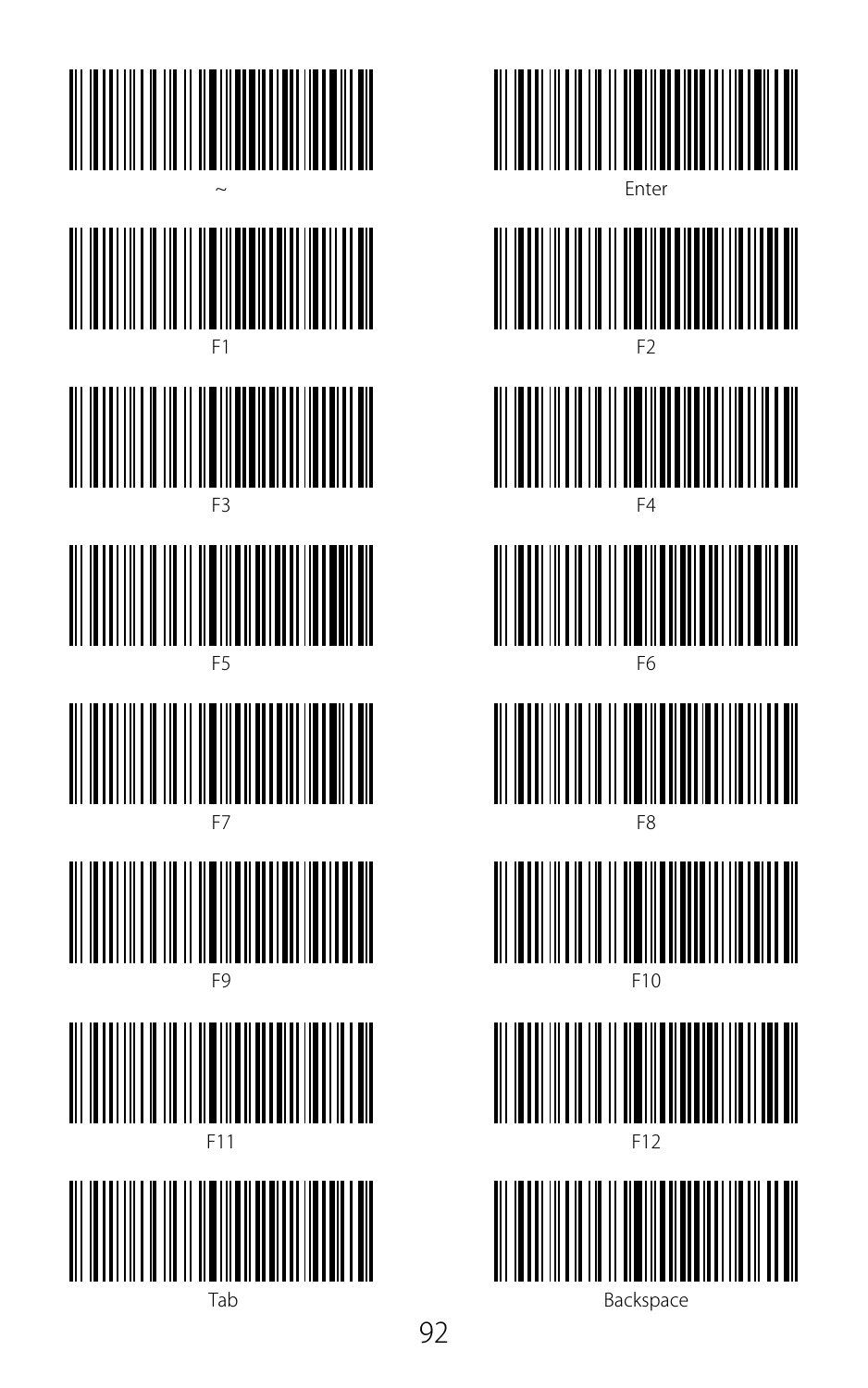~

Enter

F1

F2

F3

F4

F5

F6

F7

F8

F9

F10

F11

F12

Tab

Backspace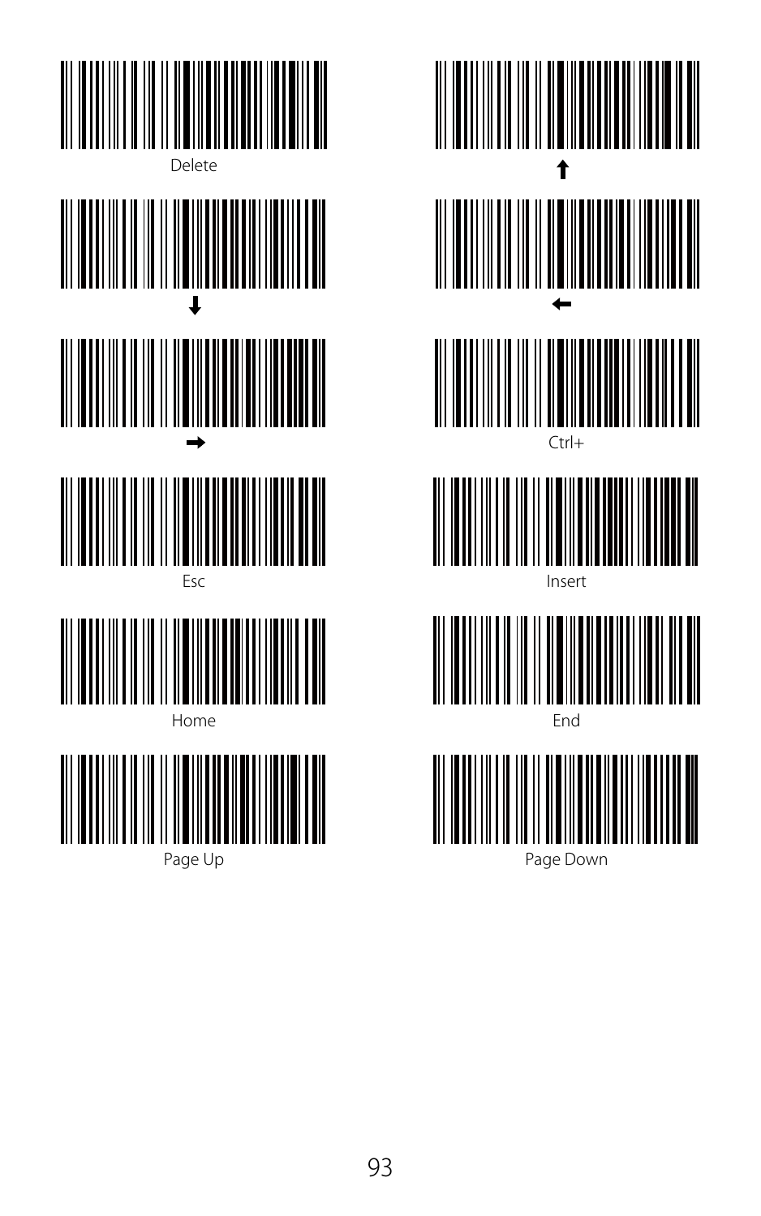Delete

↑

↓

←

→

Ctrl+

Esc

Insert

Home

End

Page Up

Page Down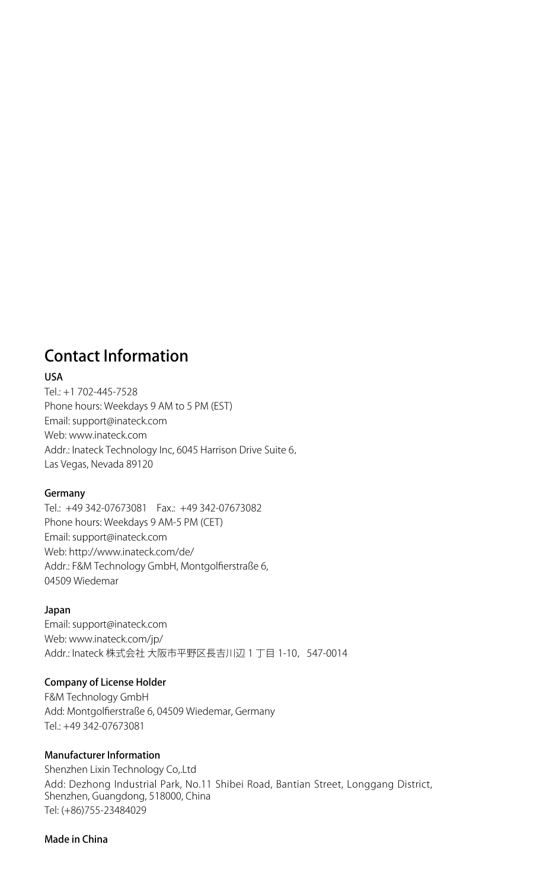# Contact Information

**USA**

Tel.: +1 702-445-7528
Phone hours: Weekdays 9 AM to 5 PM (EST)
Email: support@inateck.com
Web: www.inateck.com
Addr.: Inateck Technology Inc, 6045 Harrison Drive Suite 6,
Las Vegas, Nevada 89120

**Germany**

Tel.: +49 342-07673081   Fax.: +49 342-07673082
Phone hours: Weekdays 9 AM-5 PM (CET)
Email: support@inateck.com
Web: http://www.inateck.com/de/
Addr.: F&M Technology GmbH, Montgolfierstraße 6,
04509 Wiedemar

**Japan**

Email: support@inateck.com
Web: www.inateck.com/jp/
Addr.: Inateck 株式会社 大阪市平野区長吉川辺 1 丁目 1-10, 547-0014

**Company of License Holder**

F&M Technology GmbH
Add: Montgolfierstraße 6, 04509 Wiedemar, Germany
Tel.: +49 342-07673081

**Manufacturer Information**

Shenzhen Lixin Technology Co,.Ltd
Add: Dezhong Industrial Park, No.11 Shibei Road, Bantian Street, Longgang District, Shenzhen, Guangdong, 518000, China
Tel: (+86)755-23484029

**Made in China**